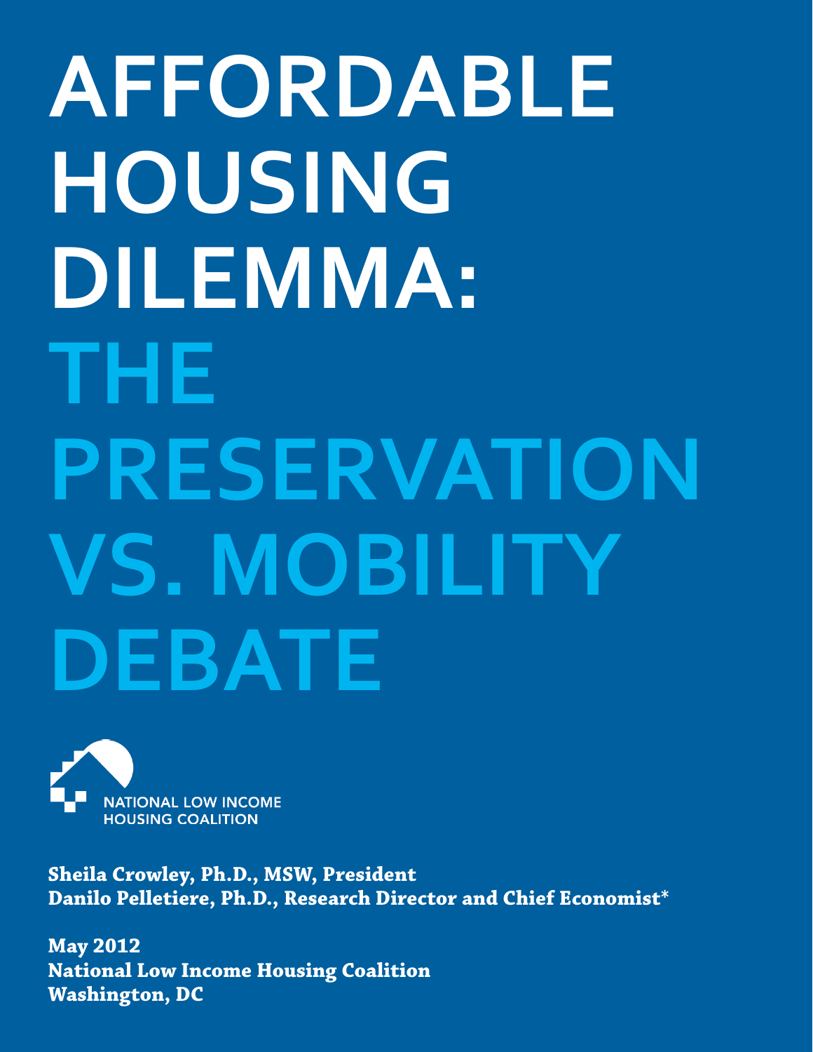# AFFORDABLE HOUSING DILEMMA: THE PRESERVATION VS. MOBILITY DEBATE

NATIONAL LOW INCOME HOUSING COALITION

**Sheila Crowley, Ph.D., MSW, President**
**Danilo Pelletiere, Ph.D., Research Director and Chief Economist***

**May 2012**
**National Low Income Housing Coalition**
**Washington, DC**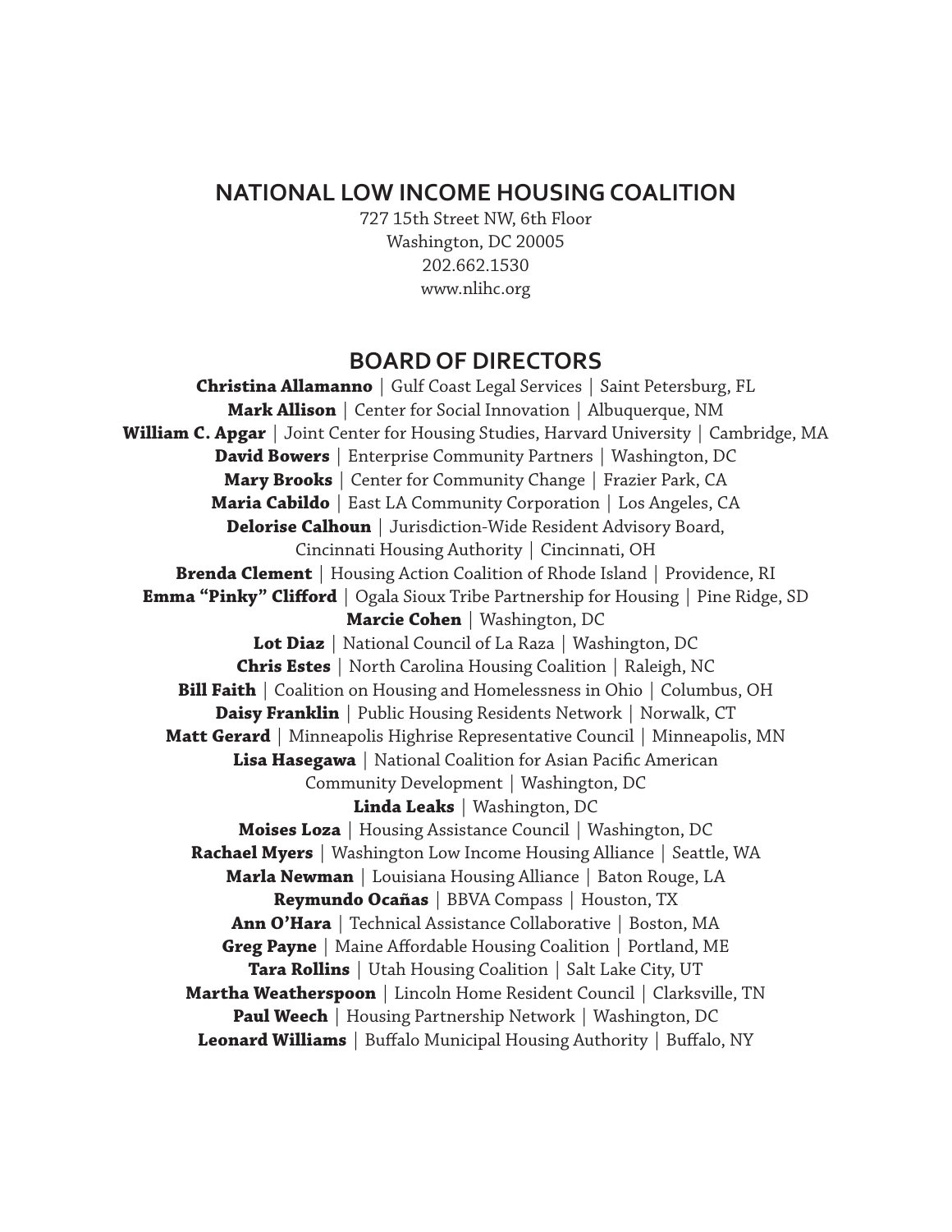## NATIONAL LOW INCOME HOUSING COALITION

727 15th Street NW, 6th Floor
Washington, DC 20005
202.662.1530
www.nlihc.org

## BOARD OF DIRECTORS

**Christina Allamanno** | Gulf Coast Legal Services | Saint Petersburg, FL
**Mark Allison** | Center for Social Innovation | Albuquerque, NM
**William C. Apgar** | Joint Center for Housing Studies, Harvard University | Cambridge, MA
**David Bowers** | Enterprise Community Partners | Washington, DC
**Mary Brooks** | Center for Community Change | Frazier Park, CA
**Maria Cabildo** | East LA Community Corporation | Los Angeles, CA
**Delorise Calhoun** | Jurisdiction-Wide Resident Advisory Board, Cincinnati Housing Authority | Cincinnati, OH
**Brenda Clement** | Housing Action Coalition of Rhode Island | Providence, RI
**Emma "Pinky" Clifford** | Ogala Sioux Tribe Partnership for Housing | Pine Ridge, SD
**Marcie Cohen** | Washington, DC
**Lot Diaz** | National Council of La Raza | Washington, DC
**Chris Estes** | North Carolina Housing Coalition | Raleigh, NC
**Bill Faith** | Coalition on Housing and Homelessness in Ohio | Columbus, OH
**Daisy Franklin** | Public Housing Residents Network | Norwalk, CT
**Matt Gerard** | Minneapolis Highrise Representative Council | Minneapolis, MN
**Lisa Hasegawa** | National Coalition for Asian Pacific American Community Development | Washington, DC
**Linda Leaks** | Washington, DC
**Moises Loza** | Housing Assistance Council | Washington, DC
**Rachael Myers** | Washington Low Income Housing Alliance | Seattle, WA
**Marla Newman** | Louisiana Housing Alliance | Baton Rouge, LA
**Reymundo Ocañas** | BBVA Compass | Houston, TX
**Ann O'Hara** | Technical Assistance Collaborative | Boston, MA
**Greg Payne** | Maine Affordable Housing Coalition | Portland, ME
**Tara Rollins** | Utah Housing Coalition | Salt Lake City, UT
**Martha Weatherspoon** | Lincoln Home Resident Council | Clarksville, TN
**Paul Weech** | Housing Partnership Network | Washington, DC
**Leonard Williams** | Buffalo Municipal Housing Authority | Buffalo, NY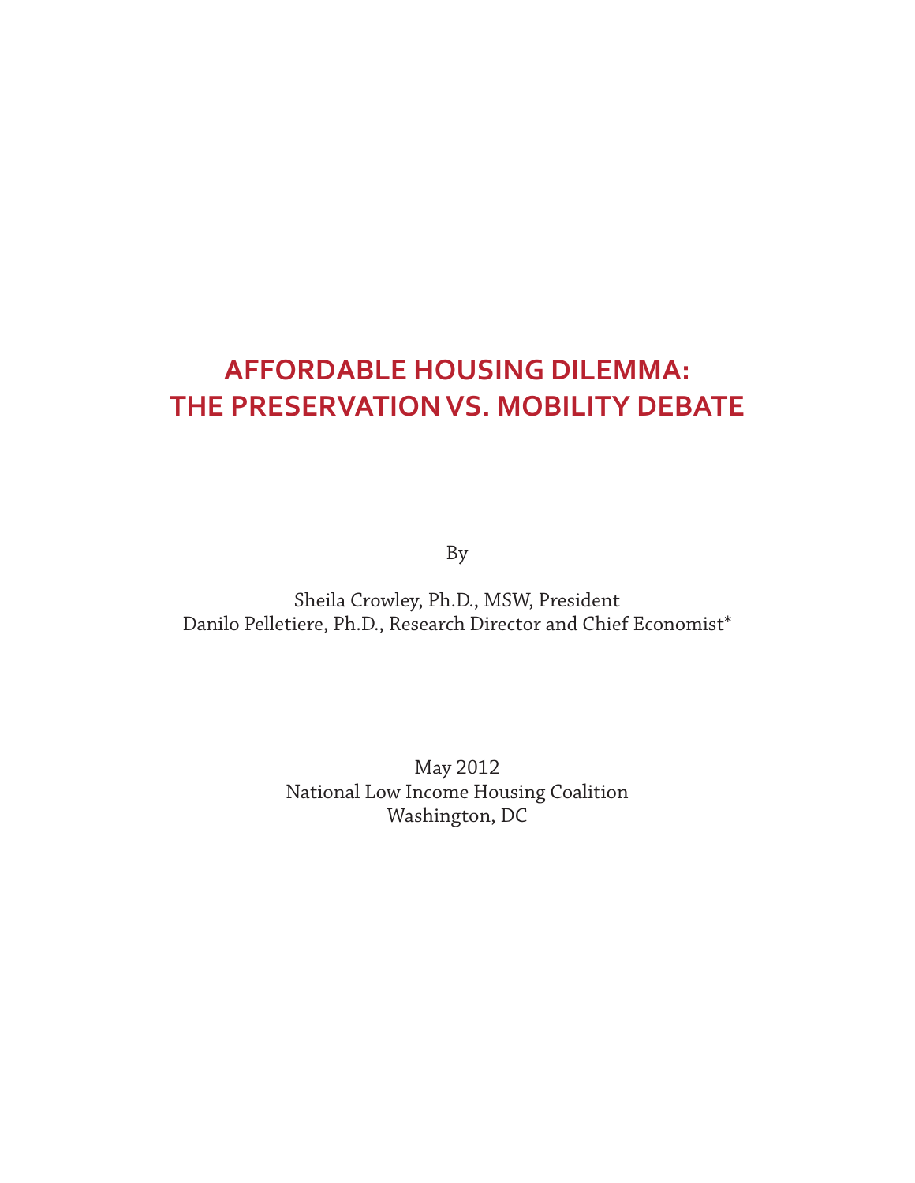# AFFORDABLE HOUSING DILEMMA: THE PRESERVATION VS. MOBILITY DEBATE

By

Sheila Crowley, Ph.D., MSW, President
Danilo Pelletiere, Ph.D., Research Director and Chief Economist*

May 2012
National Low Income Housing Coalition
Washington, DC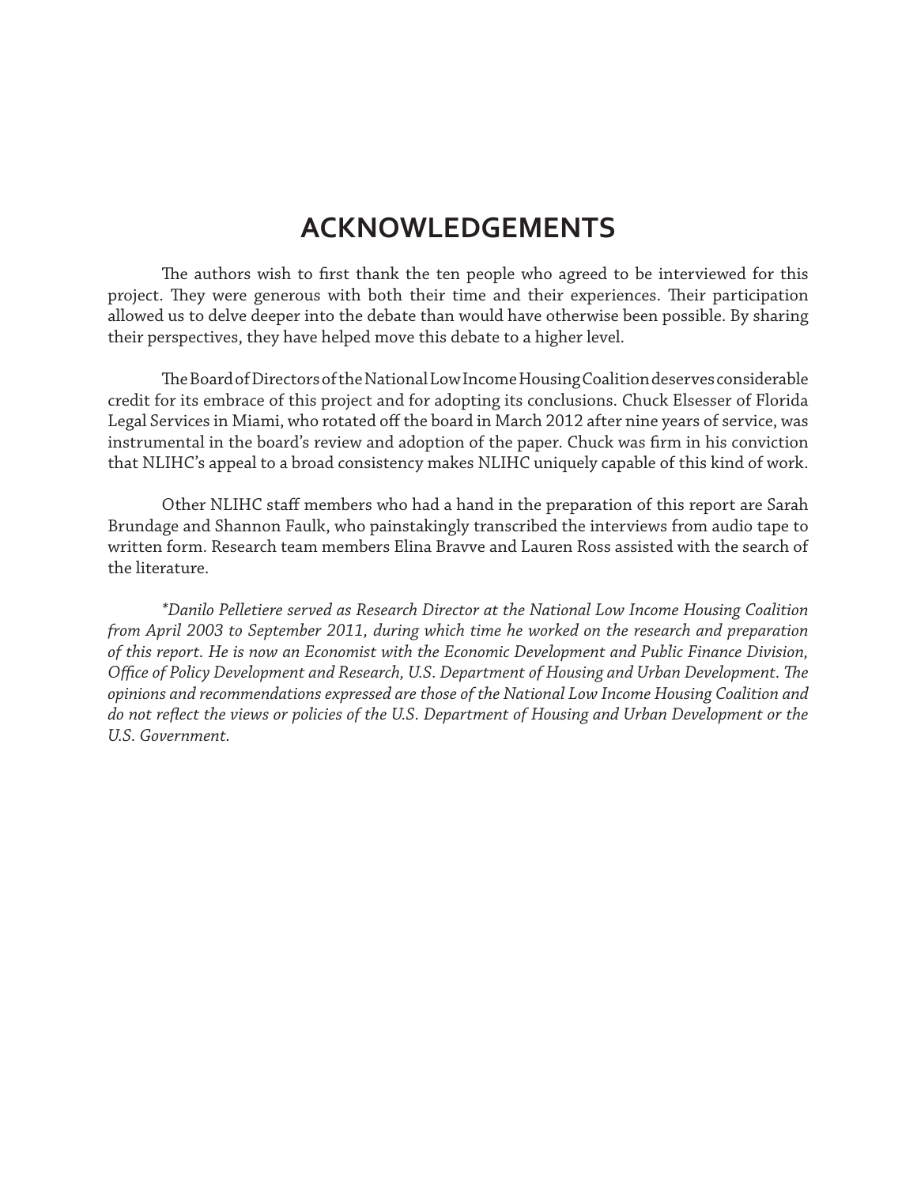# ACKNOWLEDGEMENTS

The authors wish to first thank the ten people who agreed to be interviewed for this project. They were generous with both their time and their experiences. Their participation allowed us to delve deeper into the debate than would have otherwise been possible. By sharing their perspectives, they have helped move this debate to a higher level.

The Board of Directors of the National Low Income Housing Coalition deserves considerable credit for its embrace of this project and for adopting its conclusions. Chuck Elsesser of Florida Legal Services in Miami, who rotated off the board in March 2012 after nine years of service, was instrumental in the board's review and adoption of the paper. Chuck was firm in his conviction that NLIHC's appeal to a broad consistency makes NLIHC uniquely capable of this kind of work.

Other NLIHC staff members who had a hand in the preparation of this report are Sarah Brundage and Shannon Faulk, who painstakingly transcribed the interviews from audio tape to written form. Research team members Elina Bravve and Lauren Ross assisted with the search of the literature.

*\*Danilo Pelletiere served as Research Director at the National Low Income Housing Coalition from April 2003 to September 2011, during which time he worked on the research and preparation of this report. He is now an Economist with the Economic Development and Public Finance Division, Office of Policy Development and Research, U.S. Department of Housing and Urban Development. The opinions and recommendations expressed are those of the National Low Income Housing Coalition and do not reflect the views or policies of the U.S. Department of Housing and Urban Development or the U.S. Government.*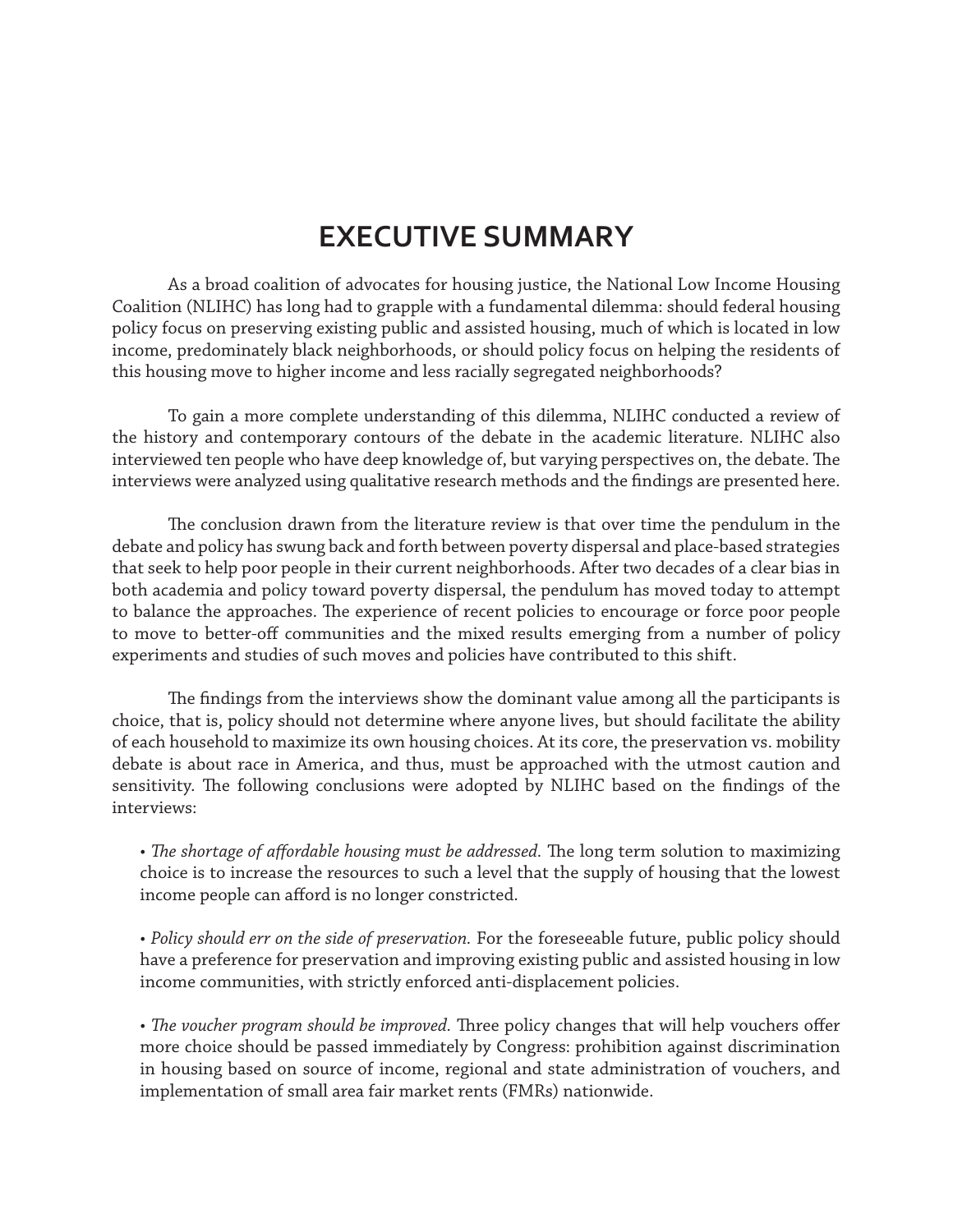# EXECUTIVE SUMMARY

As a broad coalition of advocates for housing justice, the National Low Income Housing Coalition (NLIHC) has long had to grapple with a fundamental dilemma: should federal housing policy focus on preserving existing public and assisted housing, much of which is located in low income, predominately black neighborhoods, or should policy focus on helping the residents of this housing move to higher income and less racially segregated neighborhoods?

To gain a more complete understanding of this dilemma, NLIHC conducted a review of the history and contemporary contours of the debate in the academic literature. NLIHC also interviewed ten people who have deep knowledge of, but varying perspectives on, the debate. The interviews were analyzed using qualitative research methods and the findings are presented here.

The conclusion drawn from the literature review is that over time the pendulum in the debate and policy has swung back and forth between poverty dispersal and place-based strategies that seek to help poor people in their current neighborhoods. After two decades of a clear bias in both academia and policy toward poverty dispersal, the pendulum has moved today to attempt to balance the approaches. The experience of recent policies to encourage or force poor people to move to better-off communities and the mixed results emerging from a number of policy experiments and studies of such moves and policies have contributed to this shift.

The findings from the interviews show the dominant value among all the participants is choice, that is, policy should not determine where anyone lives, but should facilitate the ability of each household to maximize its own housing choices. At its core, the preservation vs. mobility debate is about race in America, and thus, must be approached with the utmost caution and sensitivity. The following conclusions were adopted by NLIHC based on the findings of the interviews:

- *The shortage of affordable housing must be addressed.* The long term solution to maximizing choice is to increase the resources to such a level that the supply of housing that the lowest income people can afford is no longer constricted.

- *Policy should err on the side of preservation.* For the foreseeable future, public policy should have a preference for preservation and improving existing public and assisted housing in low income communities, with strictly enforced anti-displacement policies.

- *The voucher program should be improved.* Three policy changes that will help vouchers offer more choice should be passed immediately by Congress: prohibition against discrimination in housing based on source of income, regional and state administration of vouchers, and implementation of small area fair market rents (FMRs) nationwide.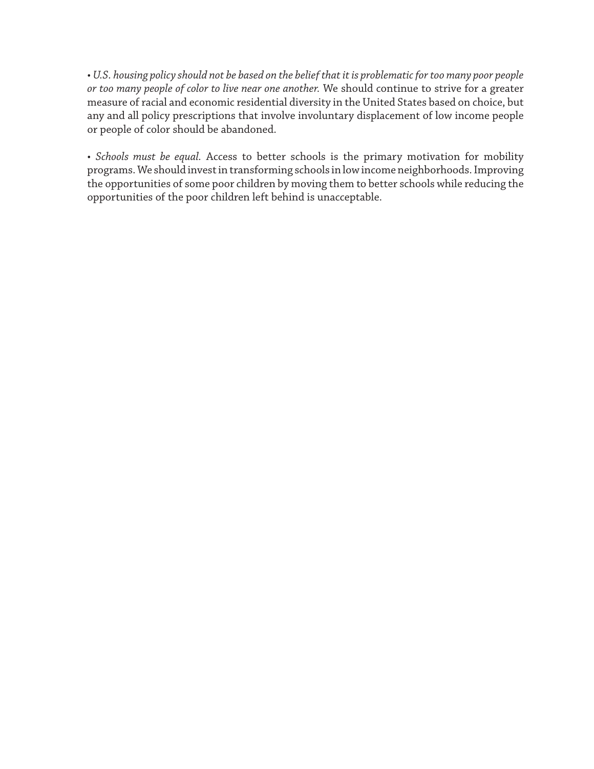- *U.S. housing policy should not be based on the belief that it is problematic for too many poor people or too many people of color to live near one another.* We should continue to strive for a greater measure of racial and economic residential diversity in the United States based on choice, but any and all policy prescriptions that involve involuntary displacement of low income people or people of color should be abandoned.

- *Schools must be equal.* Access to better schools is the primary motivation for mobility programs. We should invest in transforming schools in low income neighborhoods. Improving the opportunities of some poor children by moving them to better schools while reducing the opportunities of the poor children left behind is unacceptable.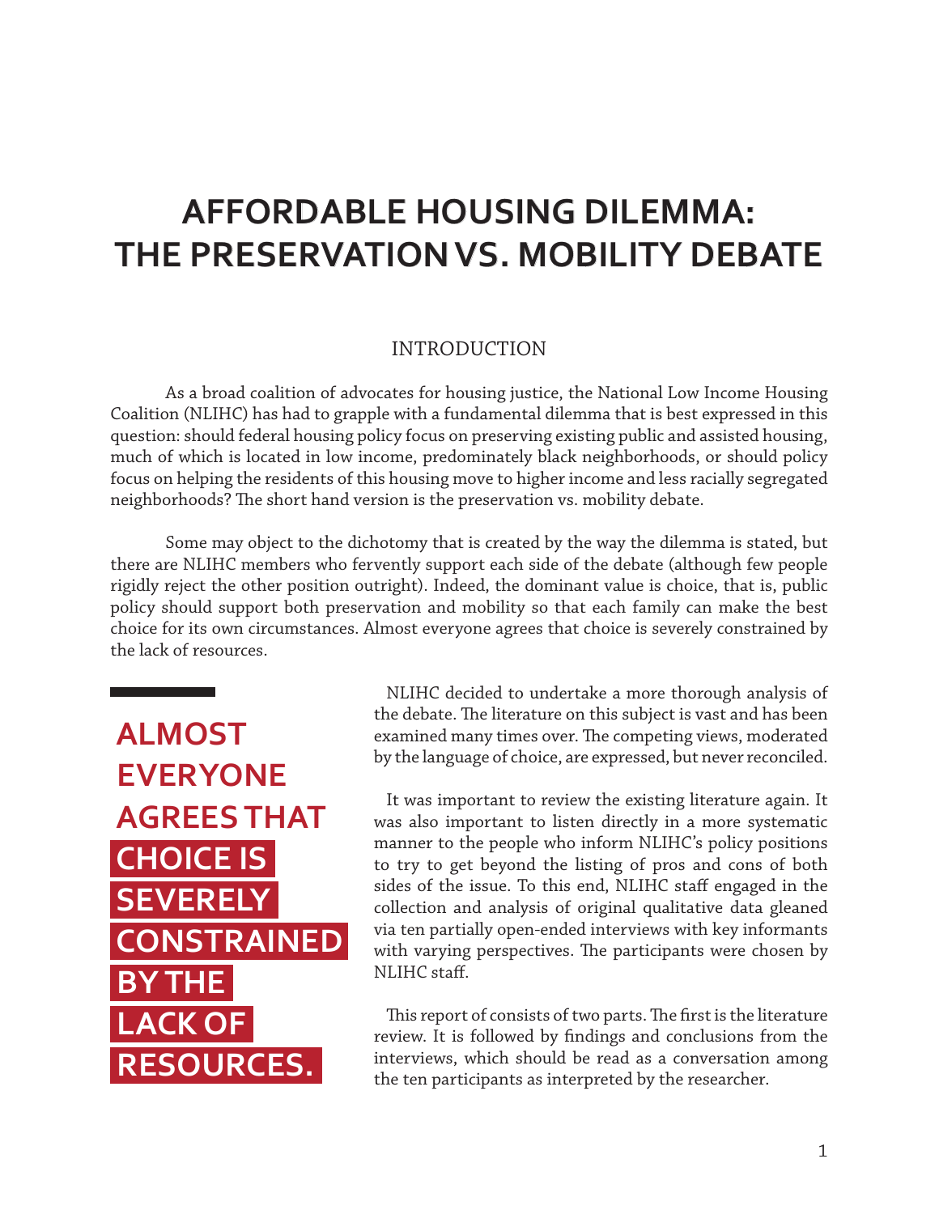# AFFORDABLE HOUSING DILEMMA: THE PRESERVATION VS. MOBILITY DEBATE

## INTRODUCTION

As a broad coalition of advocates for housing justice, the National Low Income Housing Coalition (NLIHC) has had to grapple with a fundamental dilemma that is best expressed in this question: should federal housing policy focus on preserving existing public and assisted housing, much of which is located in low income, predominately black neighborhoods, or should policy focus on helping the residents of this housing move to higher income and less racially segregated neighborhoods? The short hand version is the preservation vs. mobility debate.

Some may object to the dichotomy that is created by the way the dilemma is stated, but there are NLIHC members who fervently support each side of the debate (although few people rigidly reject the other position outright). Indeed, the dominant value is choice, that is, public policy should support both preservation and mobility so that each family can make the best choice for its own circumstances. Almost everyone agrees that choice is severely constrained by the lack of resources.

**ALMOST EVERYONE AGREES THAT CHOICE IS SEVERELY CONSTRAINED BY THE LACK OF RESOURCES.**

NLIHC decided to undertake a more thorough analysis of the debate. The literature on this subject is vast and has been examined many times over. The competing views, moderated by the language of choice, are expressed, but never reconciled.

It was important to review the existing literature again. It was also important to listen directly in a more systematic manner to the people who inform NLIHC's policy positions to try to get beyond the listing of pros and cons of both sides of the issue. To this end, NLIHC staff engaged in the collection and analysis of original qualitative data gleaned via ten partially open-ended interviews with key informants with varying perspectives. The participants were chosen by NLIHC staff.

This report of consists of two parts. The first is the literature review. It is followed by findings and conclusions from the interviews, which should be read as a conversation among the ten participants as interpreted by the researcher.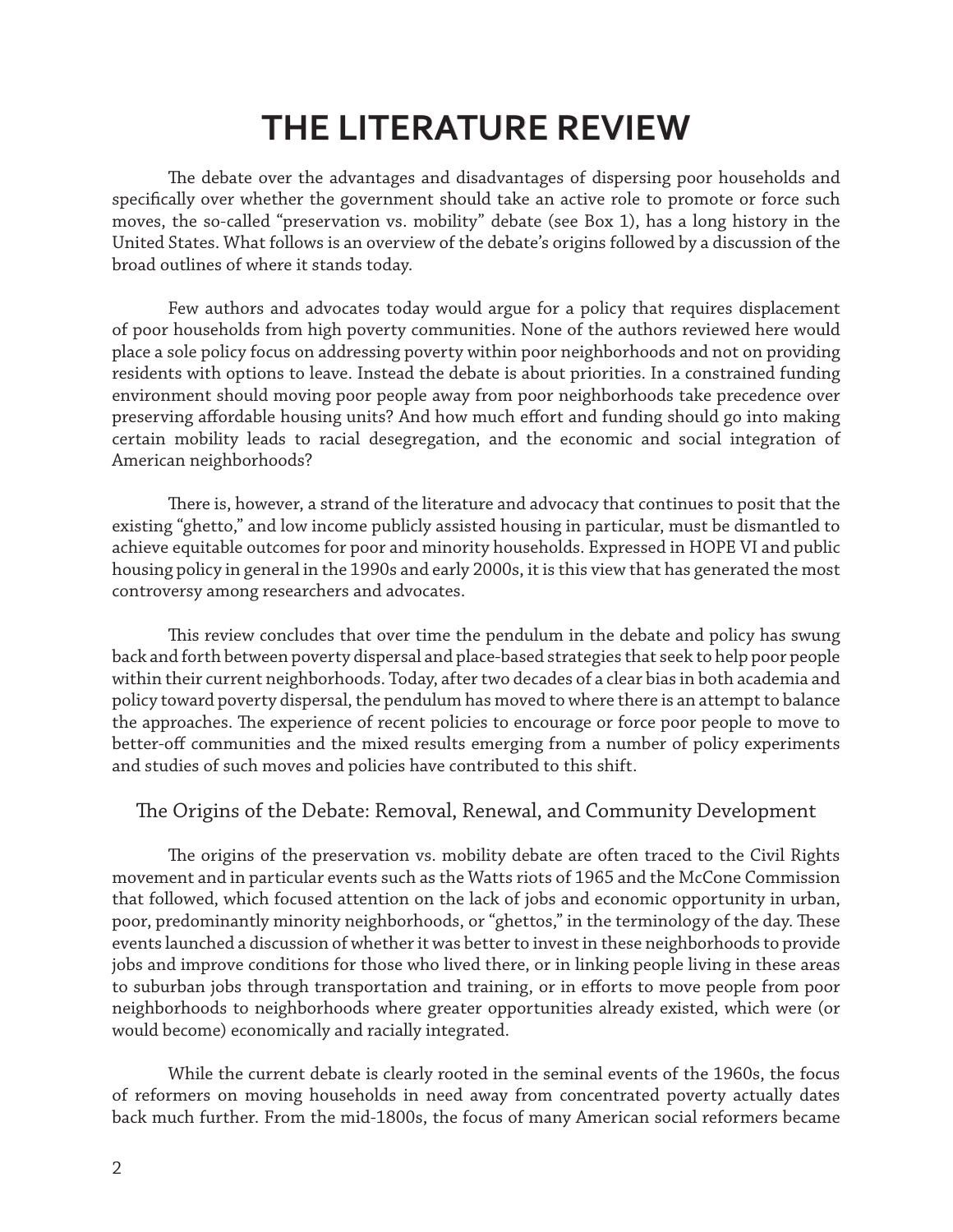# THE LITERATURE REVIEW

The debate over the advantages and disadvantages of dispersing poor households and specifically over whether the government should take an active role to promote or force such moves, the so-called "preservation vs. mobility" debate (see Box 1), has a long history in the United States. What follows is an overview of the debate's origins followed by a discussion of the broad outlines of where it stands today.

Few authors and advocates today would argue for a policy that requires displacement of poor households from high poverty communities. None of the authors reviewed here would place a sole policy focus on addressing poverty within poor neighborhoods and not on providing residents with options to leave. Instead the debate is about priorities. In a constrained funding environment should moving poor people away from poor neighborhoods take precedence over preserving affordable housing units? And how much effort and funding should go into making certain mobility leads to racial desegregation, and the economic and social integration of American neighborhoods?

There is, however, a strand of the literature and advocacy that continues to posit that the existing "ghetto," and low income publicly assisted housing in particular, must be dismantled to achieve equitable outcomes for poor and minority households. Expressed in HOPE VI and public housing policy in general in the 1990s and early 2000s, it is this view that has generated the most controversy among researchers and advocates.

This review concludes that over time the pendulum in the debate and policy has swung back and forth between poverty dispersal and place-based strategies that seek to help poor people within their current neighborhoods. Today, after two decades of a clear bias in both academia and policy toward poverty dispersal, the pendulum has moved to where there is an attempt to balance the approaches. The experience of recent policies to encourage or force poor people to move to better-off communities and the mixed results emerging from a number of policy experiments and studies of such moves and policies have contributed to this shift.

## The Origins of the Debate: Removal, Renewal, and Community Development

The origins of the preservation vs. mobility debate are often traced to the Civil Rights movement and in particular events such as the Watts riots of 1965 and the McCone Commission that followed, which focused attention on the lack of jobs and economic opportunity in urban, poor, predominantly minority neighborhoods, or "ghettos," in the terminology of the day. These events launched a discussion of whether it was better to invest in these neighborhoods to provide jobs and improve conditions for those who lived there, or in linking people living in these areas to suburban jobs through transportation and training, or in efforts to move people from poor neighborhoods to neighborhoods where greater opportunities already existed, which were (or would become) economically and racially integrated.

While the current debate is clearly rooted in the seminal events of the 1960s, the focus of reformers on moving households in need away from concentrated poverty actually dates back much further. From the mid-1800s, the focus of many American social reformers became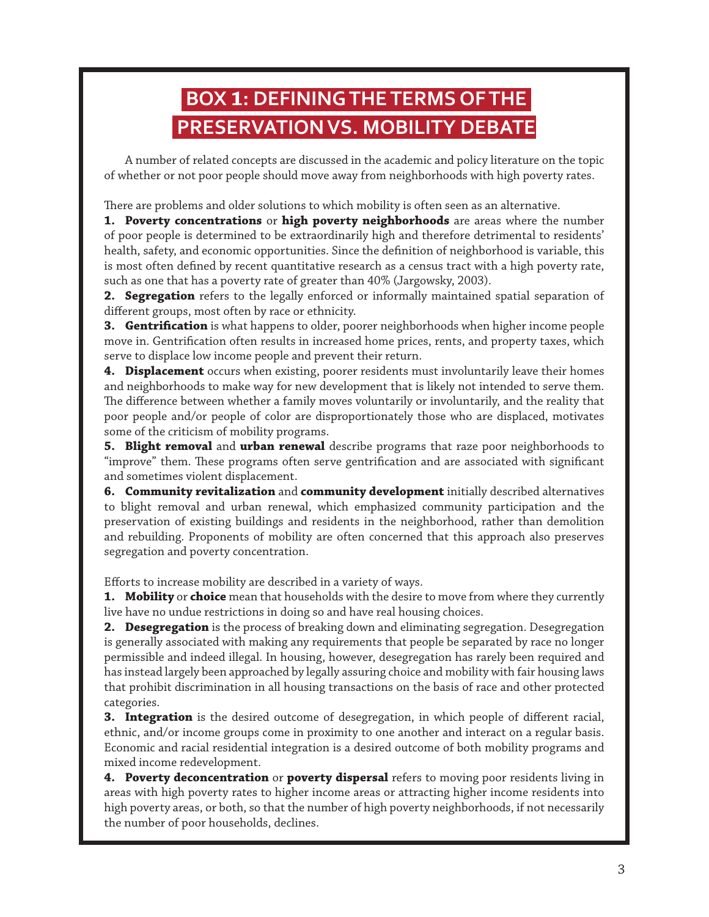# BOX 1: DEFINING THE TERMS OF THE PRESERVATION VS. MOBILITY DEBATE

A number of related concepts are discussed in the academic and policy literature on the topic of whether or not poor people should move away from neighborhoods with high poverty rates.

There are problems and older solutions to which mobility is often seen as an alternative.

**1. Poverty concentrations** or **high poverty neighborhoods** are areas where the number of poor people is determined to be extraordinarily high and therefore detrimental to residents' health, safety, and economic opportunities. Since the definition of neighborhood is variable, this is most often defined by recent quantitative research as a census tract with a high poverty rate, such as one that has a poverty rate of greater than 40% (Jargowsky, 2003).

**2. Segregation** refers to the legally enforced or informally maintained spatial separation of different groups, most often by race or ethnicity.

**3. Gentrification** is what happens to older, poorer neighborhoods when higher income people move in. Gentrification often results in increased home prices, rents, and property taxes, which serve to displace low income people and prevent their return.

**4. Displacement** occurs when existing, poorer residents must involuntarily leave their homes and neighborhoods to make way for new development that is likely not intended to serve them. The difference between whether a family moves voluntarily or involuntarily, and the reality that poor people and/or people of color are disproportionately those who are displaced, motivates some of the criticism of mobility programs.

**5. Blight removal** and **urban renewal** describe programs that raze poor neighborhoods to "improve" them. These programs often serve gentrification and are associated with significant and sometimes violent displacement.

**6. Community revitalization** and **community development** initially described alternatives to blight removal and urban renewal, which emphasized community participation and the preservation of existing buildings and residents in the neighborhood, rather than demolition and rebuilding. Proponents of mobility are often concerned that this approach also preserves segregation and poverty concentration.

Efforts to increase mobility are described in a variety of ways.

**1. Mobility** or **choice** mean that households with the desire to move from where they currently live have no undue restrictions in doing so and have real housing choices.

**2. Desegregation** is the process of breaking down and eliminating segregation. Desegregation is generally associated with making any requirements that people be separated by race no longer permissible and indeed illegal. In housing, however, desegregation has rarely been required and has instead largely been approached by legally assuring choice and mobility with fair housing laws that prohibit discrimination in all housing transactions on the basis of race and other protected categories.

**3. Integration** is the desired outcome of desegregation, in which people of different racial, ethnic, and/or income groups come in proximity to one another and interact on a regular basis. Economic and racial residential integration is a desired outcome of both mobility programs and mixed income redevelopment.

**4. Poverty deconcentration** or **poverty dispersal** refers to moving poor residents living in areas with high poverty rates to higher income areas or attracting higher income residents into high poverty areas, or both, so that the number of high poverty neighborhoods, if not necessarily the number of poor households, declines.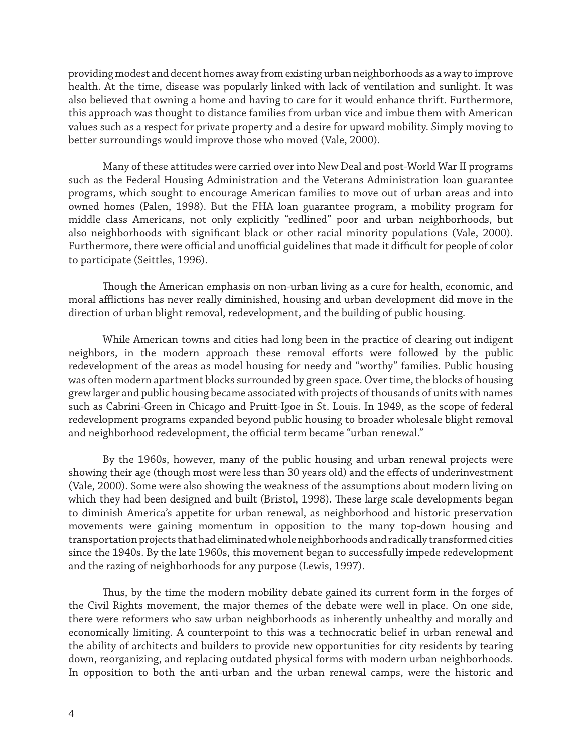providing modest and decent homes away from existing urban neighborhoods as a way to improve health. At the time, disease was popularly linked with lack of ventilation and sunlight. It was also believed that owning a home and having to care for it would enhance thrift. Furthermore, this approach was thought to distance families from urban vice and imbue them with American values such as a respect for private property and a desire for upward mobility. Simply moving to better surroundings would improve those who moved (Vale, 2000).

Many of these attitudes were carried over into New Deal and post-World War II programs such as the Federal Housing Administration and the Veterans Administration loan guarantee programs, which sought to encourage American families to move out of urban areas and into owned homes (Palen, 1998). But the FHA loan guarantee program, a mobility program for middle class Americans, not only explicitly "redlined" poor and urban neighborhoods, but also neighborhoods with significant black or other racial minority populations (Vale, 2000). Furthermore, there were official and unofficial guidelines that made it difficult for people of color to participate (Seittles, 1996).

Though the American emphasis on non-urban living as a cure for health, economic, and moral afflictions has never really diminished, housing and urban development did move in the direction of urban blight removal, redevelopment, and the building of public housing.

While American towns and cities had long been in the practice of clearing out indigent neighbors, in the modern approach these removal efforts were followed by the public redevelopment of the areas as model housing for needy and "worthy" families. Public housing was often modern apartment blocks surrounded by green space. Over time, the blocks of housing grew larger and public housing became associated with projects of thousands of units with names such as Cabrini-Green in Chicago and Pruitt-Igoe in St. Louis. In 1949, as the scope of federal redevelopment programs expanded beyond public housing to broader wholesale blight removal and neighborhood redevelopment, the official term became "urban renewal."

By the 1960s, however, many of the public housing and urban renewal projects were showing their age (though most were less than 30 years old) and the effects of underinvestment (Vale, 2000). Some were also showing the weakness of the assumptions about modern living on which they had been designed and built (Bristol, 1998). These large scale developments began to diminish America's appetite for urban renewal, as neighborhood and historic preservation movements were gaining momentum in opposition to the many top-down housing and transportation projects that had eliminated whole neighborhoods and radically transformed cities since the 1940s. By the late 1960s, this movement began to successfully impede redevelopment and the razing of neighborhoods for any purpose (Lewis, 1997).

Thus, by the time the modern mobility debate gained its current form in the forges of the Civil Rights movement, the major themes of the debate were well in place. On one side, there were reformers who saw urban neighborhoods as inherently unhealthy and morally and economically limiting. A counterpoint to this was a technocratic belief in urban renewal and the ability of architects and builders to provide new opportunities for city residents by tearing down, reorganizing, and replacing outdated physical forms with modern urban neighborhoods. In opposition to both the anti-urban and the urban renewal camps, were the historic and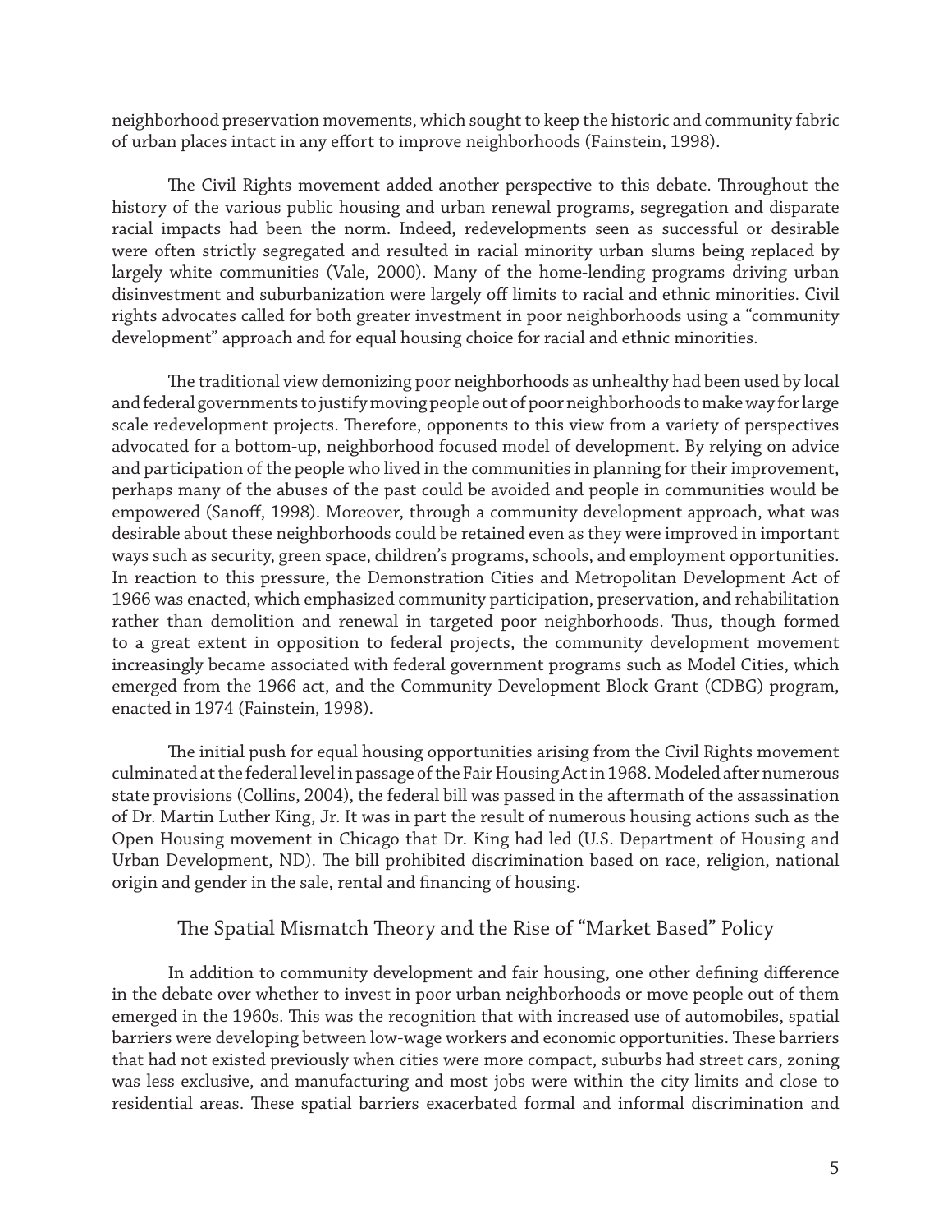neighborhood preservation movements, which sought to keep the historic and community fabric of urban places intact in any effort to improve neighborhoods (Fainstein, 1998).

The Civil Rights movement added another perspective to this debate. Throughout the history of the various public housing and urban renewal programs, segregation and disparate racial impacts had been the norm. Indeed, redevelopments seen as successful or desirable were often strictly segregated and resulted in racial minority urban slums being replaced by largely white communities (Vale, 2000). Many of the home-lending programs driving urban disinvestment and suburbanization were largely off limits to racial and ethnic minorities. Civil rights advocates called for both greater investment in poor neighborhoods using a "community development" approach and for equal housing choice for racial and ethnic minorities.

The traditional view demonizing poor neighborhoods as unhealthy had been used by local and federal governments to justify moving people out of poor neighborhoods to make way for large scale redevelopment projects. Therefore, opponents to this view from a variety of perspectives advocated for a bottom-up, neighborhood focused model of development. By relying on advice and participation of the people who lived in the communities in planning for their improvement, perhaps many of the abuses of the past could be avoided and people in communities would be empowered (Sanoff, 1998). Moreover, through a community development approach, what was desirable about these neighborhoods could be retained even as they were improved in important ways such as security, green space, children's programs, schools, and employment opportunities. In reaction to this pressure, the Demonstration Cities and Metropolitan Development Act of 1966 was enacted, which emphasized community participation, preservation, and rehabilitation rather than demolition and renewal in targeted poor neighborhoods. Thus, though formed to a great extent in opposition to federal projects, the community development movement increasingly became associated with federal government programs such as Model Cities, which emerged from the 1966 act, and the Community Development Block Grant (CDBG) program, enacted in 1974 (Fainstein, 1998).

The initial push for equal housing opportunities arising from the Civil Rights movement culminated at the federal level in passage of the Fair Housing Act in 1968. Modeled after numerous state provisions (Collins, 2004), the federal bill was passed in the aftermath of the assassination of Dr. Martin Luther King, Jr. It was in part the result of numerous housing actions such as the Open Housing movement in Chicago that Dr. King had led (U.S. Department of Housing and Urban Development, ND). The bill prohibited discrimination based on race, religion, national origin and gender in the sale, rental and financing of housing.

## The Spatial Mismatch Theory and the Rise of "Market Based" Policy

In addition to community development and fair housing, one other defining difference in the debate over whether to invest in poor urban neighborhoods or move people out of them emerged in the 1960s. This was the recognition that with increased use of automobiles, spatial barriers were developing between low-wage workers and economic opportunities. These barriers that had not existed previously when cities were more compact, suburbs had street cars, zoning was less exclusive, and manufacturing and most jobs were within the city limits and close to residential areas. These spatial barriers exacerbated formal and informal discrimination and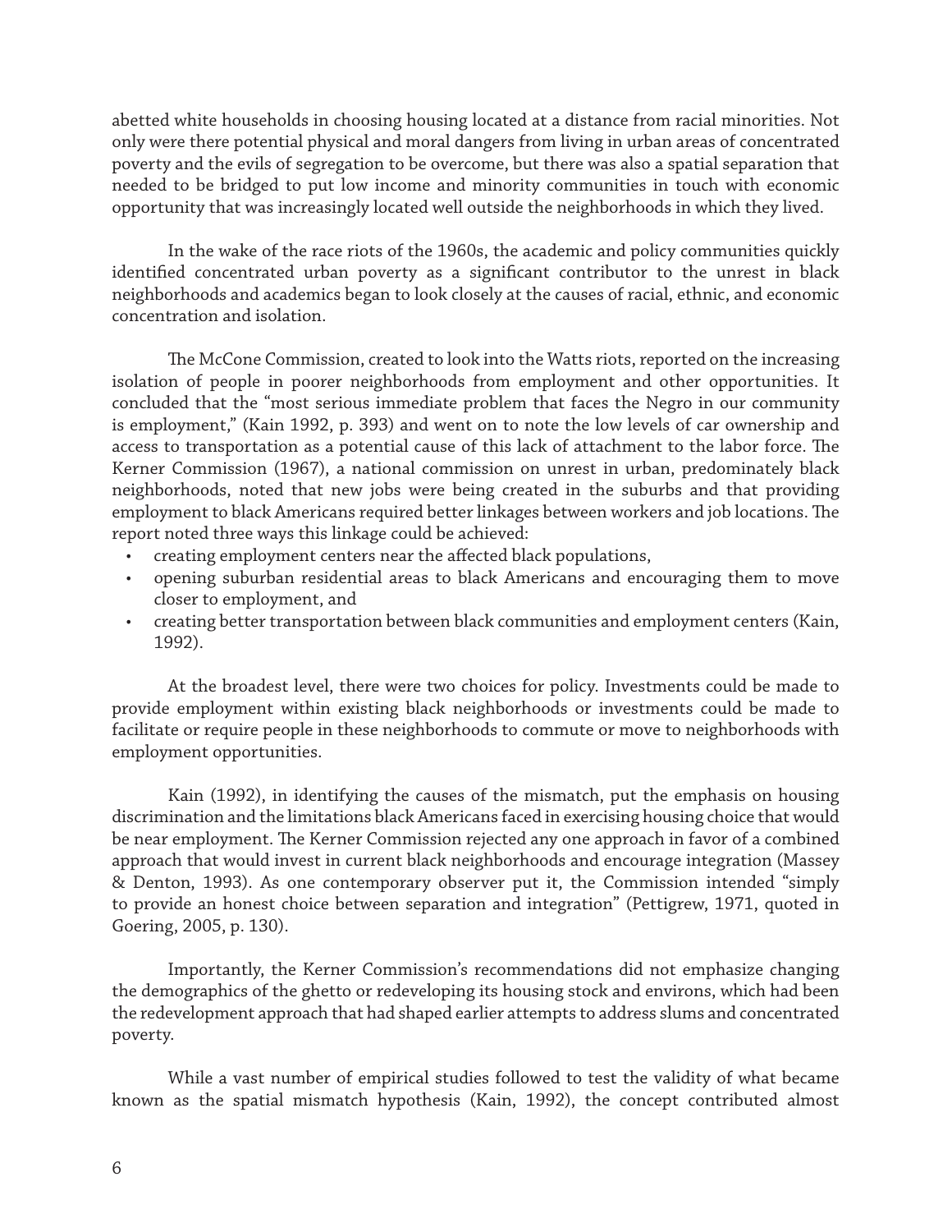abetted white households in choosing housing located at a distance from racial minorities. Not only were there potential physical and moral dangers from living in urban areas of concentrated poverty and the evils of segregation to be overcome, but there was also a spatial separation that needed to be bridged to put low income and minority communities in touch with economic opportunity that was increasingly located well outside the neighborhoods in which they lived.

In the wake of the race riots of the 1960s, the academic and policy communities quickly identified concentrated urban poverty as a significant contributor to the unrest in black neighborhoods and academics began to look closely at the causes of racial, ethnic, and economic concentration and isolation.

The McCone Commission, created to look into the Watts riots, reported on the increasing isolation of people in poorer neighborhoods from employment and other opportunities. It concluded that the "most serious immediate problem that faces the Negro in our community is employment," (Kain 1992, p. 393) and went on to note the low levels of car ownership and access to transportation as a potential cause of this lack of attachment to the labor force. The Kerner Commission (1967), a national commission on unrest in urban, predominately black neighborhoods, noted that new jobs were being created in the suburbs and that providing employment to black Americans required better linkages between workers and job locations. The report noted three ways this linkage could be achieved:

- creating employment centers near the affected black populations,
- opening suburban residential areas to black Americans and encouraging them to move closer to employment, and
- creating better transportation between black communities and employment centers (Kain, 1992).

At the broadest level, there were two choices for policy. Investments could be made to provide employment within existing black neighborhoods or investments could be made to facilitate or require people in these neighborhoods to commute or move to neighborhoods with employment opportunities.

Kain (1992), in identifying the causes of the mismatch, put the emphasis on housing discrimination and the limitations black Americans faced in exercising housing choice that would be near employment. The Kerner Commission rejected any one approach in favor of a combined approach that would invest in current black neighborhoods and encourage integration (Massey & Denton, 1993). As one contemporary observer put it, the Commission intended "simply to provide an honest choice between separation and integration" (Pettigrew, 1971, quoted in Goering, 2005, p. 130).

Importantly, the Kerner Commission's recommendations did not emphasize changing the demographics of the ghetto or redeveloping its housing stock and environs, which had been the redevelopment approach that had shaped earlier attempts to address slums and concentrated poverty.

While a vast number of empirical studies followed to test the validity of what became known as the spatial mismatch hypothesis (Kain, 1992), the concept contributed almost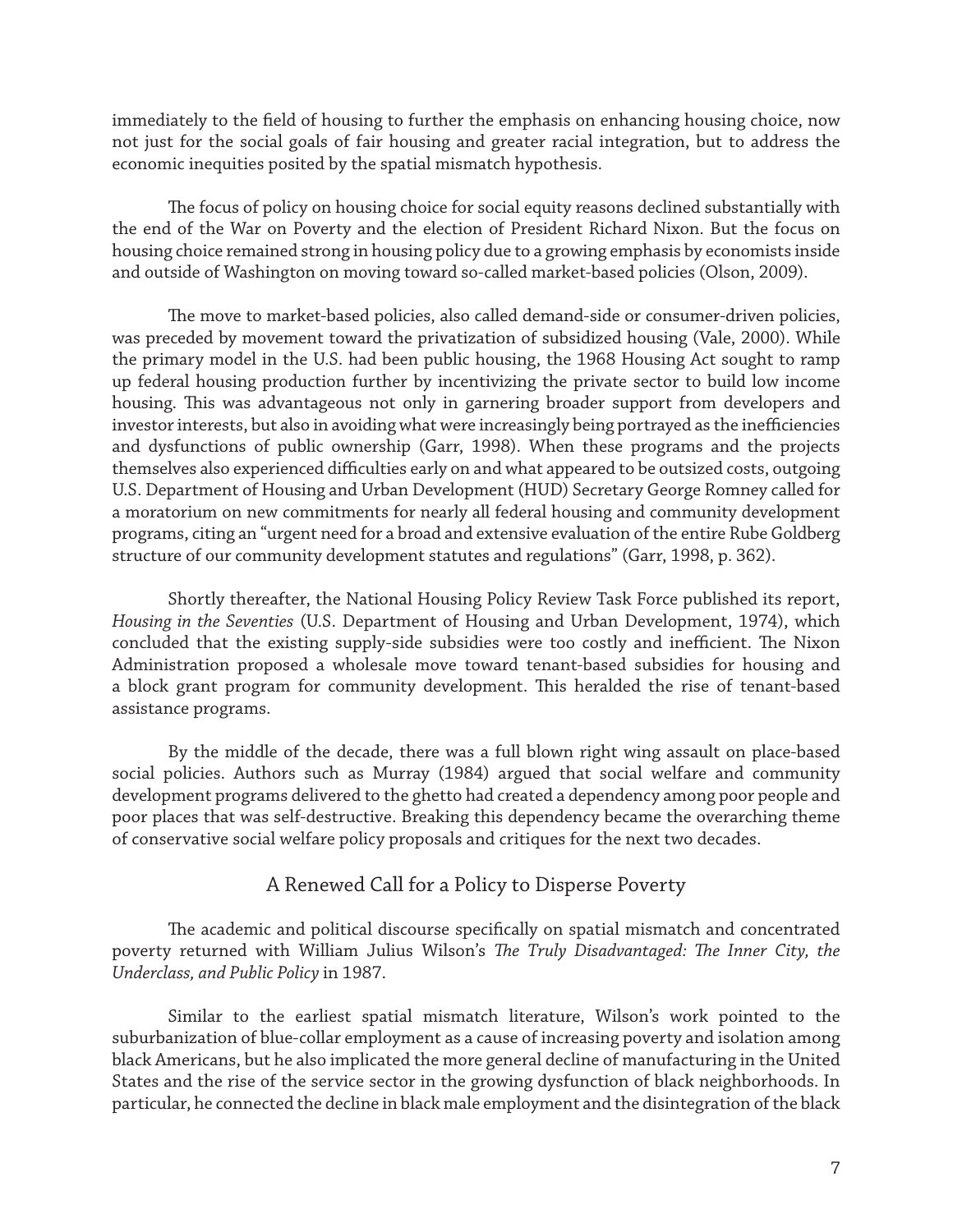immediately to the field of housing to further the emphasis on enhancing housing choice, now not just for the social goals of fair housing and greater racial integration, but to address the economic inequities posited by the spatial mismatch hypothesis.

The focus of policy on housing choice for social equity reasons declined substantially with the end of the War on Poverty and the election of President Richard Nixon. But the focus on housing choice remained strong in housing policy due to a growing emphasis by economists inside and outside of Washington on moving toward so-called market-based policies (Olson, 2009).

The move to market-based policies, also called demand-side or consumer-driven policies, was preceded by movement toward the privatization of subsidized housing (Vale, 2000). While the primary model in the U.S. had been public housing, the 1968 Housing Act sought to ramp up federal housing production further by incentivizing the private sector to build low income housing. This was advantageous not only in garnering broader support from developers and investor interests, but also in avoiding what were increasingly being portrayed as the inefficiencies and dysfunctions of public ownership (Garr, 1998). When these programs and the projects themselves also experienced difficulties early on and what appeared to be outsized costs, outgoing U.S. Department of Housing and Urban Development (HUD) Secretary George Romney called for a moratorium on new commitments for nearly all federal housing and community development programs, citing an "urgent need for a broad and extensive evaluation of the entire Rube Goldberg structure of our community development statutes and regulations" (Garr, 1998, p. 362).

Shortly thereafter, the National Housing Policy Review Task Force published its report, *Housing in the Seventies* (U.S. Department of Housing and Urban Development, 1974), which concluded that the existing supply-side subsidies were too costly and inefficient. The Nixon Administration proposed a wholesale move toward tenant-based subsidies for housing and a block grant program for community development. This heralded the rise of tenant-based assistance programs.

By the middle of the decade, there was a full blown right wing assault on place-based social policies. Authors such as Murray (1984) argued that social welfare and community development programs delivered to the ghetto had created a dependency among poor people and poor places that was self-destructive. Breaking this dependency became the overarching theme of conservative social welfare policy proposals and critiques for the next two decades.

## A Renewed Call for a Policy to Disperse Poverty

The academic and political discourse specifically on spatial mismatch and concentrated poverty returned with William Julius Wilson's *The Truly Disadvantaged: The Inner City, the Underclass, and Public Policy* in 1987.

Similar to the earliest spatial mismatch literature, Wilson's work pointed to the suburbanization of blue-collar employment as a cause of increasing poverty and isolation among black Americans, but he also implicated the more general decline of manufacturing in the United States and the rise of the service sector in the growing dysfunction of black neighborhoods. In particular, he connected the decline in black male employment and the disintegration of the black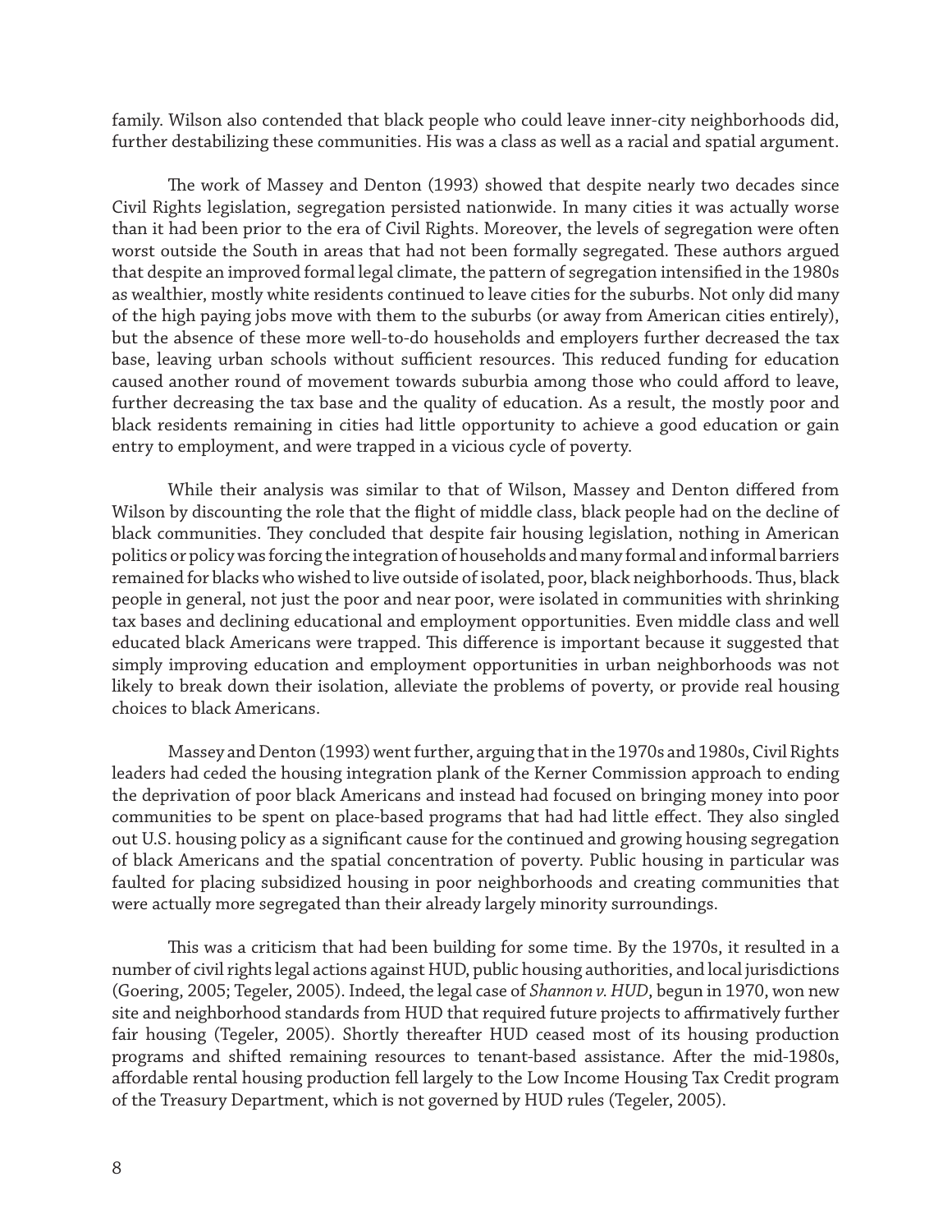family. Wilson also contended that black people who could leave inner-city neighborhoods did, further destabilizing these communities. His was a class as well as a racial and spatial argument.

The work of Massey and Denton (1993) showed that despite nearly two decades since Civil Rights legislation, segregation persisted nationwide. In many cities it was actually worse than it had been prior to the era of Civil Rights. Moreover, the levels of segregation were often worst outside the South in areas that had not been formally segregated. These authors argued that despite an improved formal legal climate, the pattern of segregation intensified in the 1980s as wealthier, mostly white residents continued to leave cities for the suburbs. Not only did many of the high paying jobs move with them to the suburbs (or away from American cities entirely), but the absence of these more well-to-do households and employers further decreased the tax base, leaving urban schools without sufficient resources. This reduced funding for education caused another round of movement towards suburbia among those who could afford to leave, further decreasing the tax base and the quality of education. As a result, the mostly poor and black residents remaining in cities had little opportunity to achieve a good education or gain entry to employment, and were trapped in a vicious cycle of poverty.

While their analysis was similar to that of Wilson, Massey and Denton differed from Wilson by discounting the role that the flight of middle class, black people had on the decline of black communities. They concluded that despite fair housing legislation, nothing in American politics or policy was forcing the integration of households and many formal and informal barriers remained for blacks who wished to live outside of isolated, poor, black neighborhoods. Thus, black people in general, not just the poor and near poor, were isolated in communities with shrinking tax bases and declining educational and employment opportunities. Even middle class and well educated black Americans were trapped. This difference is important because it suggested that simply improving education and employment opportunities in urban neighborhoods was not likely to break down their isolation, alleviate the problems of poverty, or provide real housing choices to black Americans.

Massey and Denton (1993) went further, arguing that in the 1970s and 1980s, Civil Rights leaders had ceded the housing integration plank of the Kerner Commission approach to ending the deprivation of poor black Americans and instead had focused on bringing money into poor communities to be spent on place-based programs that had had little effect. They also singled out U.S. housing policy as a significant cause for the continued and growing housing segregation of black Americans and the spatial concentration of poverty. Public housing in particular was faulted for placing subsidized housing in poor neighborhoods and creating communities that were actually more segregated than their already largely minority surroundings.

This was a criticism that had been building for some time. By the 1970s, it resulted in a number of civil rights legal actions against HUD, public housing authorities, and local jurisdictions (Goering, 2005; Tegeler, 2005). Indeed, the legal case of *Shannon v. HUD*, begun in 1970, won new site and neighborhood standards from HUD that required future projects to affirmatively further fair housing (Tegeler, 2005). Shortly thereafter HUD ceased most of its housing production programs and shifted remaining resources to tenant-based assistance. After the mid-1980s, affordable rental housing production fell largely to the Low Income Housing Tax Credit program of the Treasury Department, which is not governed by HUD rules (Tegeler, 2005).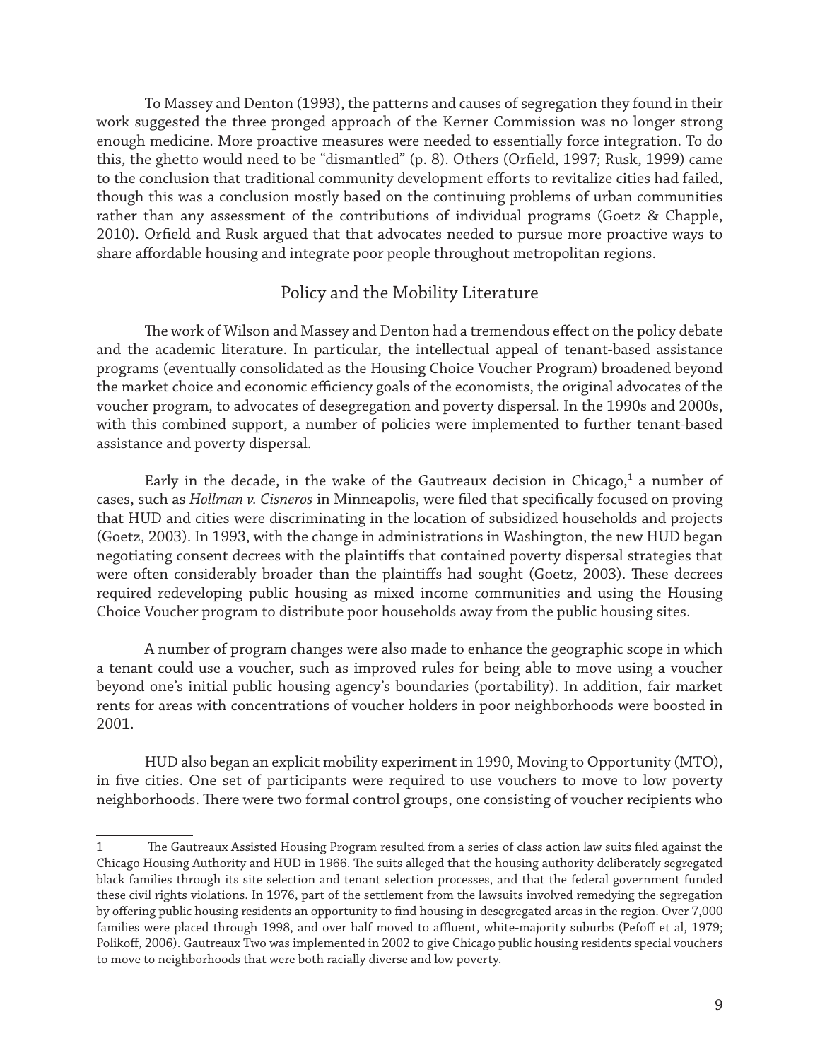To Massey and Denton (1993), the patterns and causes of segregation they found in their work suggested the three pronged approach of the Kerner Commission was no longer strong enough medicine. More proactive measures were needed to essentially force integration. To do this, the ghetto would need to be "dismantled" (p. 8). Others (Orfield, 1997; Rusk, 1999) came to the conclusion that traditional community development efforts to revitalize cities had failed, though this was a conclusion mostly based on the continuing problems of urban communities rather than any assessment of the contributions of individual programs (Goetz & Chapple, 2010). Orfield and Rusk argued that that advocates needed to pursue more proactive ways to share affordable housing and integrate poor people throughout metropolitan regions.

## Policy and the Mobility Literature

The work of Wilson and Massey and Denton had a tremendous effect on the policy debate and the academic literature. In particular, the intellectual appeal of tenant-based assistance programs (eventually consolidated as the Housing Choice Voucher Program) broadened beyond the market choice and economic efficiency goals of the economists, the original advocates of the voucher program, to advocates of desegregation and poverty dispersal. In the 1990s and 2000s, with this combined support, a number of policies were implemented to further tenant-based assistance and poverty dispersal.

Early in the decade, in the wake of the Gautreaux decision in Chicago,[1] a number of cases, such as *Hollman v. Cisneros* in Minneapolis, were filed that specifically focused on proving that HUD and cities were discriminating in the location of subsidized households and projects (Goetz, 2003). In 1993, with the change in administrations in Washington, the new HUD began negotiating consent decrees with the plaintiffs that contained poverty dispersal strategies that were often considerably broader than the plaintiffs had sought (Goetz, 2003). These decrees required redeveloping public housing as mixed income communities and using the Housing Choice Voucher program to distribute poor households away from the public housing sites.

A number of program changes were also made to enhance the geographic scope in which a tenant could use a voucher, such as improved rules for being able to move using a voucher beyond one's initial public housing agency's boundaries (portability). In addition, fair market rents for areas with concentrations of voucher holders in poor neighborhoods were boosted in 2001.

HUD also began an explicit mobility experiment in 1990, Moving to Opportunity (MTO), in five cities. One set of participants were required to use vouchers to move to low poverty neighborhoods. There were two formal control groups, one consisting of voucher recipients who

---

1 The Gautreaux Assisted Housing Program resulted from a series of class action law suits filed against the Chicago Housing Authority and HUD in 1966. The suits alleged that the housing authority deliberately segregated black families through its site selection and tenant selection processes, and that the federal government funded these civil rights violations. In 1976, part of the settlement from the lawsuits involved remedying the segregation by offering public housing residents an opportunity to find housing in desegregated areas in the region. Over 7,000 families were placed through 1998, and over half moved to affluent, white-majority suburbs (Pefoff et al, 1979; Polikoff, 2006). Gautreaux Two was implemented in 2002 to give Chicago public housing residents special vouchers to move to neighborhoods that were both racially diverse and low poverty.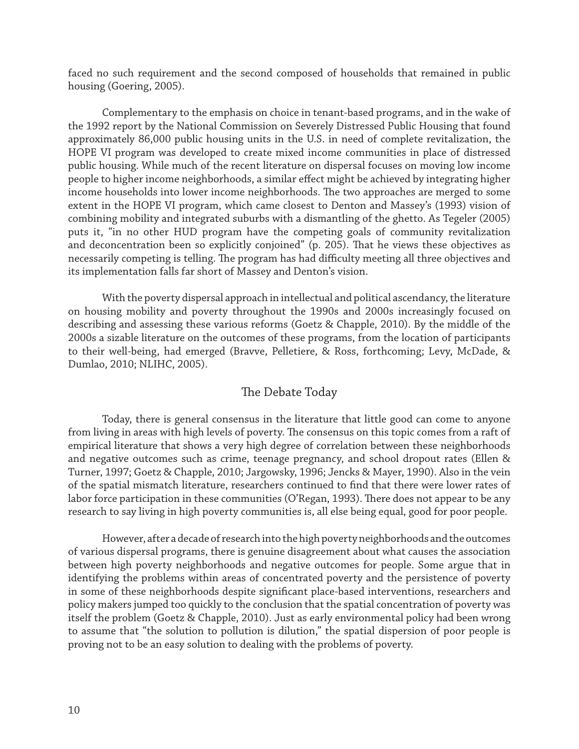faced no such requirement and the second composed of households that remained in public housing (Goering, 2005).

Complementary to the emphasis on choice in tenant-based programs, and in the wake of the 1992 report by the National Commission on Severely Distressed Public Housing that found approximately 86,000 public housing units in the U.S. in need of complete revitalization, the HOPE VI program was developed to create mixed income communities in place of distressed public housing. While much of the recent literature on dispersal focuses on moving low income people to higher income neighborhoods, a similar effect might be achieved by integrating higher income households into lower income neighborhoods. The two approaches are merged to some extent in the HOPE VI program, which came closest to Denton and Massey's (1993) vision of combining mobility and integrated suburbs with a dismantling of the ghetto. As Tegeler (2005) puts it, "in no other HUD program have the competing goals of community revitalization and deconcentration been so explicitly conjoined" (p. 205). That he views these objectives as necessarily competing is telling. The program has had difficulty meeting all three objectives and its implementation falls far short of Massey and Denton's vision.

With the poverty dispersal approach in intellectual and political ascendancy, the literature on housing mobility and poverty throughout the 1990s and 2000s increasingly focused on describing and assessing these various reforms (Goetz & Chapple, 2010). By the middle of the 2000s a sizable literature on the outcomes of these programs, from the location of participants to their well-being, had emerged (Bravve, Pelletiere, & Ross, forthcoming; Levy, McDade, & Dumlao, 2010; NLIHC, 2005).

## The Debate Today

Today, there is general consensus in the literature that little good can come to anyone from living in areas with high levels of poverty. The consensus on this topic comes from a raft of empirical literature that shows a very high degree of correlation between these neighborhoods and negative outcomes such as crime, teenage pregnancy, and school dropout rates (Ellen & Turner, 1997; Goetz & Chapple, 2010; Jargowsky, 1996; Jencks & Mayer, 1990). Also in the vein of the spatial mismatch literature, researchers continued to find that there were lower rates of labor force participation in these communities (O'Regan, 1993). There does not appear to be any research to say living in high poverty communities is, all else being equal, good for poor people.

However, after a decade of research into the high poverty neighborhoods and the outcomes of various dispersal programs, there is genuine disagreement about what causes the association between high poverty neighborhoods and negative outcomes for people. Some argue that in identifying the problems within areas of concentrated poverty and the persistence of poverty in some of these neighborhoods despite significant place-based interventions, researchers and policy makers jumped too quickly to the conclusion that the spatial concentration of poverty was itself the problem (Goetz & Chapple, 2010). Just as early environmental policy had been wrong to assume that "the solution to pollution is dilution," the spatial dispersion of poor people is proving not to be an easy solution to dealing with the problems of poverty.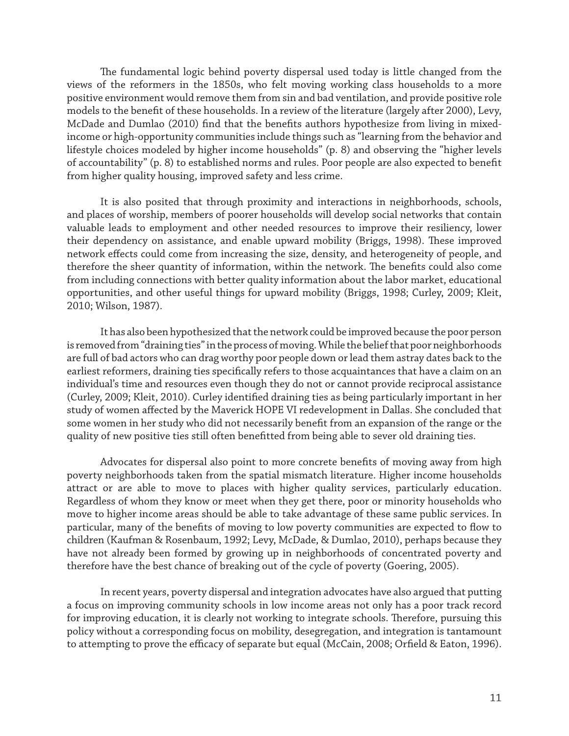The fundamental logic behind poverty dispersal used today is little changed from the views of the reformers in the 1850s, who felt moving working class households to a more positive environment would remove them from sin and bad ventilation, and provide positive role models to the benefit of these households. In a review of the literature (largely after 2000), Levy, McDade and Dumlao (2010) find that the benefits authors hypothesize from living in mixed-income or high-opportunity communities include things such as "learning from the behavior and lifestyle choices modeled by higher income households" (p. 8) and observing the "higher levels of accountability" (p. 8) to established norms and rules. Poor people are also expected to benefit from higher quality housing, improved safety and less crime.

It is also posited that through proximity and interactions in neighborhoods, schools, and places of worship, members of poorer households will develop social networks that contain valuable leads to employment and other needed resources to improve their resiliency, lower their dependency on assistance, and enable upward mobility (Briggs, 1998). These improved network effects could come from increasing the size, density, and heterogeneity of people, and therefore the sheer quantity of information, within the network. The benefits could also come from including connections with better quality information about the labor market, educational opportunities, and other useful things for upward mobility (Briggs, 1998; Curley, 2009; Kleit, 2010; Wilson, 1987).

It has also been hypothesized that the network could be improved because the poor person is removed from "draining ties" in the process of moving. While the belief that poor neighborhoods are full of bad actors who can drag worthy poor people down or lead them astray dates back to the earliest reformers, draining ties specifically refers to those acquaintances that have a claim on an individual's time and resources even though they do not or cannot provide reciprocal assistance (Curley, 2009; Kleit, 2010). Curley identified draining ties as being particularly important in her study of women affected by the Maverick HOPE VI redevelopment in Dallas. She concluded that some women in her study who did not necessarily benefit from an expansion of the range or the quality of new positive ties still often benefitted from being able to sever old draining ties.

Advocates for dispersal also point to more concrete benefits of moving away from high poverty neighborhoods taken from the spatial mismatch literature. Higher income households attract or are able to move to places with higher quality services, particularly education. Regardless of whom they know or meet when they get there, poor or minority households who move to higher income areas should be able to take advantage of these same public services. In particular, many of the benefits of moving to low poverty communities are expected to flow to children (Kaufman & Rosenbaum, 1992; Levy, McDade, & Dumlao, 2010), perhaps because they have not already been formed by growing up in neighborhoods of concentrated poverty and therefore have the best chance of breaking out of the cycle of poverty (Goering, 2005).

In recent years, poverty dispersal and integration advocates have also argued that putting a focus on improving community schools in low income areas not only has a poor track record for improving education, it is clearly not working to integrate schools. Therefore, pursuing this policy without a corresponding focus on mobility, desegregation, and integration is tantamount to attempting to prove the efficacy of separate but equal (McCain, 2008; Orfield & Eaton, 1996).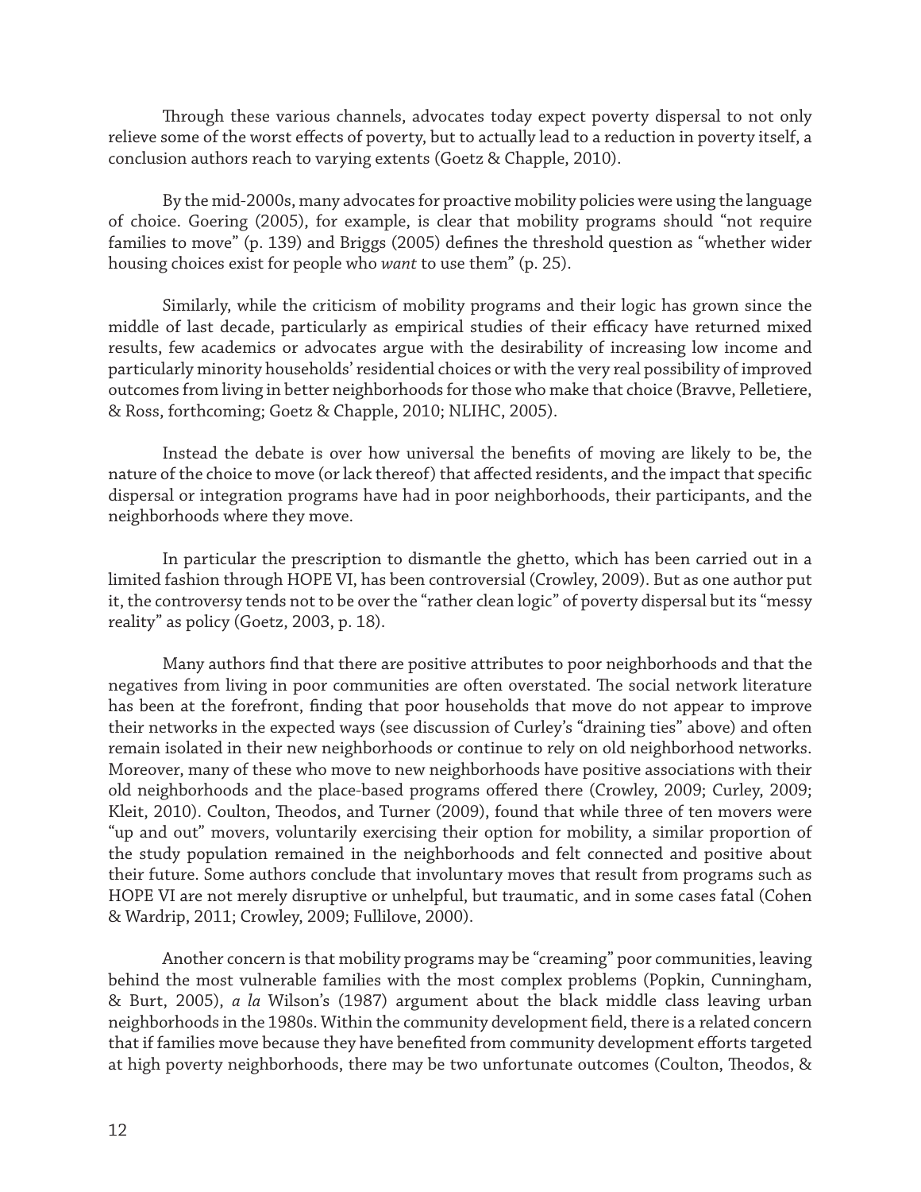Through these various channels, advocates today expect poverty dispersal to not only relieve some of the worst effects of poverty, but to actually lead to a reduction in poverty itself, a conclusion authors reach to varying extents (Goetz & Chapple, 2010).

By the mid-2000s, many advocates for proactive mobility policies were using the language of choice. Goering (2005), for example, is clear that mobility programs should "not require families to move" (p. 139) and Briggs (2005) defines the threshold question as "whether wider housing choices exist for people who *want* to use them" (p. 25).

Similarly, while the criticism of mobility programs and their logic has grown since the middle of last decade, particularly as empirical studies of their efficacy have returned mixed results, few academics or advocates argue with the desirability of increasing low income and particularly minority households' residential choices or with the very real possibility of improved outcomes from living in better neighborhoods for those who make that choice (Bravve, Pelletiere, & Ross, forthcoming; Goetz & Chapple, 2010; NLIHC, 2005).

Instead the debate is over how universal the benefits of moving are likely to be, the nature of the choice to move (or lack thereof) that affected residents, and the impact that specific dispersal or integration programs have had in poor neighborhoods, their participants, and the neighborhoods where they move.

In particular the prescription to dismantle the ghetto, which has been carried out in a limited fashion through HOPE VI, has been controversial (Crowley, 2009). But as one author put it, the controversy tends not to be over the "rather clean logic" of poverty dispersal but its "messy reality" as policy (Goetz, 2003, p. 18).

Many authors find that there are positive attributes to poor neighborhoods and that the negatives from living in poor communities are often overstated. The social network literature has been at the forefront, finding that poor households that move do not appear to improve their networks in the expected ways (see discussion of Curley's "draining ties" above) and often remain isolated in their new neighborhoods or continue to rely on old neighborhood networks. Moreover, many of these who move to new neighborhoods have positive associations with their old neighborhoods and the place-based programs offered there (Crowley, 2009; Curley, 2009; Kleit, 2010). Coulton, Theodos, and Turner (2009), found that while three of ten movers were "up and out" movers, voluntarily exercising their option for mobility, a similar proportion of the study population remained in the neighborhoods and felt connected and positive about their future. Some authors conclude that involuntary moves that result from programs such as HOPE VI are not merely disruptive or unhelpful, but traumatic, and in some cases fatal (Cohen & Wardrip, 2011; Crowley, 2009; Fullilove, 2000).

Another concern is that mobility programs may be "creaming" poor communities, leaving behind the most vulnerable families with the most complex problems (Popkin, Cunningham, & Burt, 2005), *a la* Wilson's (1987) argument about the black middle class leaving urban neighborhoods in the 1980s. Within the community development field, there is a related concern that if families move because they have benefited from community development efforts targeted at high poverty neighborhoods, there may be two unfortunate outcomes (Coulton, Theodos, &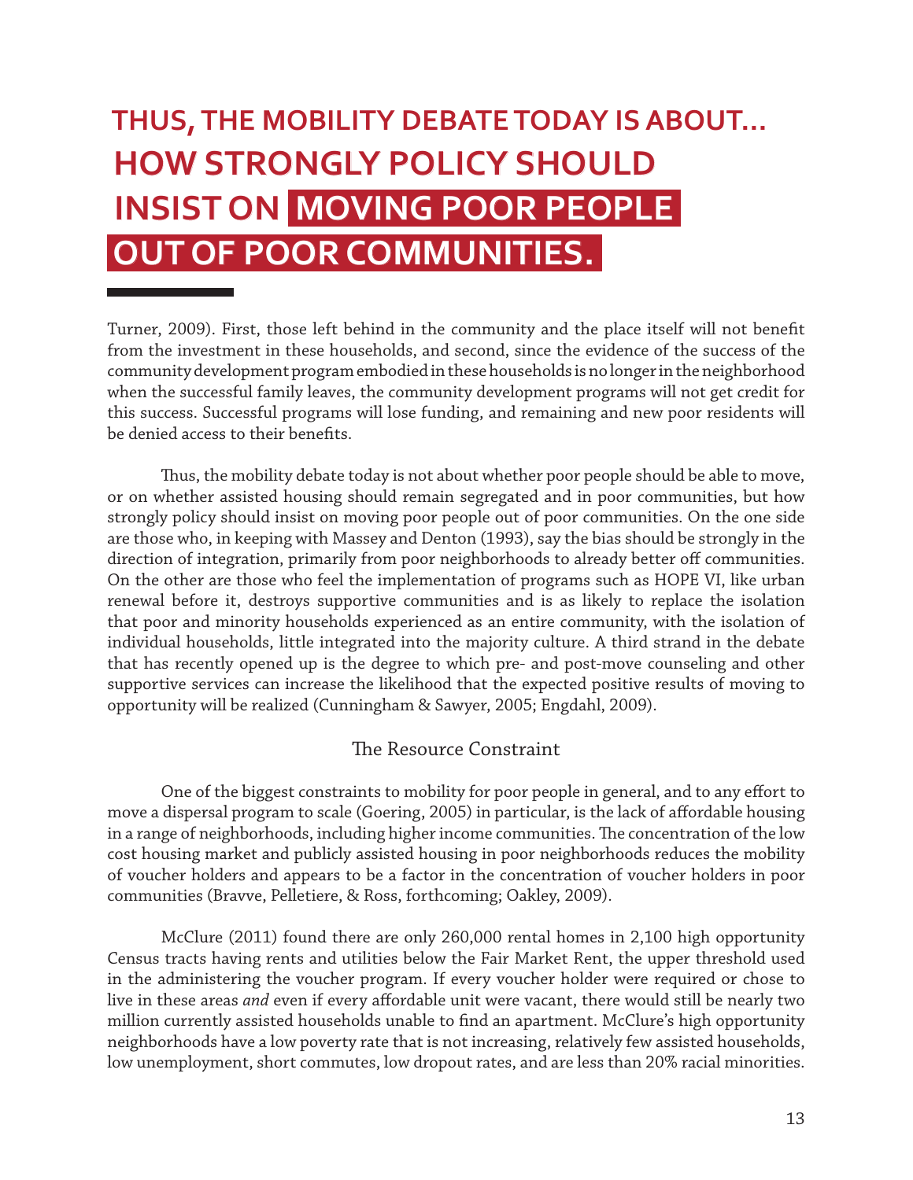> **THUS, THE MOBILITY DEBATE TODAY IS ABOUT... HOW STRONGLY POLICY SHOULD INSIST ON MOVING POOR PEOPLE OUT OF POOR COMMUNITIES.**

Turner, 2009). First, those left behind in the community and the place itself will not benefit from the investment in these households, and second, since the evidence of the success of the community development program embodied in these households is no longer in the neighborhood when the successful family leaves, the community development programs will not get credit for this success. Successful programs will lose funding, and remaining and new poor residents will be denied access to their benefits.

Thus, the mobility debate today is not about whether poor people should be able to move, or on whether assisted housing should remain segregated and in poor communities, but how strongly policy should insist on moving poor people out of poor communities. On the one side are those who, in keeping with Massey and Denton (1993), say the bias should be strongly in the direction of integration, primarily from poor neighborhoods to already better off communities. On the other are those who feel the implementation of programs such as HOPE VI, like urban renewal before it, destroys supportive communities and is as likely to replace the isolation that poor and minority households experienced as an entire community, with the isolation of individual households, little integrated into the majority culture. A third strand in the debate that has recently opened up is the degree to which pre- and post-move counseling and other supportive services can increase the likelihood that the expected positive results of moving to opportunity will be realized (Cunningham & Sawyer, 2005; Engdahl, 2009).

## The Resource Constraint

One of the biggest constraints to mobility for poor people in general, and to any effort to move a dispersal program to scale (Goering, 2005) in particular, is the lack of affordable housing in a range of neighborhoods, including higher income communities. The concentration of the low cost housing market and publicly assisted housing in poor neighborhoods reduces the mobility of voucher holders and appears to be a factor in the concentration of voucher holders in poor communities (Bravve, Pelletiere, & Ross, forthcoming; Oakley, 2009).

McClure (2011) found there are only 260,000 rental homes in 2,100 high opportunity Census tracts having rents and utilities below the Fair Market Rent, the upper threshold used in the administering the voucher program. If every voucher holder were required or chose to live in these areas *and* even if every affordable unit were vacant, there would still be nearly two million currently assisted households unable to find an apartment. McClure's high opportunity neighborhoods have a low poverty rate that is not increasing, relatively few assisted households, low unemployment, short commutes, low dropout rates, and are less than 20% racial minorities.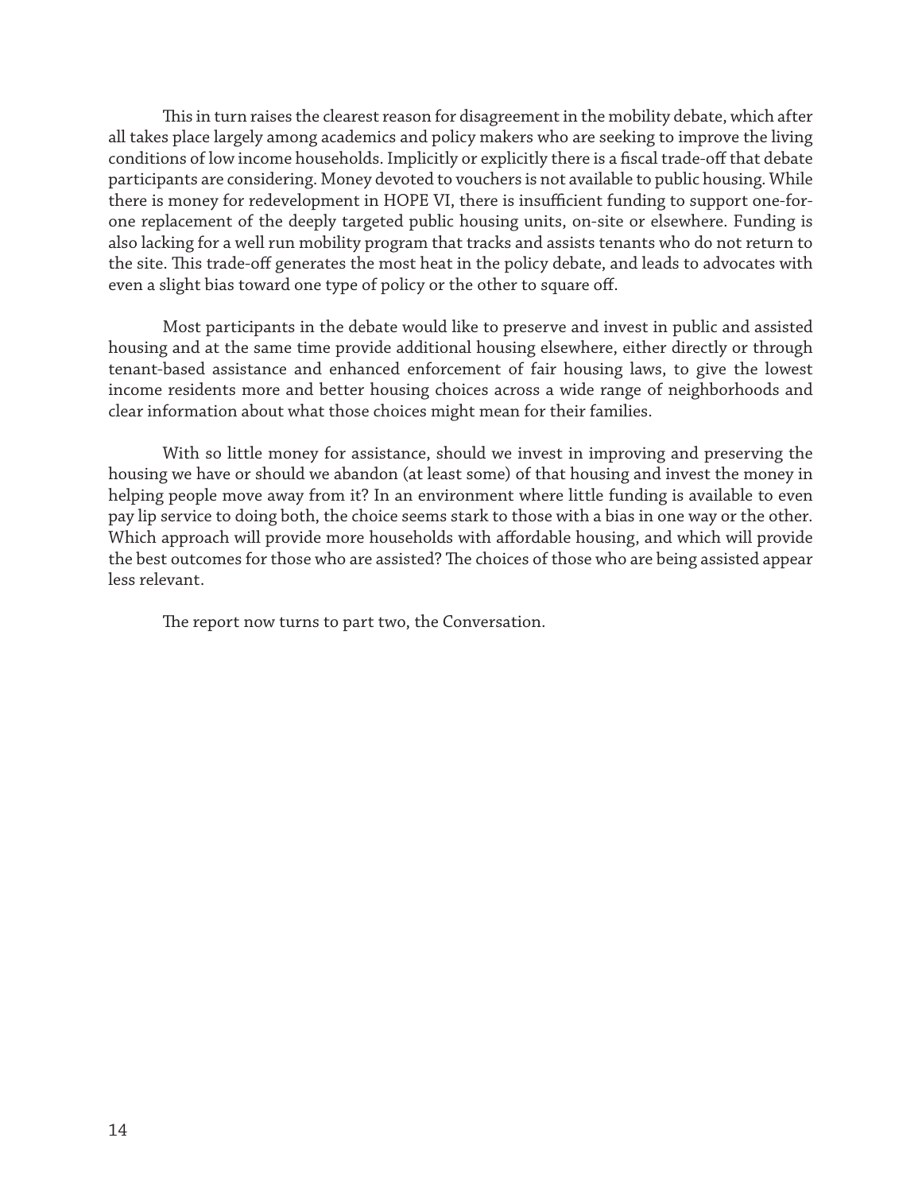This in turn raises the clearest reason for disagreement in the mobility debate, which after all takes place largely among academics and policy makers who are seeking to improve the living conditions of low income households. Implicitly or explicitly there is a fiscal trade-off that debate participants are considering. Money devoted to vouchers is not available to public housing. While there is money for redevelopment in HOPE VI, there is insufficient funding to support one-for-one replacement of the deeply targeted public housing units, on-site or elsewhere. Funding is also lacking for a well run mobility program that tracks and assists tenants who do not return to the site. This trade-off generates the most heat in the policy debate, and leads to advocates with even a slight bias toward one type of policy or the other to square off.

Most participants in the debate would like to preserve and invest in public and assisted housing and at the same time provide additional housing elsewhere, either directly or through tenant-based assistance and enhanced enforcement of fair housing laws, to give the lowest income residents more and better housing choices across a wide range of neighborhoods and clear information about what those choices might mean for their families.

With so little money for assistance, should we invest in improving and preserving the housing we have or should we abandon (at least some) of that housing and invest the money in helping people move away from it? In an environment where little funding is available to even pay lip service to doing both, the choice seems stark to those with a bias in one way or the other. Which approach will provide more households with affordable housing, and which will provide the best outcomes for those who are assisted? The choices of those who are being assisted appear less relevant.

The report now turns to part two, the Conversation.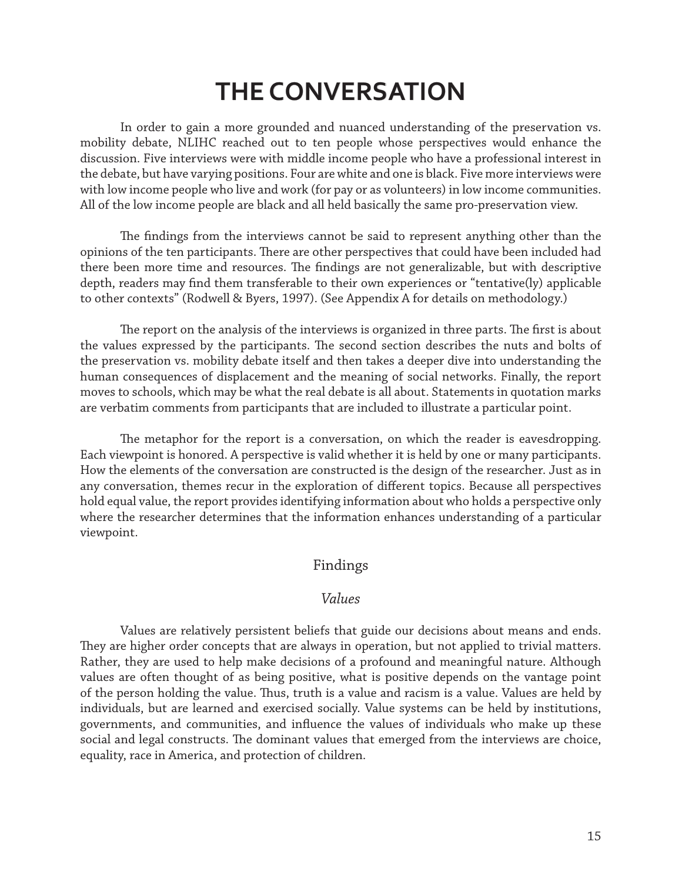# THE CONVERSATION

In order to gain a more grounded and nuanced understanding of the preservation vs. mobility debate, NLIHC reached out to ten people whose perspectives would enhance the discussion. Five interviews were with middle income people who have a professional interest in the debate, but have varying positions. Four are white and one is black. Five more interviews were with low income people who live and work (for pay or as volunteers) in low income communities. All of the low income people are black and all held basically the same pro-preservation view.

The findings from the interviews cannot be said to represent anything other than the opinions of the ten participants. There are other perspectives that could have been included had there been more time and resources. The findings are not generalizable, but with descriptive depth, readers may find them transferable to their own experiences or "tentative(ly) applicable to other contexts" (Rodwell & Byers, 1997). (See Appendix A for details on methodology.)

The report on the analysis of the interviews is organized in three parts. The first is about the values expressed by the participants. The second section describes the nuts and bolts of the preservation vs. mobility debate itself and then takes a deeper dive into understanding the human consequences of displacement and the meaning of social networks. Finally, the report moves to schools, which may be what the real debate is all about. Statements in quotation marks are verbatim comments from participants that are included to illustrate a particular point.

The metaphor for the report is a conversation, on which the reader is eavesdropping. Each viewpoint is honored. A perspective is valid whether it is held by one or many participants. How the elements of the conversation are constructed is the design of the researcher. Just as in any conversation, themes recur in the exploration of different topics. Because all perspectives hold equal value, the report provides identifying information about who holds a perspective only where the researcher determines that the information enhances understanding of a particular viewpoint.

## Findings

### *Values*

Values are relatively persistent beliefs that guide our decisions about means and ends. They are higher order concepts that are always in operation, but not applied to trivial matters. Rather, they are used to help make decisions of a profound and meaningful nature. Although values are often thought of as being positive, what is positive depends on the vantage point of the person holding the value. Thus, truth is a value and racism is a value. Values are held by individuals, but are learned and exercised socially. Value systems can be held by institutions, governments, and communities, and influence the values of individuals who make up these social and legal constructs. The dominant values that emerged from the interviews are choice, equality, race in America, and protection of children.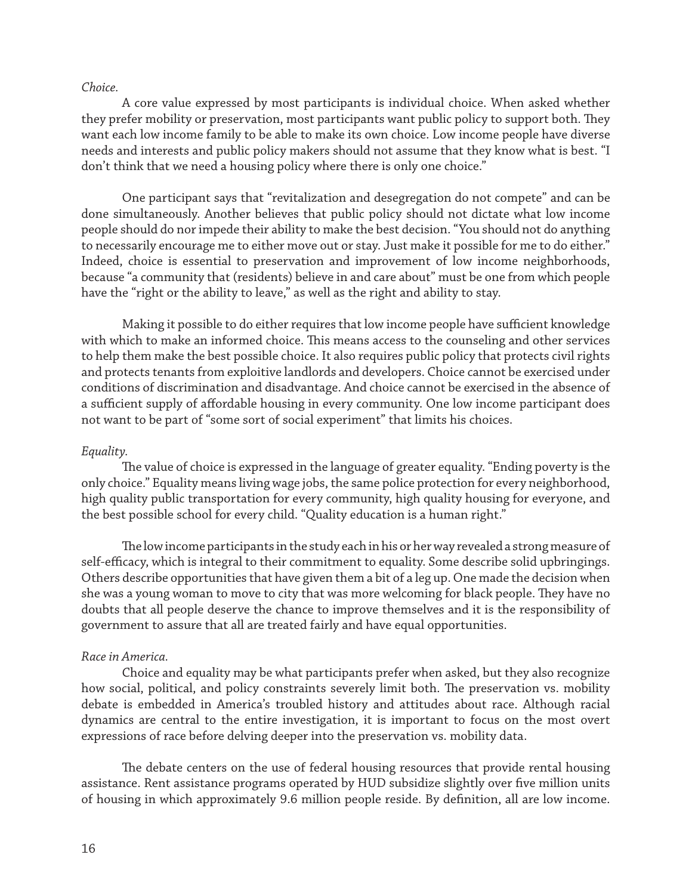*Choice.*

A core value expressed by most participants is individual choice. When asked whether they prefer mobility or preservation, most participants want public policy to support both. They want each low income family to be able to make its own choice. Low income people have diverse needs and interests and public policy makers should not assume that they know what is best. "I don't think that we need a housing policy where there is only one choice."

One participant says that "revitalization and desegregation do not compete" and can be done simultaneously. Another believes that public policy should not dictate what low income people should do nor impede their ability to make the best decision. "You should not do anything to necessarily encourage me to either move out or stay. Just make it possible for me to do either." Indeed, choice is essential to preservation and improvement of low income neighborhoods, because "a community that (residents) believe in and care about" must be one from which people have the "right or the ability to leave," as well as the right and ability to stay.

Making it possible to do either requires that low income people have sufficient knowledge with which to make an informed choice. This means access to the counseling and other services to help them make the best possible choice. It also requires public policy that protects civil rights and protects tenants from exploitive landlords and developers. Choice cannot be exercised under conditions of discrimination and disadvantage. And choice cannot be exercised in the absence of a sufficient supply of affordable housing in every community. One low income participant does not want to be part of "some sort of social experiment" that limits his choices.

*Equality.*

The value of choice is expressed in the language of greater equality. "Ending poverty is the only choice." Equality means living wage jobs, the same police protection for every neighborhood, high quality public transportation for every community, high quality housing for everyone, and the best possible school for every child. "Quality education is a human right."

The low income participants in the study each in his or her way revealed a strong measure of self-efficacy, which is integral to their commitment to equality. Some describe solid upbringings. Others describe opportunities that have given them a bit of a leg up. One made the decision when she was a young woman to move to city that was more welcoming for black people. They have no doubts that all people deserve the chance to improve themselves and it is the responsibility of government to assure that all are treated fairly and have equal opportunities.

*Race in America.*

Choice and equality may be what participants prefer when asked, but they also recognize how social, political, and policy constraints severely limit both. The preservation vs. mobility debate is embedded in America's troubled history and attitudes about race. Although racial dynamics are central to the entire investigation, it is important to focus on the most overt expressions of race before delving deeper into the preservation vs. mobility data.

The debate centers on the use of federal housing resources that provide rental housing assistance. Rent assistance programs operated by HUD subsidize slightly over five million units of housing in which approximately 9.6 million people reside. By definition, all are low income.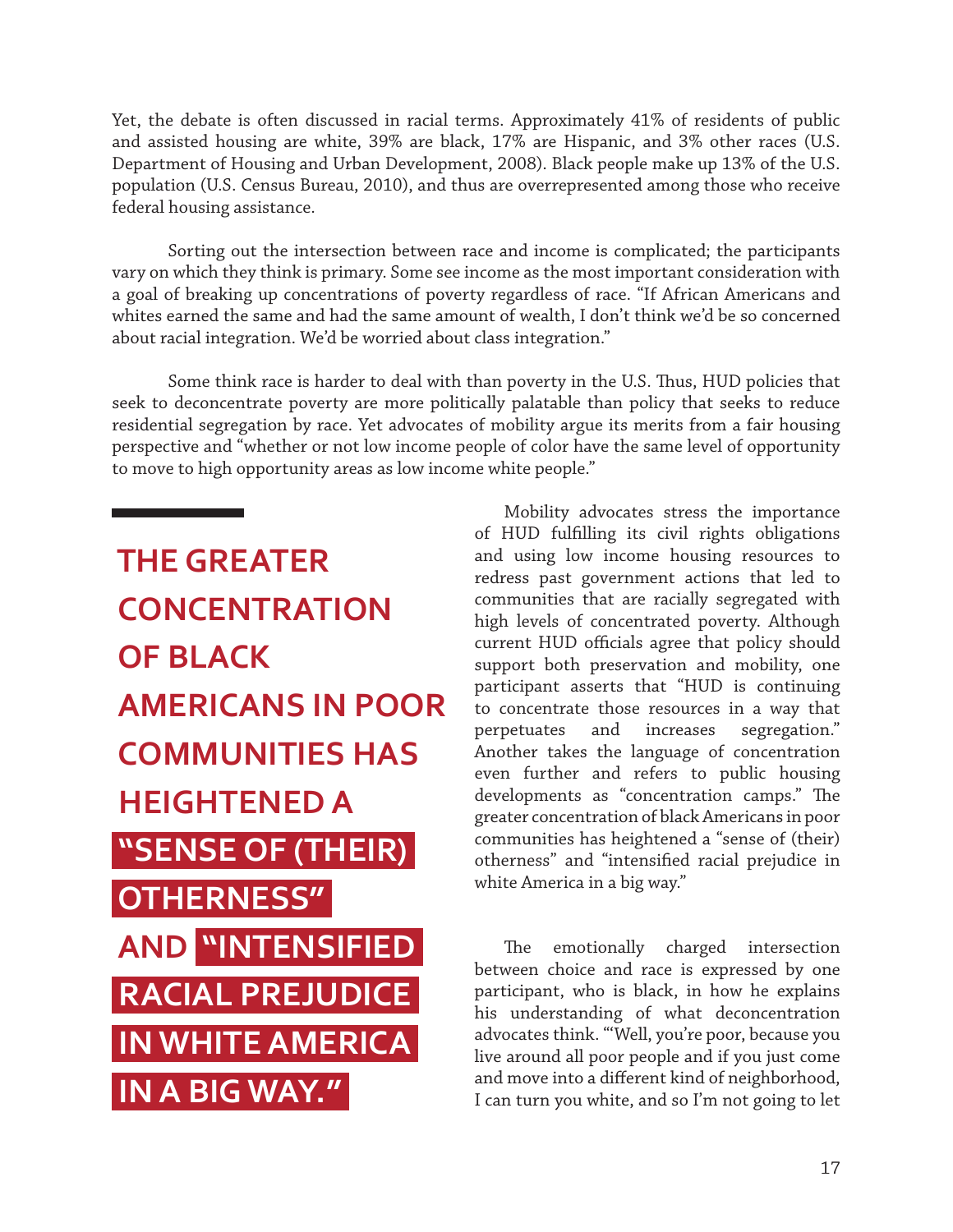Yet, the debate is often discussed in racial terms. Approximately 41% of residents of public and assisted housing are white, 39% are black, 17% are Hispanic, and 3% other races (U.S. Department of Housing and Urban Development, 2008). Black people make up 13% of the U.S. population (U.S. Census Bureau, 2010), and thus are overrepresented among those who receive federal housing assistance.

Sorting out the intersection between race and income is complicated; the participants vary on which they think is primary. Some see income as the most important consideration with a goal of breaking up concentrations of poverty regardless of race. "If African Americans and whites earned the same and had the same amount of wealth, I don't think we'd be so concerned about racial integration. We'd be worried about class integration."

Some think race is harder to deal with than poverty in the U.S. Thus, HUD policies that seek to deconcentrate poverty are more politically palatable than policy that seeks to reduce residential segregation by race. Yet advocates of mobility argue its merits from a fair housing perspective and "whether or not low income people of color have the same level of opportunity to move to high opportunity areas as low income white people."

**THE GREATER CONCENTRATION OF BLACK AMERICANS IN POOR COMMUNITIES HAS HEIGHTENED A "SENSE OF (THEIR) OTHERNESS" AND "INTENSIFIED RACIAL PREJUDICE IN WHITE AMERICA IN A BIG WAY."**

Mobility advocates stress the importance of HUD fulfilling its civil rights obligations and using low income housing resources to redress past government actions that led to communities that are racially segregated with high levels of concentrated poverty. Although current HUD officials agree that policy should support both preservation and mobility, one participant asserts that "HUD is continuing to concentrate those resources in a way that perpetuates and increases segregation." Another takes the language of concentration even further and refers to public housing developments as "concentration camps." The greater concentration of black Americans in poor communities has heightened a "sense of (their) otherness" and "intensified racial prejudice in white America in a big way."

The emotionally charged intersection between choice and race is expressed by one participant, who is black, in how he explains his understanding of what deconcentration advocates think. "'Well, you're poor, because you live around all poor people and if you just come and move into a different kind of neighborhood, I can turn you white, and so I'm not going to let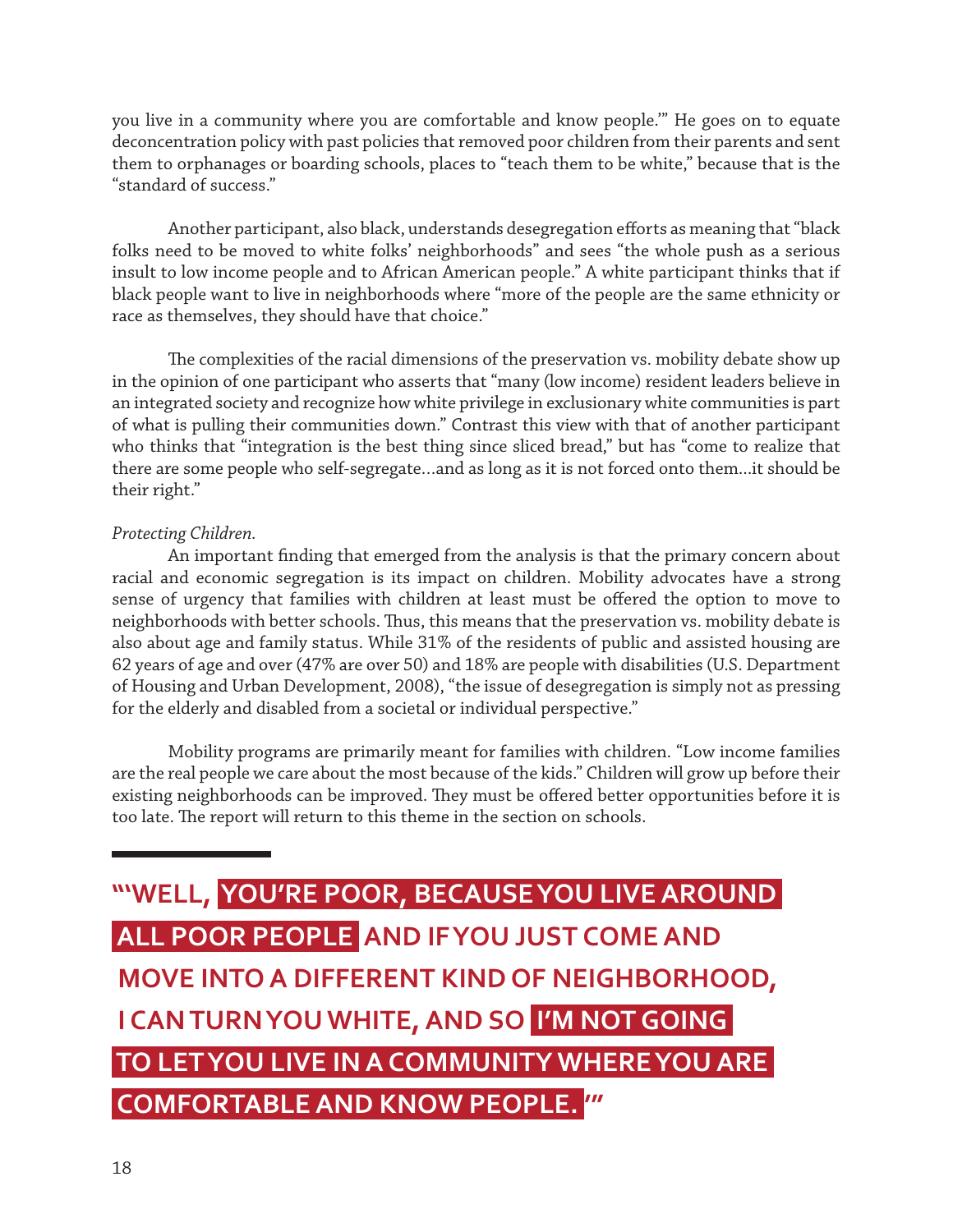you live in a community where you are comfortable and know people.'" He goes on to equate deconcentration policy with past policies that removed poor children from their parents and sent them to orphanages or boarding schools, places to "teach them to be white," because that is the "standard of success."

Another participant, also black, understands desegregation efforts as meaning that "black folks need to be moved to white folks' neighborhoods" and sees "the whole push as a serious insult to low income people and to African American people." A white participant thinks that if black people want to live in neighborhoods where "more of the people are the same ethnicity or race as themselves, they should have that choice."

The complexities of the racial dimensions of the preservation vs. mobility debate show up in the opinion of one participant who asserts that "many (low income) resident leaders believe in an integrated society and recognize how white privilege in exclusionary white communities is part of what is pulling their communities down." Contrast this view with that of another participant who thinks that "integration is the best thing since sliced bread," but has "come to realize that there are some people who self-segregate…and as long as it is not forced onto them…it should be their right."

*Protecting Children.*

An important finding that emerged from the analysis is that the primary concern about racial and economic segregation is its impact on children. Mobility advocates have a strong sense of urgency that families with children at least must be offered the option to move to neighborhoods with better schools. Thus, this means that the preservation vs. mobility debate is also about age and family status. While 31% of the residents of public and assisted housing are 62 years of age and over (47% are over 50) and 18% are people with disabilities (U.S. Department of Housing and Urban Development, 2008), "the issue of desegregation is simply not as pressing for the elderly and disabled from a societal or individual perspective."

Mobility programs are primarily meant for families with children. "Low income families are the real people we care about the most because of the kids." Children will grow up before their existing neighborhoods can be improved. They must be offered better opportunities before it is too late. The report will return to this theme in the section on schools.

**"'WELL, YOU'RE POOR, BECAUSE YOU LIVE AROUND ALL POOR PEOPLE AND IF YOU JUST COME AND MOVE INTO A DIFFERENT KIND OF NEIGHBORHOOD, I CAN TURN YOU WHITE, AND SO I'M NOT GOING TO LET YOU LIVE IN A COMMUNITY WHERE YOU ARE COMFORTABLE AND KNOW PEOPLE.'"**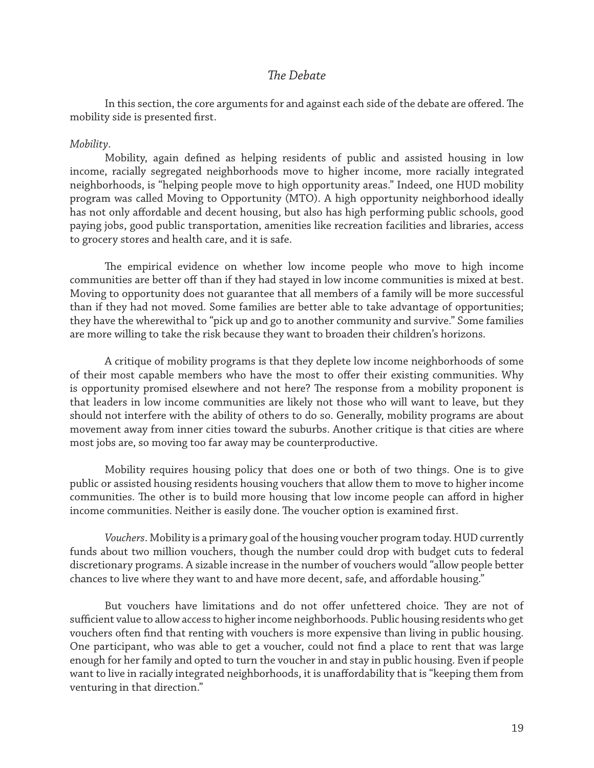## *The Debate*

In this section, the core arguments for and against each side of the debate are offered. The mobility side is presented first.

*Mobility*.

Mobility, again defined as helping residents of public and assisted housing in low income, racially segregated neighborhoods move to higher income, more racially integrated neighborhoods, is "helping people move to high opportunity areas." Indeed, one HUD mobility program was called Moving to Opportunity (MTO). A high opportunity neighborhood ideally has not only affordable and decent housing, but also has high performing public schools, good paying jobs, good public transportation, amenities like recreation facilities and libraries, access to grocery stores and health care, and it is safe.

The empirical evidence on whether low income people who move to high income communities are better off than if they had stayed in low income communities is mixed at best. Moving to opportunity does not guarantee that all members of a family will be more successful than if they had not moved. Some families are better able to take advantage of opportunities; they have the wherewithal to "pick up and go to another community and survive." Some families are more willing to take the risk because they want to broaden their children's horizons.

A critique of mobility programs is that they deplete low income neighborhoods of some of their most capable members who have the most to offer their existing communities. Why is opportunity promised elsewhere and not here? The response from a mobility proponent is that leaders in low income communities are likely not those who will want to leave, but they should not interfere with the ability of others to do so. Generally, mobility programs are about movement away from inner cities toward the suburbs. Another critique is that cities are where most jobs are, so moving too far away may be counterproductive.

Mobility requires housing policy that does one or both of two things. One is to give public or assisted housing residents housing vouchers that allow them to move to higher income communities. The other is to build more housing that low income people can afford in higher income communities. Neither is easily done. The voucher option is examined first.

*Vouchers*. Mobility is a primary goal of the housing voucher program today. HUD currently funds about two million vouchers, though the number could drop with budget cuts to federal discretionary programs. A sizable increase in the number of vouchers would "allow people better chances to live where they want to and have more decent, safe, and affordable housing."

But vouchers have limitations and do not offer unfettered choice. They are not of sufficient value to allow access to higher income neighborhoods. Public housing residents who get vouchers often find that renting with vouchers is more expensive than living in public housing. One participant, who was able to get a voucher, could not find a place to rent that was large enough for her family and opted to turn the voucher in and stay in public housing. Even if people want to live in racially integrated neighborhoods, it is unaffordability that is "keeping them from venturing in that direction."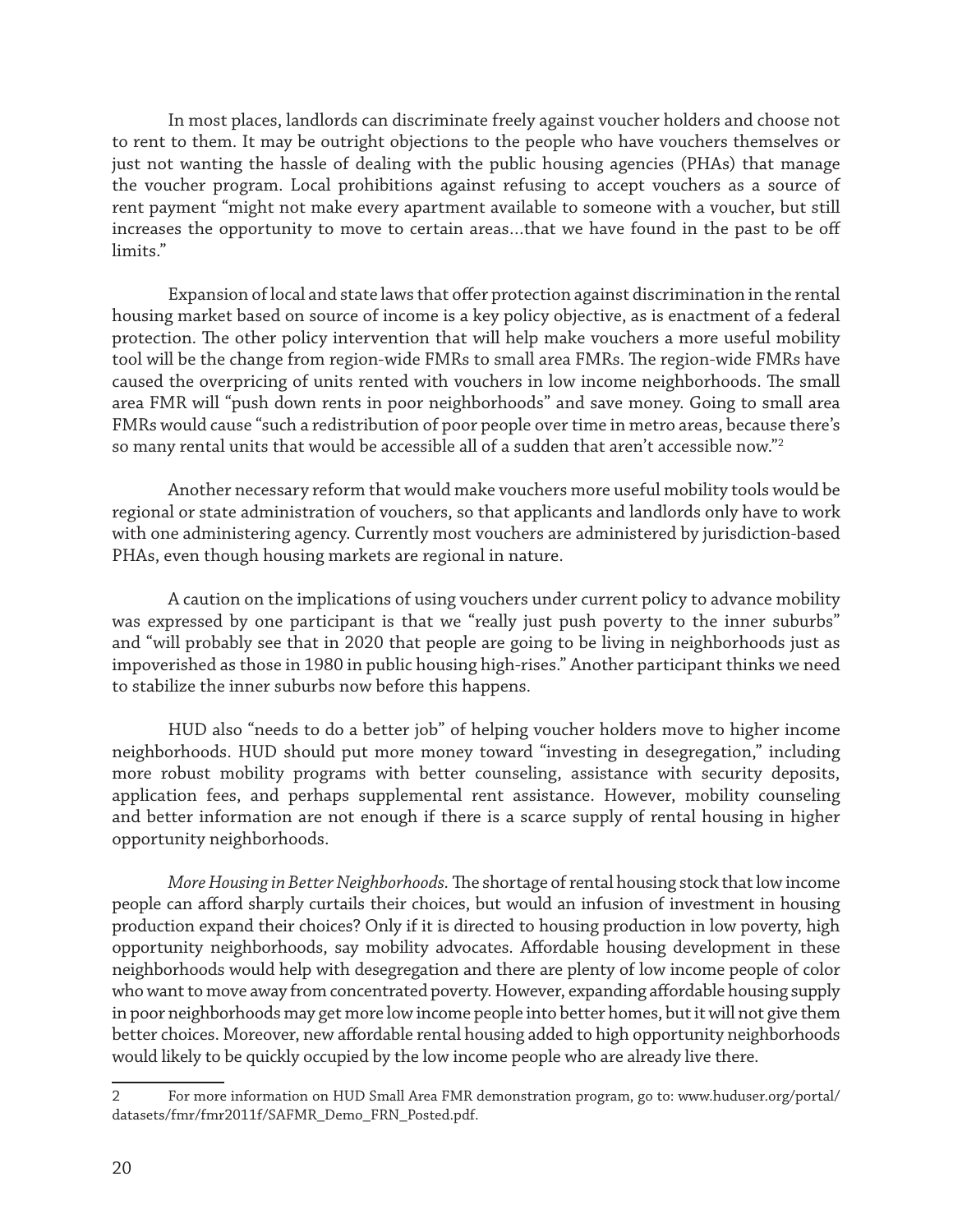In most places, landlords can discriminate freely against voucher holders and choose not to rent to them. It may be outright objections to the people who have vouchers themselves or just not wanting the hassle of dealing with the public housing agencies (PHAs) that manage the voucher program. Local prohibitions against refusing to accept vouchers as a source of rent payment "might not make every apartment available to someone with a voucher, but still increases the opportunity to move to certain areas…that we have found in the past to be off limits."

Expansion of local and state laws that offer protection against discrimination in the rental housing market based on source of income is a key policy objective, as is enactment of a federal protection. The other policy intervention that will help make vouchers a more useful mobility tool will be the change from region-wide FMRs to small area FMRs. The region-wide FMRs have caused the overpricing of units rented with vouchers in low income neighborhoods. The small area FMR will "push down rents in poor neighborhoods" and save money. Going to small area FMRs would cause "such a redistribution of poor people over time in metro areas, because there's so many rental units that would be accessible all of a sudden that aren't accessible now."[2]

Another necessary reform that would make vouchers more useful mobility tools would be regional or state administration of vouchers, so that applicants and landlords only have to work with one administering agency. Currently most vouchers are administered by jurisdiction-based PHAs, even though housing markets are regional in nature.

A caution on the implications of using vouchers under current policy to advance mobility was expressed by one participant is that we "really just push poverty to the inner suburbs" and "will probably see that in 2020 that people are going to be living in neighborhoods just as impoverished as those in 1980 in public housing high-rises." Another participant thinks we need to stabilize the inner suburbs now before this happens.

HUD also "needs to do a better job" of helping voucher holders move to higher income neighborhoods. HUD should put more money toward "investing in desegregation," including more robust mobility programs with better counseling, assistance with security deposits, application fees, and perhaps supplemental rent assistance. However, mobility counseling and better information are not enough if there is a scarce supply of rental housing in higher opportunity neighborhoods.

*More Housing in Better Neighborhoods.* The shortage of rental housing stock that low income people can afford sharply curtails their choices, but would an infusion of investment in housing production expand their choices? Only if it is directed to housing production in low poverty, high opportunity neighborhoods, say mobility advocates. Affordable housing development in these neighborhoods would help with desegregation and there are plenty of low income people of color who want to move away from concentrated poverty. However, expanding affordable housing supply in poor neighborhoods may get more low income people into better homes, but it will not give them better choices. Moreover, new affordable rental housing added to high opportunity neighborhoods would likely to be quickly occupied by the low income people who are already live there.

---

2 For more information on HUD Small Area FMR demonstration program, go to: www.huduser.org/portal/datasets/fmr/fmr2011f/SAFMR_Demo_FRN_Posted.pdf.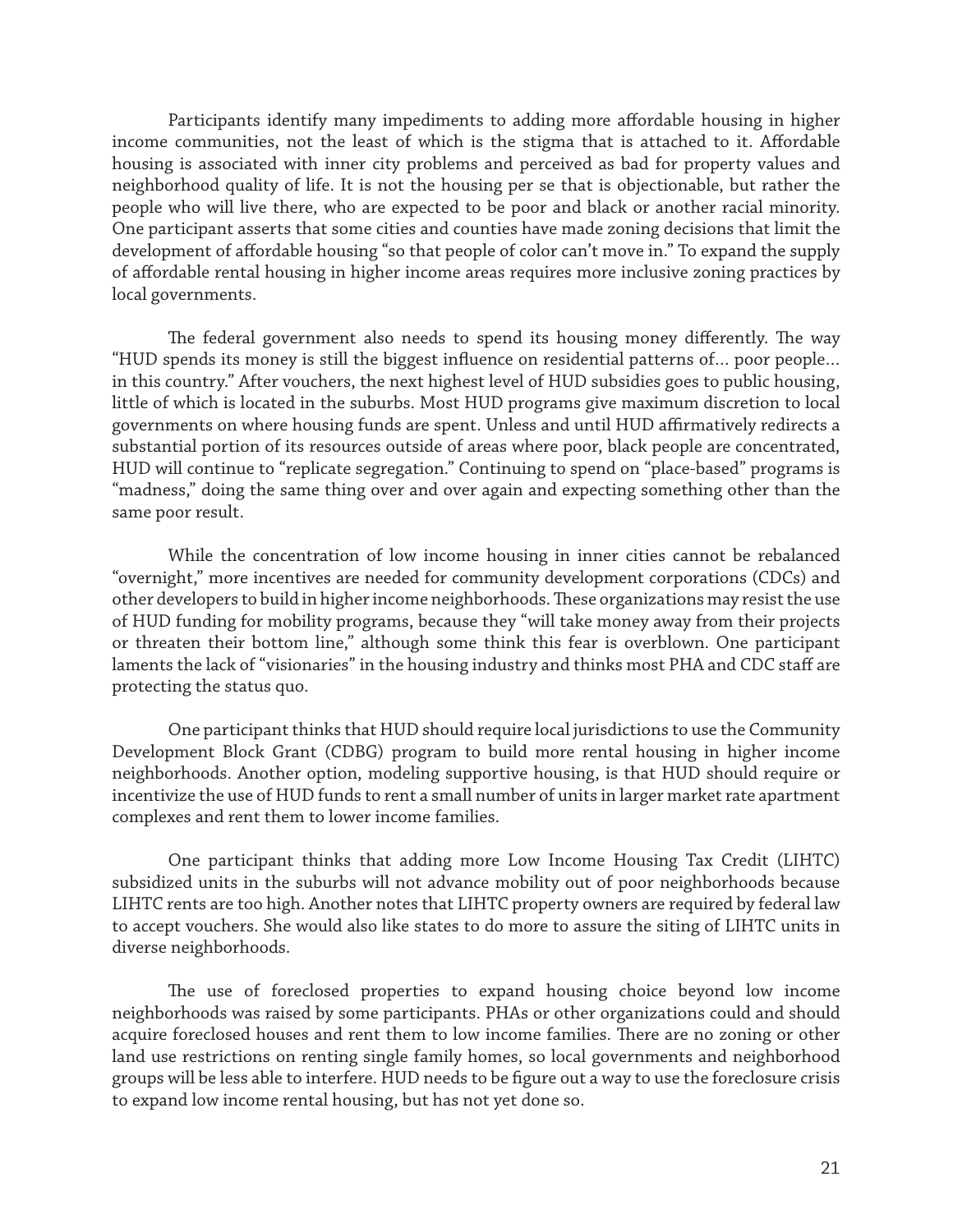Participants identify many impediments to adding more affordable housing in higher income communities, not the least of which is the stigma that is attached to it. Affordable housing is associated with inner city problems and perceived as bad for property values and neighborhood quality of life. It is not the housing per se that is objectionable, but rather the people who will live there, who are expected to be poor and black or another racial minority. One participant asserts that some cities and counties have made zoning decisions that limit the development of affordable housing "so that people of color can't move in." To expand the supply of affordable rental housing in higher income areas requires more inclusive zoning practices by local governments.

The federal government also needs to spend its housing money differently. The way "HUD spends its money is still the biggest influence on residential patterns of… poor people… in this country." After vouchers, the next highest level of HUD subsidies goes to public housing, little of which is located in the suburbs. Most HUD programs give maximum discretion to local governments on where housing funds are spent. Unless and until HUD affirmatively redirects a substantial portion of its resources outside of areas where poor, black people are concentrated, HUD will continue to "replicate segregation." Continuing to spend on "place-based" programs is "madness," doing the same thing over and over again and expecting something other than the same poor result.

While the concentration of low income housing in inner cities cannot be rebalanced "overnight," more incentives are needed for community development corporations (CDCs) and other developers to build in higher income neighborhoods. These organizations may resist the use of HUD funding for mobility programs, because they "will take money away from their projects or threaten their bottom line," although some think this fear is overblown. One participant laments the lack of "visionaries" in the housing industry and thinks most PHA and CDC staff are protecting the status quo.

One participant thinks that HUD should require local jurisdictions to use the Community Development Block Grant (CDBG) program to build more rental housing in higher income neighborhoods. Another option, modeling supportive housing, is that HUD should require or incentivize the use of HUD funds to rent a small number of units in larger market rate apartment complexes and rent them to lower income families.

One participant thinks that adding more Low Income Housing Tax Credit (LIHTC) subsidized units in the suburbs will not advance mobility out of poor neighborhoods because LIHTC rents are too high. Another notes that LIHTC property owners are required by federal law to accept vouchers. She would also like states to do more to assure the siting of LIHTC units in diverse neighborhoods.

The use of foreclosed properties to expand housing choice beyond low income neighborhoods was raised by some participants. PHAs or other organizations could and should acquire foreclosed houses and rent them to low income families. There are no zoning or other land use restrictions on renting single family homes, so local governments and neighborhood groups will be less able to interfere. HUD needs to be figure out a way to use the foreclosure crisis to expand low income rental housing, but has not yet done so.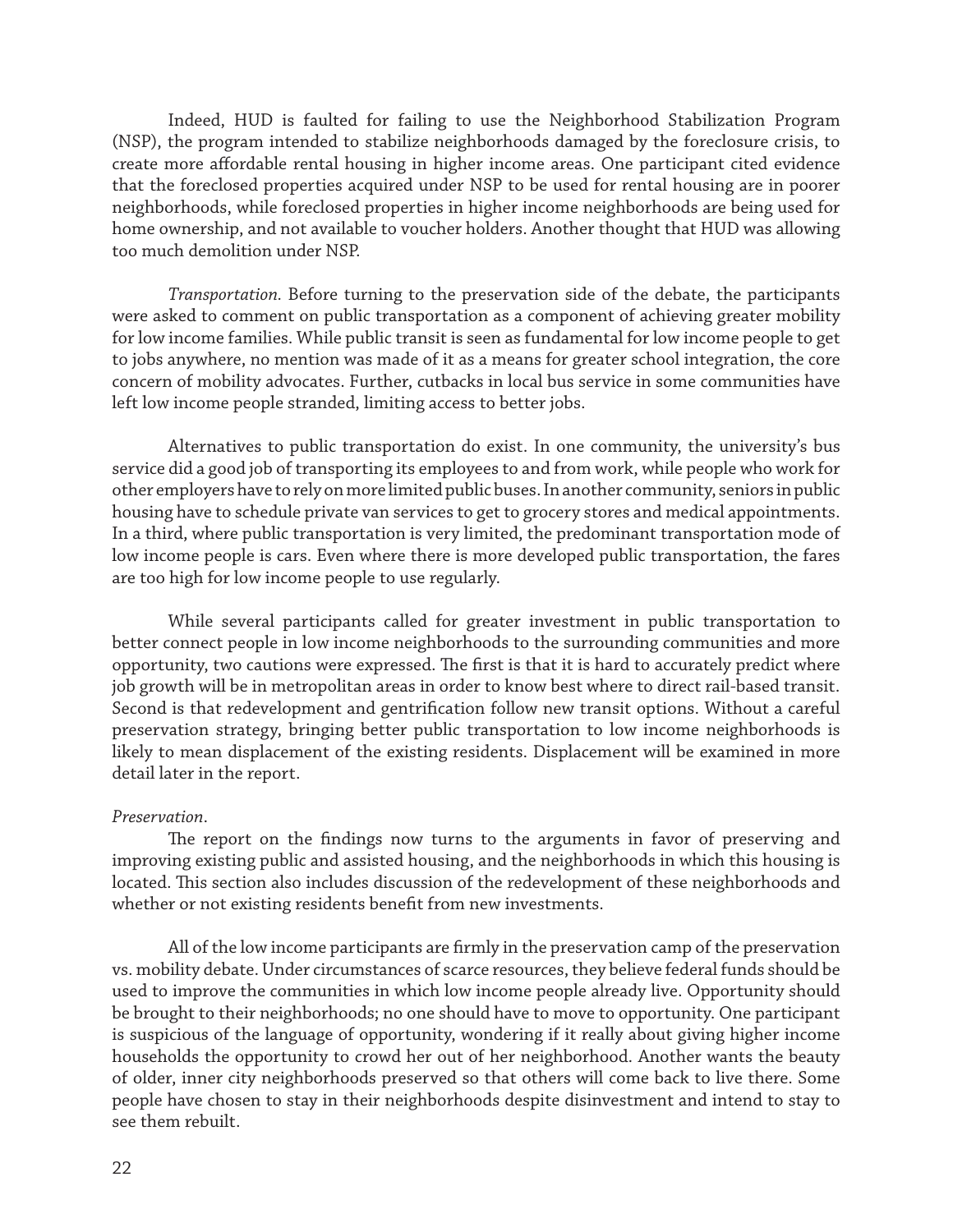Indeed, HUD is faulted for failing to use the Neighborhood Stabilization Program (NSP), the program intended to stabilize neighborhoods damaged by the foreclosure crisis, to create more affordable rental housing in higher income areas. One participant cited evidence that the foreclosed properties acquired under NSP to be used for rental housing are in poorer neighborhoods, while foreclosed properties in higher income neighborhoods are being used for home ownership, and not available to voucher holders. Another thought that HUD was allowing too much demolition under NSP.

*Transportation.* Before turning to the preservation side of the debate, the participants were asked to comment on public transportation as a component of achieving greater mobility for low income families. While public transit is seen as fundamental for low income people to get to jobs anywhere, no mention was made of it as a means for greater school integration, the core concern of mobility advocates. Further, cutbacks in local bus service in some communities have left low income people stranded, limiting access to better jobs.

Alternatives to public transportation do exist. In one community, the university's bus service did a good job of transporting its employees to and from work, while people who work for other employers have to rely on more limited public buses. In another community, seniors in public housing have to schedule private van services to get to grocery stores and medical appointments. In a third, where public transportation is very limited, the predominant transportation mode of low income people is cars. Even where there is more developed public transportation, the fares are too high for low income people to use regularly.

While several participants called for greater investment in public transportation to better connect people in low income neighborhoods to the surrounding communities and more opportunity, two cautions were expressed. The first is that it is hard to accurately predict where job growth will be in metropolitan areas in order to know best where to direct rail-based transit. Second is that redevelopment and gentrification follow new transit options. Without a careful preservation strategy, bringing better public transportation to low income neighborhoods is likely to mean displacement of the existing residents. Displacement will be examined in more detail later in the report.

*Preservation.*

The report on the findings now turns to the arguments in favor of preserving and improving existing public and assisted housing, and the neighborhoods in which this housing is located. This section also includes discussion of the redevelopment of these neighborhoods and whether or not existing residents benefit from new investments.

All of the low income participants are firmly in the preservation camp of the preservation vs. mobility debate. Under circumstances of scarce resources, they believe federal funds should be used to improve the communities in which low income people already live. Opportunity should be brought to their neighborhoods; no one should have to move to opportunity. One participant is suspicious of the language of opportunity, wondering if it really about giving higher income households the opportunity to crowd her out of her neighborhood. Another wants the beauty of older, inner city neighborhoods preserved so that others will come back to live there. Some people have chosen to stay in their neighborhoods despite disinvestment and intend to stay to see them rebuilt.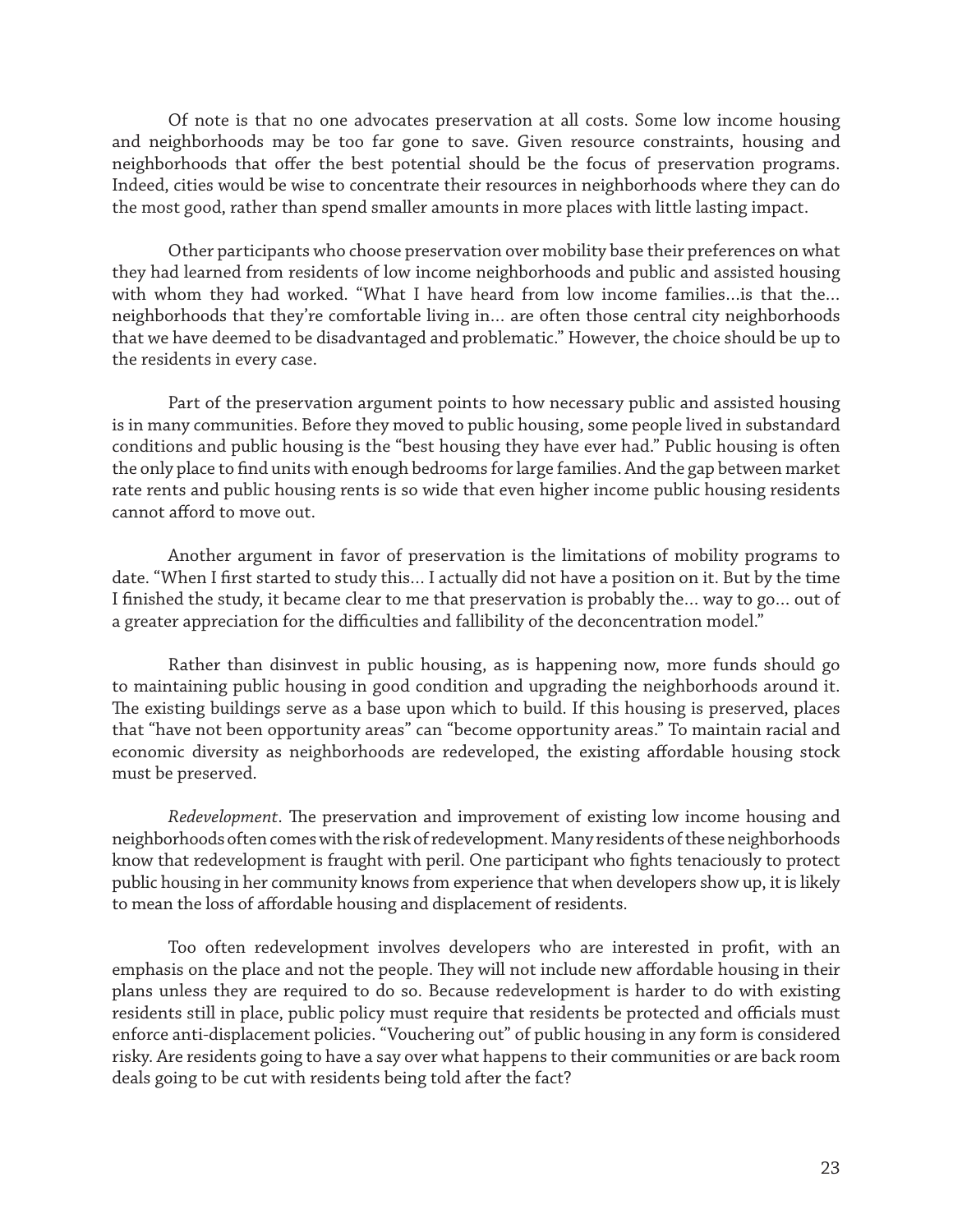Of note is that no one advocates preservation at all costs. Some low income housing and neighborhoods may be too far gone to save. Given resource constraints, housing and neighborhoods that offer the best potential should be the focus of preservation programs. Indeed, cities would be wise to concentrate their resources in neighborhoods where they can do the most good, rather than spend smaller amounts in more places with little lasting impact.

Other participants who choose preservation over mobility base their preferences on what they had learned from residents of low income neighborhoods and public and assisted housing with whom they had worked. "What I have heard from low income families…is that the… neighborhoods that they're comfortable living in… are often those central city neighborhoods that we have deemed to be disadvantaged and problematic." However, the choice should be up to the residents in every case.

Part of the preservation argument points to how necessary public and assisted housing is in many communities. Before they moved to public housing, some people lived in substandard conditions and public housing is the "best housing they have ever had." Public housing is often the only place to find units with enough bedrooms for large families. And the gap between market rate rents and public housing rents is so wide that even higher income public housing residents cannot afford to move out.

Another argument in favor of preservation is the limitations of mobility programs to date. "When I first started to study this… I actually did not have a position on it. But by the time I finished the study, it became clear to me that preservation is probably the… way to go… out of a greater appreciation for the difficulties and fallibility of the deconcentration model."

Rather than disinvest in public housing, as is happening now, more funds should go to maintaining public housing in good condition and upgrading the neighborhoods around it. The existing buildings serve as a base upon which to build. If this housing is preserved, places that "have not been opportunity areas" can "become opportunity areas." To maintain racial and economic diversity as neighborhoods are redeveloped, the existing affordable housing stock must be preserved.

*Redevelopment*. The preservation and improvement of existing low income housing and neighborhoods often comes with the risk of redevelopment. Many residents of these neighborhoods know that redevelopment is fraught with peril. One participant who fights tenaciously to protect public housing in her community knows from experience that when developers show up, it is likely to mean the loss of affordable housing and displacement of residents.

Too often redevelopment involves developers who are interested in profit, with an emphasis on the place and not the people. They will not include new affordable housing in their plans unless they are required to do so. Because redevelopment is harder to do with existing residents still in place, public policy must require that residents be protected and officials must enforce anti-displacement policies. "Vouchering out" of public housing in any form is considered risky. Are residents going to have a say over what happens to their communities or are back room deals going to be cut with residents being told after the fact?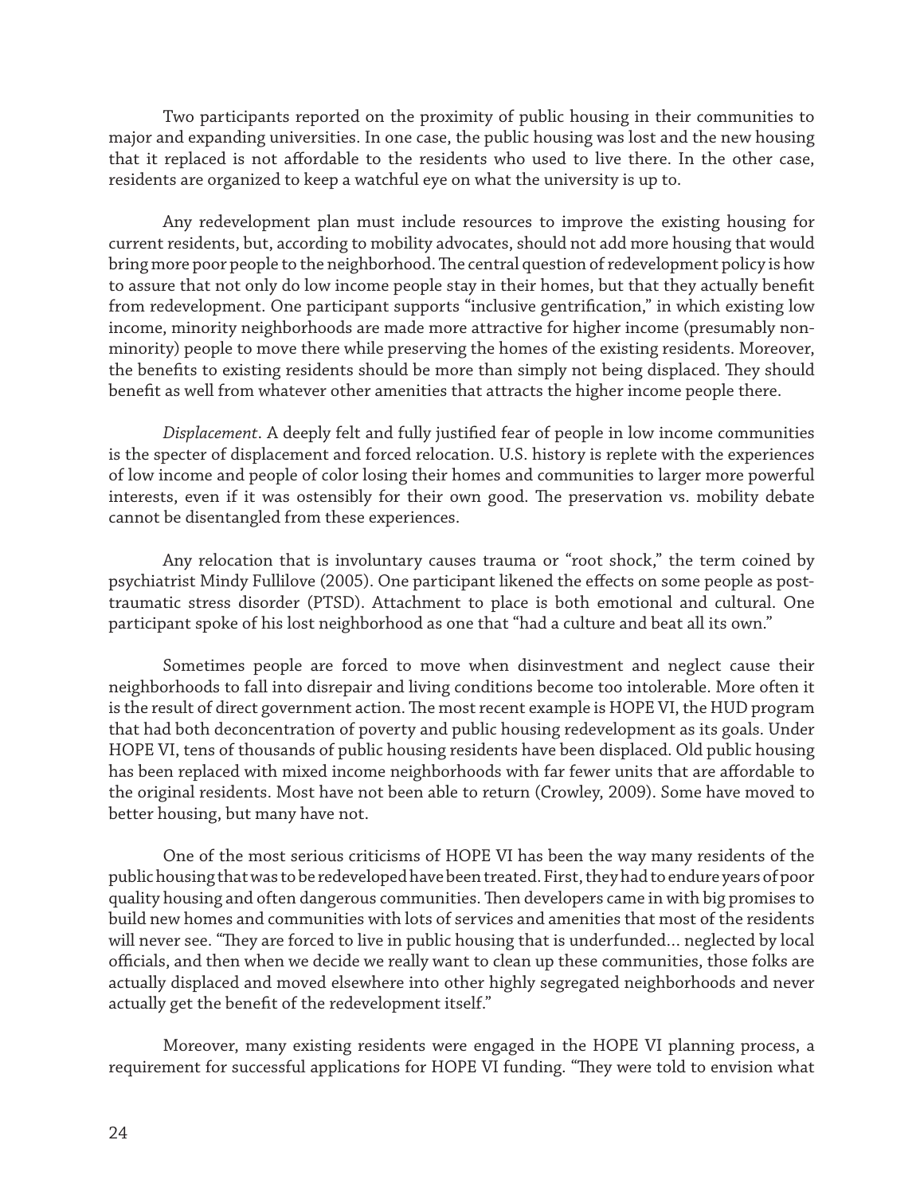Two participants reported on the proximity of public housing in their communities to major and expanding universities. In one case, the public housing was lost and the new housing that it replaced is not affordable to the residents who used to live there. In the other case, residents are organized to keep a watchful eye on what the university is up to.

Any redevelopment plan must include resources to improve the existing housing for current residents, but, according to mobility advocates, should not add more housing that would bring more poor people to the neighborhood. The central question of redevelopment policy is how to assure that not only do low income people stay in their homes, but that they actually benefit from redevelopment. One participant supports "inclusive gentrification," in which existing low income, minority neighborhoods are made more attractive for higher income (presumably non-minority) people to move there while preserving the homes of the existing residents. Moreover, the benefits to existing residents should be more than simply not being displaced. They should benefit as well from whatever other amenities that attracts the higher income people there.

*Displacement*. A deeply felt and fully justified fear of people in low income communities is the specter of displacement and forced relocation. U.S. history is replete with the experiences of low income and people of color losing their homes and communities to larger more powerful interests, even if it was ostensibly for their own good. The preservation vs. mobility debate cannot be disentangled from these experiences.

Any relocation that is involuntary causes trauma or "root shock," the term coined by psychiatrist Mindy Fullilove (2005). One participant likened the effects on some people as post-traumatic stress disorder (PTSD). Attachment to place is both emotional and cultural. One participant spoke of his lost neighborhood as one that "had a culture and beat all its own."

Sometimes people are forced to move when disinvestment and neglect cause their neighborhoods to fall into disrepair and living conditions become too intolerable. More often it is the result of direct government action. The most recent example is HOPE VI, the HUD program that had both deconcentration of poverty and public housing redevelopment as its goals. Under HOPE VI, tens of thousands of public housing residents have been displaced. Old public housing has been replaced with mixed income neighborhoods with far fewer units that are affordable to the original residents. Most have not been able to return (Crowley, 2009). Some have moved to better housing, but many have not.

One of the most serious criticisms of HOPE VI has been the way many residents of the public housing that was to be redeveloped have been treated. First, they had to endure years of poor quality housing and often dangerous communities. Then developers came in with big promises to build new homes and communities with lots of services and amenities that most of the residents will never see. "They are forced to live in public housing that is underfunded... neglected by local officials, and then when we decide we really want to clean up these communities, those folks are actually displaced and moved elsewhere into other highly segregated neighborhoods and never actually get the benefit of the redevelopment itself."

Moreover, many existing residents were engaged in the HOPE VI planning process, a requirement for successful applications for HOPE VI funding. "They were told to envision what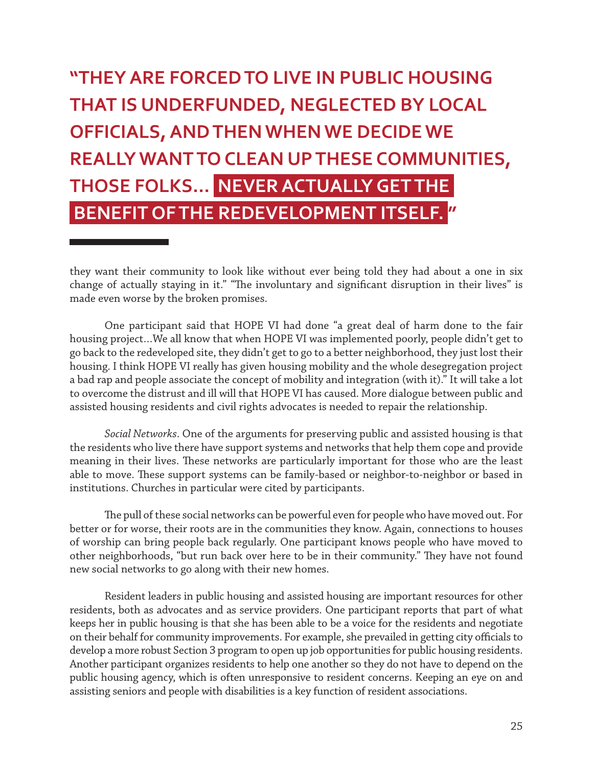**"THEY ARE FORCED TO LIVE IN PUBLIC HOUSING THAT IS UNDERFUNDED, NEGLECTED BY LOCAL OFFICIALS, AND THEN WHEN WE DECIDE WE REALLY WANT TO CLEAN UP THESE COMMUNITIES, THOSE FOLKS... NEVER ACTUALLY GET THE BENEFIT OF THE REDEVELOPMENT ITSELF."**

they want their community to look like without ever being told they had about a one in six change of actually staying in it." "The involuntary and significant disruption in their lives" is made even worse by the broken promises.

One participant said that HOPE VI had done "a great deal of harm done to the fair housing project...We all know that when HOPE VI was implemented poorly, people didn't get to go back to the redeveloped site, they didn't get to go to a better neighborhood, they just lost their housing. I think HOPE VI really has given housing mobility and the whole desegregation project a bad rap and people associate the concept of mobility and integration (with it)." It will take a lot to overcome the distrust and ill will that HOPE VI has caused. More dialogue between public and assisted housing residents and civil rights advocates is needed to repair the relationship.

*Social Networks*. One of the arguments for preserving public and assisted housing is that the residents who live there have support systems and networks that help them cope and provide meaning in their lives. These networks are particularly important for those who are the least able to move. These support systems can be family-based or neighbor-to-neighbor or based in institutions. Churches in particular were cited by participants.

The pull of these social networks can be powerful even for people who have moved out. For better or for worse, their roots are in the communities they know. Again, connections to houses of worship can bring people back regularly. One participant knows people who have moved to other neighborhoods, "but run back over here to be in their community." They have not found new social networks to go along with their new homes.

Resident leaders in public housing and assisted housing are important resources for other residents, both as advocates and as service providers. One participant reports that part of what keeps her in public housing is that she has been able to be a voice for the residents and negotiate on their behalf for community improvements. For example, she prevailed in getting city officials to develop a more robust Section 3 program to open up job opportunities for public housing residents. Another participant organizes residents to help one another so they do not have to depend on the public housing agency, which is often unresponsive to resident concerns. Keeping an eye on and assisting seniors and people with disabilities is a key function of resident associations.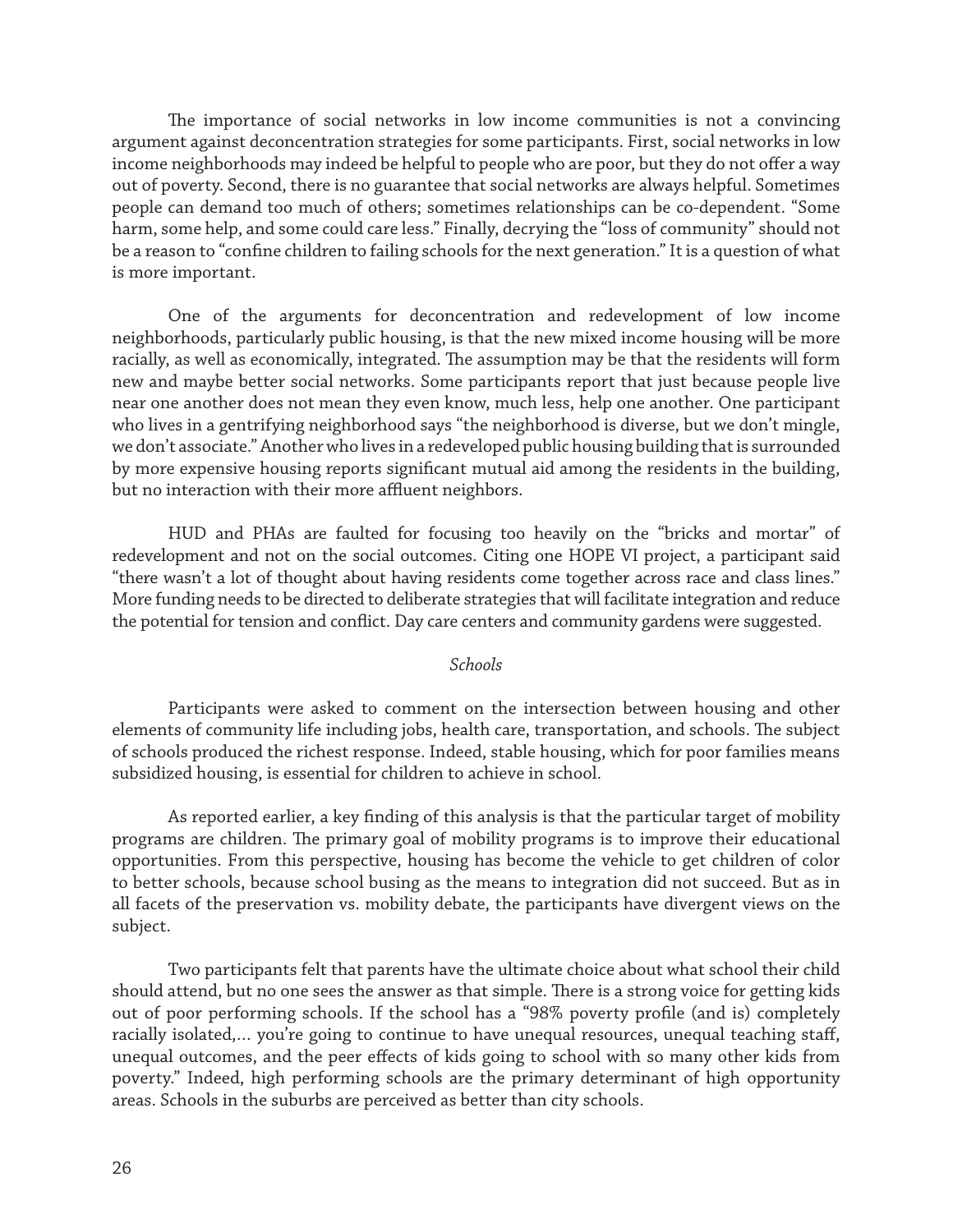The importance of social networks in low income communities is not a convincing argument against deconcentration strategies for some participants. First, social networks in low income neighborhoods may indeed be helpful to people who are poor, but they do not offer a way out of poverty. Second, there is no guarantee that social networks are always helpful. Sometimes people can demand too much of others; sometimes relationships can be co-dependent. "Some harm, some help, and some could care less." Finally, decrying the "loss of community" should not be a reason to "confine children to failing schools for the next generation." It is a question of what is more important.

One of the arguments for deconcentration and redevelopment of low income neighborhoods, particularly public housing, is that the new mixed income housing will be more racially, as well as economically, integrated. The assumption may be that the residents will form new and maybe better social networks. Some participants report that just because people live near one another does not mean they even know, much less, help one another. One participant who lives in a gentrifying neighborhood says "the neighborhood is diverse, but we don't mingle, we don't associate." Another who lives in a redeveloped public housing building that is surrounded by more expensive housing reports significant mutual aid among the residents in the building, but no interaction with their more affluent neighbors.

HUD and PHAs are faulted for focusing too heavily on the "bricks and mortar" of redevelopment and not on the social outcomes. Citing one HOPE VI project, a participant said "there wasn't a lot of thought about having residents come together across race and class lines." More funding needs to be directed to deliberate strategies that will facilitate integration and reduce the potential for tension and conflict. Day care centers and community gardens were suggested.

### *Schools*

Participants were asked to comment on the intersection between housing and other elements of community life including jobs, health care, transportation, and schools. The subject of schools produced the richest response. Indeed, stable housing, which for poor families means subsidized housing, is essential for children to achieve in school.

As reported earlier, a key finding of this analysis is that the particular target of mobility programs are children. The primary goal of mobility programs is to improve their educational opportunities. From this perspective, housing has become the vehicle to get children of color to better schools, because school busing as the means to integration did not succeed. But as in all facets of the preservation vs. mobility debate, the participants have divergent views on the subject.

Two participants felt that parents have the ultimate choice about what school their child should attend, but no one sees the answer as that simple. There is a strong voice for getting kids out of poor performing schools. If the school has a "98% poverty profile (and is) completely racially isolated,… you're going to continue to have unequal resources, unequal teaching staff, unequal outcomes, and the peer effects of kids going to school with so many other kids from poverty." Indeed, high performing schools are the primary determinant of high opportunity areas. Schools in the suburbs are perceived as better than city schools.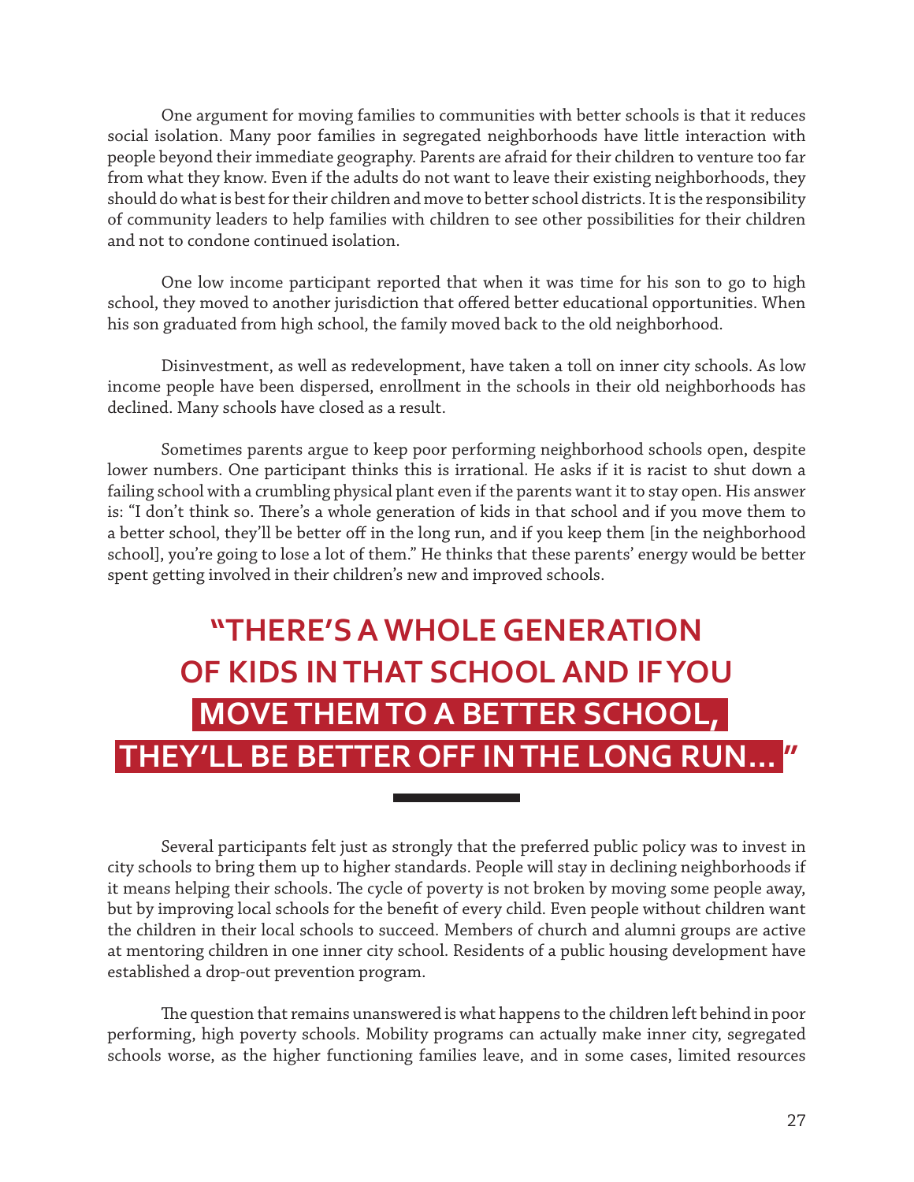One argument for moving families to communities with better schools is that it reduces social isolation. Many poor families in segregated neighborhoods have little interaction with people beyond their immediate geography. Parents are afraid for their children to venture too far from what they know. Even if the adults do not want to leave their existing neighborhoods, they should do what is best for their children and move to better school districts. It is the responsibility of community leaders to help families with children to see other possibilities for their children and not to condone continued isolation.

One low income participant reported that when it was time for his son to go to high school, they moved to another jurisdiction that offered better educational opportunities. When his son graduated from high school, the family moved back to the old neighborhood.

Disinvestment, as well as redevelopment, have taken a toll on inner city schools. As low income people have been dispersed, enrollment in the schools in their old neighborhoods has declined. Many schools have closed as a result.

Sometimes parents argue to keep poor performing neighborhood schools open, despite lower numbers. One participant thinks this is irrational. He asks if it is racist to shut down a failing school with a crumbling physical plant even if the parents want it to stay open. His answer is: "I don't think so. There's a whole generation of kids in that school and if you move them to a better school, they'll be better off in the long run, and if you keep them [in the neighborhood school], you're going to lose a lot of them." He thinks that these parents' energy would be better spent getting involved in their children's new and improved schools.

> **"THERE'S A WHOLE GENERATION OF KIDS IN THAT SCHOOL AND IF YOU MOVE THEM TO A BETTER SCHOOL, THEY'LL BE BETTER OFF IN THE LONG RUN..."**

Several participants felt just as strongly that the preferred public policy was to invest in city schools to bring them up to higher standards. People will stay in declining neighborhoods if it means helping their schools. The cycle of poverty is not broken by moving some people away, but by improving local schools for the benefit of every child. Even people without children want the children in their local schools to succeed. Members of church and alumni groups are active at mentoring children in one inner city school. Residents of a public housing development have established a drop-out prevention program.

The question that remains unanswered is what happens to the children left behind in poor performing, high poverty schools. Mobility programs can actually make inner city, segregated schools worse, as the higher functioning families leave, and in some cases, limited resources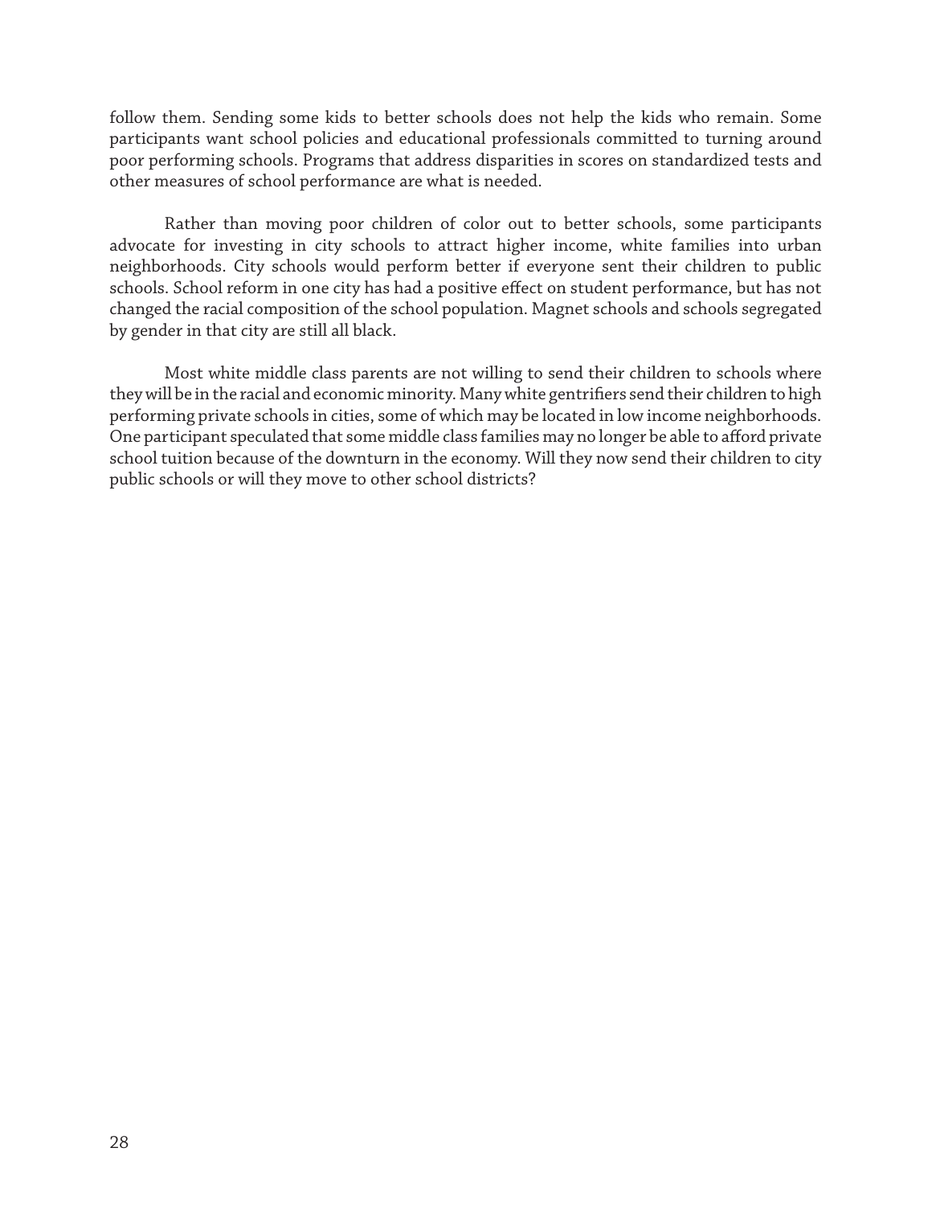follow them. Sending some kids to better schools does not help the kids who remain. Some participants want school policies and educational professionals committed to turning around poor performing schools. Programs that address disparities in scores on standardized tests and other measures of school performance are what is needed.

Rather than moving poor children of color out to better schools, some participants advocate for investing in city schools to attract higher income, white families into urban neighborhoods. City schools would perform better if everyone sent their children to public schools. School reform in one city has had a positive effect on student performance, but has not changed the racial composition of the school population. Magnet schools and schools segregated by gender in that city are still all black.

Most white middle class parents are not willing to send their children to schools where they will be in the racial and economic minority. Many white gentrifiers send their children to high performing private schools in cities, some of which may be located in low income neighborhoods. One participant speculated that some middle class families may no longer be able to afford private school tuition because of the downturn in the economy. Will they now send their children to city public schools or will they move to other school districts?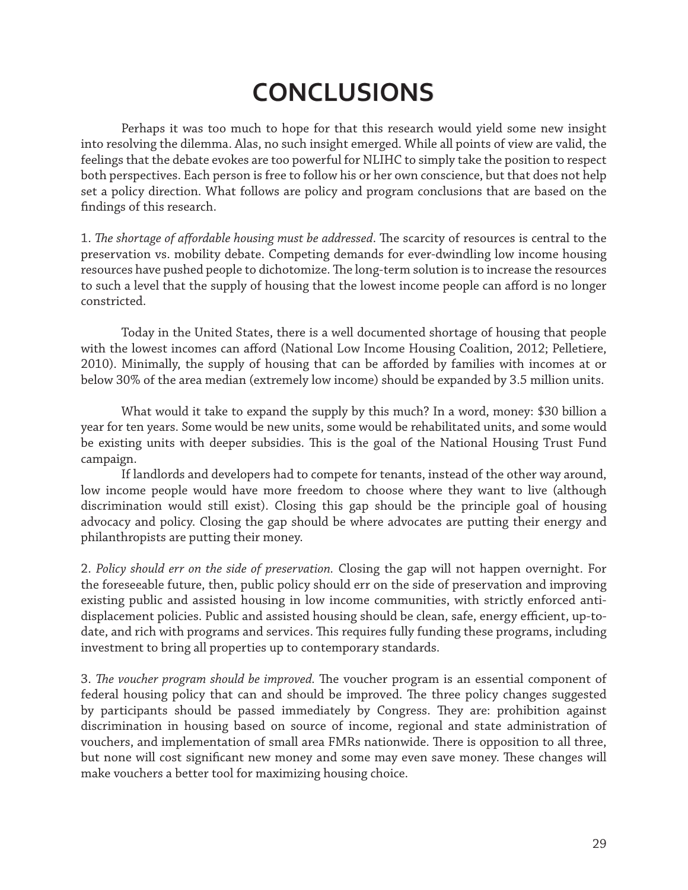# CONCLUSIONS

Perhaps it was too much to hope for that this research would yield some new insight into resolving the dilemma. Alas, no such insight emerged. While all points of view are valid, the feelings that the debate evokes are too powerful for NLIHC to simply take the position to respect both perspectives. Each person is free to follow his or her own conscience, but that does not help set a policy direction. What follows are policy and program conclusions that are based on the findings of this research.

1. *The shortage of affordable housing must be addressed*. The scarcity of resources is central to the preservation vs. mobility debate. Competing demands for ever-dwindling low income housing resources have pushed people to dichotomize. The long-term solution is to increase the resources to such a level that the supply of housing that the lowest income people can afford is no longer constricted.

Today in the United States, there is a well documented shortage of housing that people with the lowest incomes can afford (National Low Income Housing Coalition, 2012; Pelletiere, 2010). Minimally, the supply of housing that can be afforded by families with incomes at or below 30% of the area median (extremely low income) should be expanded by 3.5 million units.

What would it take to expand the supply by this much? In a word, money: $30 billion a year for ten years. Some would be new units, some would be rehabilitated units, and some would be existing units with deeper subsidies. This is the goal of the National Housing Trust Fund campaign.

If landlords and developers had to compete for tenants, instead of the other way around, low income people would have more freedom to choose where they want to live (although discrimination would still exist). Closing this gap should be the principle goal of housing advocacy and policy. Closing the gap should be where advocates are putting their energy and philanthropists are putting their money.

2. *Policy should err on the side of preservation.* Closing the gap will not happen overnight. For the foreseeable future, then, public policy should err on the side of preservation and improving existing public and assisted housing in low income communities, with strictly enforced anti-displacement policies. Public and assisted housing should be clean, safe, energy efficient, up-to-date, and rich with programs and services. This requires fully funding these programs, including investment to bring all properties up to contemporary standards.

3. *The voucher program should be improved.* The voucher program is an essential component of federal housing policy that can and should be improved. The three policy changes suggested by participants should be passed immediately by Congress. They are: prohibition against discrimination in housing based on source of income, regional and state administration of vouchers, and implementation of small area FMRs nationwide. There is opposition to all three, but none will cost significant new money and some may even save money. These changes will make vouchers a better tool for maximizing housing choice.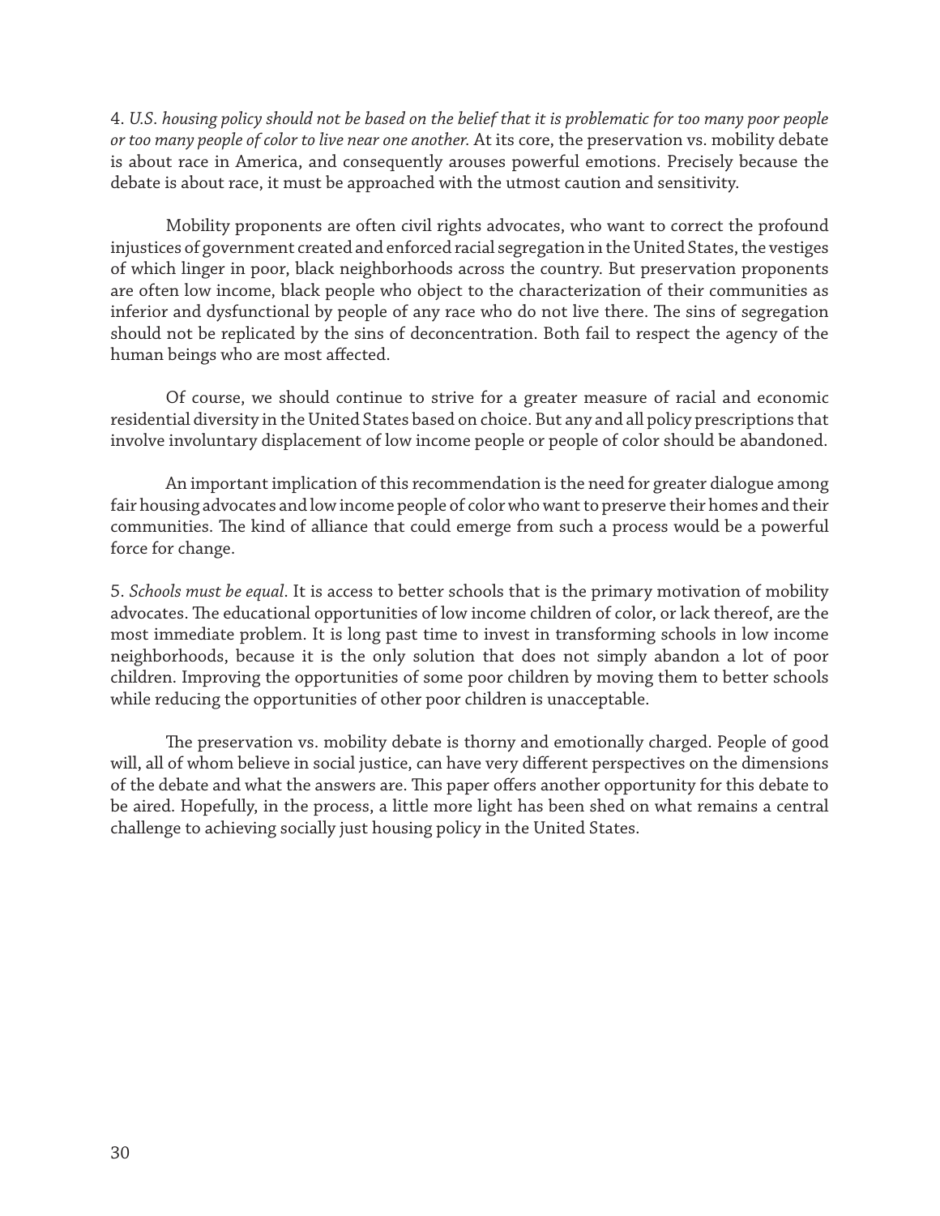4. *U.S. housing policy should not be based on the belief that it is problematic for too many poor people or too many people of color to live near one another.* At its core, the preservation vs. mobility debate is about race in America, and consequently arouses powerful emotions. Precisely because the debate is about race, it must be approached with the utmost caution and sensitivity.

Mobility proponents are often civil rights advocates, who want to correct the profound injustices of government created and enforced racial segregation in the United States, the vestiges of which linger in poor, black neighborhoods across the country. But preservation proponents are often low income, black people who object to the characterization of their communities as inferior and dysfunctional by people of any race who do not live there. The sins of segregation should not be replicated by the sins of deconcentration. Both fail to respect the agency of the human beings who are most affected.

Of course, we should continue to strive for a greater measure of racial and economic residential diversity in the United States based on choice. But any and all policy prescriptions that involve involuntary displacement of low income people or people of color should be abandoned.

An important implication of this recommendation is the need for greater dialogue among fair housing advocates and low income people of color who want to preserve their homes and their communities. The kind of alliance that could emerge from such a process would be a powerful force for change.

5. *Schools must be equal*. It is access to better schools that is the primary motivation of mobility advocates. The educational opportunities of low income children of color, or lack thereof, are the most immediate problem. It is long past time to invest in transforming schools in low income neighborhoods, because it is the only solution that does not simply abandon a lot of poor children. Improving the opportunities of some poor children by moving them to better schools while reducing the opportunities of other poor children is unacceptable.

The preservation vs. mobility debate is thorny and emotionally charged. People of good will, all of whom believe in social justice, can have very different perspectives on the dimensions of the debate and what the answers are. This paper offers another opportunity for this debate to be aired. Hopefully, in the process, a little more light has been shed on what remains a central challenge to achieving socially just housing policy in the United States.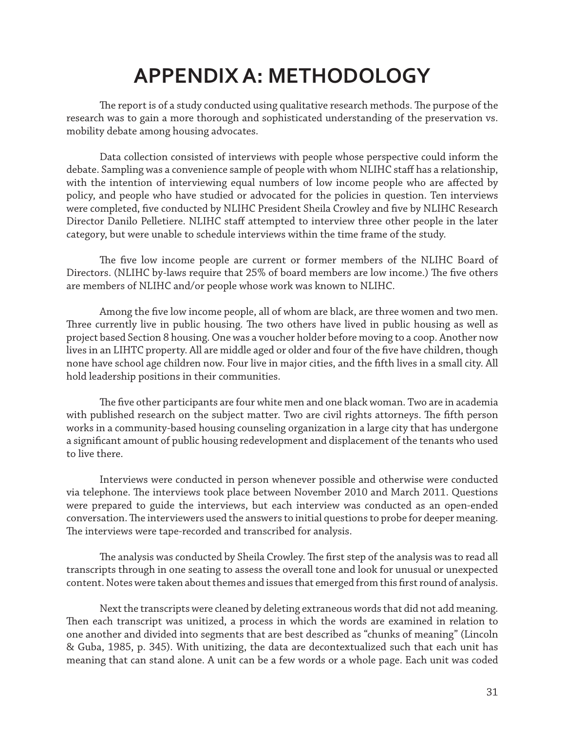# APPENDIX A: METHODOLOGY

The report is of a study conducted using qualitative research methods. The purpose of the research was to gain a more thorough and sophisticated understanding of the preservation vs. mobility debate among housing advocates.

Data collection consisted of interviews with people whose perspective could inform the debate. Sampling was a convenience sample of people with whom NLIHC staff has a relationship, with the intention of interviewing equal numbers of low income people who are affected by policy, and people who have studied or advocated for the policies in question. Ten interviews were completed, five conducted by NLIHC President Sheila Crowley and five by NLIHC Research Director Danilo Pelletiere. NLIHC staff attempted to interview three other people in the later category, but were unable to schedule interviews within the time frame of the study.

The five low income people are current or former members of the NLIHC Board of Directors. (NLIHC by-laws require that 25% of board members are low income.) The five others are members of NLIHC and/or people whose work was known to NLIHC.

Among the five low income people, all of whom are black, are three women and two men. Three currently live in public housing. The two others have lived in public housing as well as project based Section 8 housing. One was a voucher holder before moving to a coop. Another now lives in an LIHTC property. All are middle aged or older and four of the five have children, though none have school age children now. Four live in major cities, and the fifth lives in a small city. All hold leadership positions in their communities.

The five other participants are four white men and one black woman. Two are in academia with published research on the subject matter. Two are civil rights attorneys. The fifth person works in a community-based housing counseling organization in a large city that has undergone a significant amount of public housing redevelopment and displacement of the tenants who used to live there.

Interviews were conducted in person whenever possible and otherwise were conducted via telephone. The interviews took place between November 2010 and March 2011. Questions were prepared to guide the interviews, but each interview was conducted as an open-ended conversation. The interviewers used the answers to initial questions to probe for deeper meaning. The interviews were tape-recorded and transcribed for analysis.

The analysis was conducted by Sheila Crowley. The first step of the analysis was to read all transcripts through in one seating to assess the overall tone and look for unusual or unexpected content. Notes were taken about themes and issues that emerged from this first round of analysis.

Next the transcripts were cleaned by deleting extraneous words that did not add meaning. Then each transcript was unitized, a process in which the words are examined in relation to one another and divided into segments that are best described as "chunks of meaning" (Lincoln & Guba, 1985, p. 345). With unitizing, the data are decontextualized such that each unit has meaning that can stand alone. A unit can be a few words or a whole page. Each unit was coded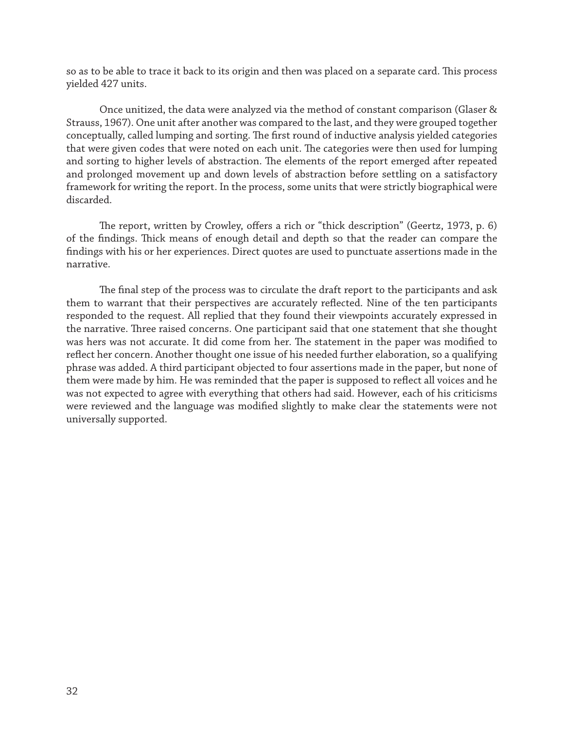so as to be able to trace it back to its origin and then was placed on a separate card. This process yielded 427 units.

Once unitized, the data were analyzed via the method of constant comparison (Glaser & Strauss, 1967). One unit after another was compared to the last, and they were grouped together conceptually, called lumping and sorting. The first round of inductive analysis yielded categories that were given codes that were noted on each unit. The categories were then used for lumping and sorting to higher levels of abstraction. The elements of the report emerged after repeated and prolonged movement up and down levels of abstraction before settling on a satisfactory framework for writing the report. In the process, some units that were strictly biographical were discarded.

The report, written by Crowley, offers a rich or "thick description" (Geertz, 1973, p. 6) of the findings. Thick means of enough detail and depth so that the reader can compare the findings with his or her experiences. Direct quotes are used to punctuate assertions made in the narrative.

The final step of the process was to circulate the draft report to the participants and ask them to warrant that their perspectives are accurately reflected. Nine of the ten participants responded to the request. All replied that they found their viewpoints accurately expressed in the narrative. Three raised concerns. One participant said that one statement that she thought was hers was not accurate. It did come from her. The statement in the paper was modified to reflect her concern. Another thought one issue of his needed further elaboration, so a qualifying phrase was added. A third participant objected to four assertions made in the paper, but none of them were made by him. He was reminded that the paper is supposed to reflect all voices and he was not expected to agree with everything that others had said. However, each of his criticisms were reviewed and the language was modified slightly to make clear the statements were not universally supported.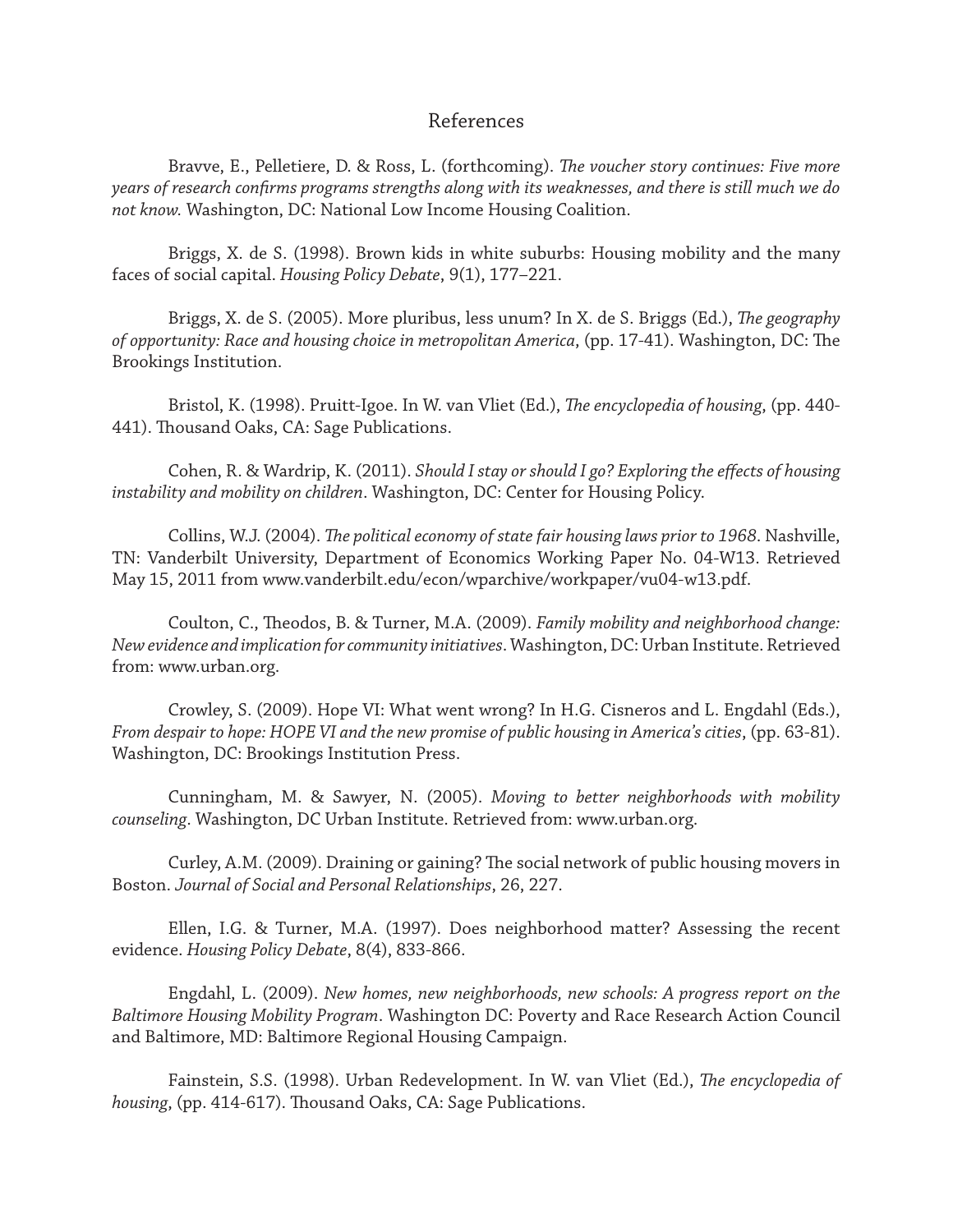## References

Bravve, E., Pelletiere, D. & Ross, L. (forthcoming). *The voucher story continues: Five more years of research confirms programs strengths along with its weaknesses, and there is still much we do not know.* Washington, DC: National Low Income Housing Coalition.

Briggs, X. de S. (1998). Brown kids in white suburbs: Housing mobility and the many faces of social capital. *Housing Policy Debate*, 9(1), 177–221.

Briggs, X. de S. (2005). More pluribus, less unum? In X. de S. Briggs (Ed.), *The geography of opportunity: Race and housing choice in metropolitan America*, (pp. 17-41). Washington, DC: The Brookings Institution.

Bristol, K. (1998). Pruitt-Igoe. In W. van Vliet (Ed.), *The encyclopedia of housing*, (pp. 440-441). Thousand Oaks, CA: Sage Publications.

Cohen, R. & Wardrip, K. (2011). *Should I stay or should I go? Exploring the effects of housing instability and mobility on children*. Washington, DC: Center for Housing Policy.

Collins, W.J. (2004). *The political economy of state fair housing laws prior to 1968*. Nashville, TN: Vanderbilt University, Department of Economics Working Paper No. 04-W13. Retrieved May 15, 2011 from www.vanderbilt.edu/econ/wparchive/workpaper/vu04-w13.pdf.

Coulton, C., Theodos, B. & Turner, M.A. (2009). *Family mobility and neighborhood change: New evidence and implication for community initiatives*. Washington, DC: Urban Institute. Retrieved from: www.urban.org.

Crowley, S. (2009). Hope VI: What went wrong? In H.G. Cisneros and L. Engdahl (Eds.), *From despair to hope: HOPE VI and the new promise of public housing in America's cities*, (pp. 63-81). Washington, DC: Brookings Institution Press.

Cunningham, M. & Sawyer, N. (2005). *Moving to better neighborhoods with mobility counseling*. Washington, DC Urban Institute. Retrieved from: www.urban.org.

Curley, A.M. (2009). Draining or gaining? The social network of public housing movers in Boston. *Journal of Social and Personal Relationships*, 26, 227.

Ellen, I.G. & Turner, M.A. (1997). Does neighborhood matter? Assessing the recent evidence. *Housing Policy Debate*, 8(4), 833-866.

Engdahl, L. (2009). *New homes, new neighborhoods, new schools: A progress report on the Baltimore Housing Mobility Program*. Washington DC: Poverty and Race Research Action Council and Baltimore, MD: Baltimore Regional Housing Campaign.

Fainstein, S.S. (1998). Urban Redevelopment. In W. van Vliet (Ed.), *The encyclopedia of housing*, (pp. 414-617). Thousand Oaks, CA: Sage Publications.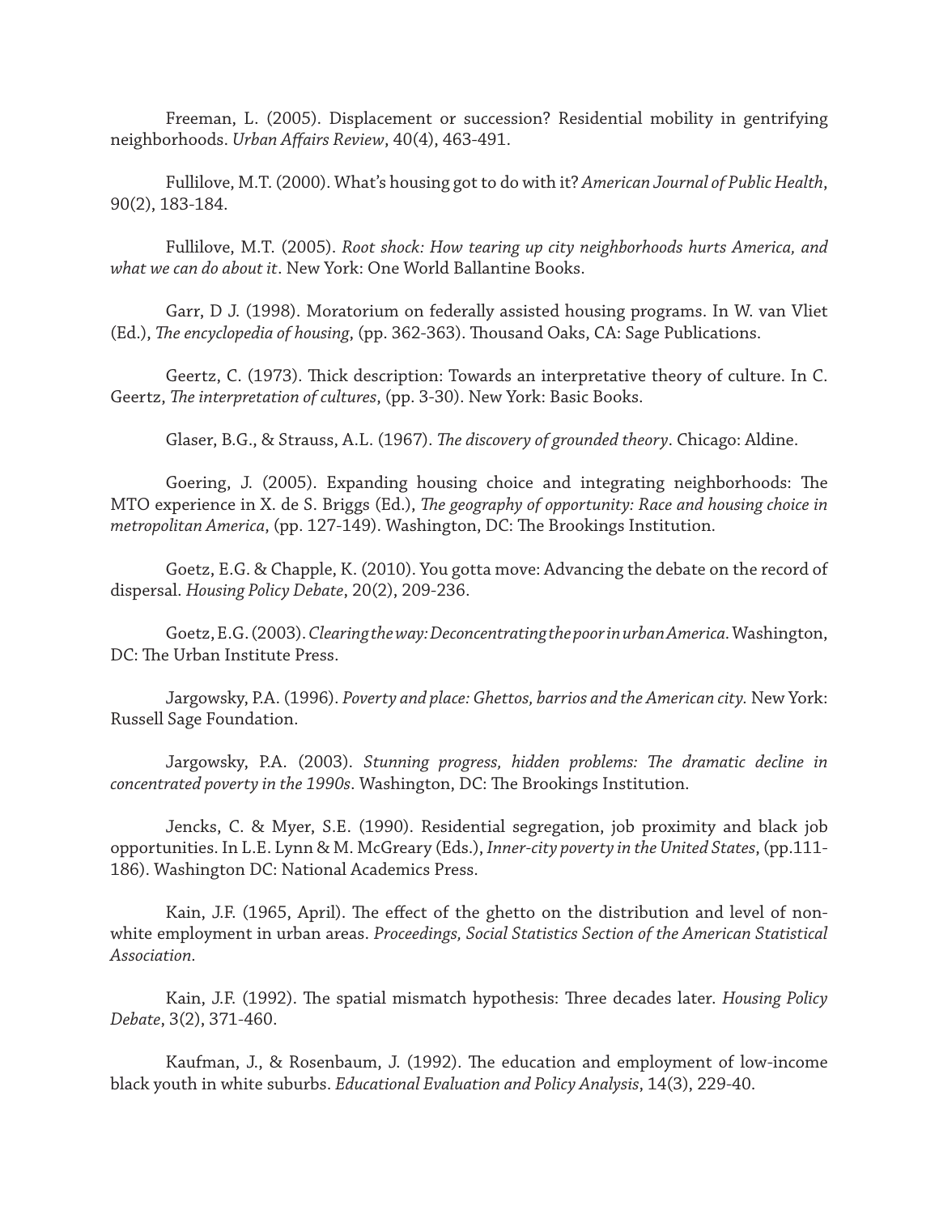Freeman, L. (2005). Displacement or succession? Residential mobility in gentrifying neighborhoods. *Urban Affairs Review*, 40(4), 463-491.

Fullilove, M.T. (2000). What's housing got to do with it? *American Journal of Public Health*, 90(2), 183-184.

Fullilove, M.T. (2005). *Root shock: How tearing up city neighborhoods hurts America, and what we can do about it*. New York: One World Ballantine Books.

Garr, D J. (1998). Moratorium on federally assisted housing programs. In W. van Vliet (Ed.), *The encyclopedia of housing*, (pp. 362-363). Thousand Oaks, CA: Sage Publications.

Geertz, C. (1973). Thick description: Towards an interpretative theory of culture. In C. Geertz, *The interpretation of cultures*, (pp. 3-30). New York: Basic Books.

Glaser, B.G., & Strauss, A.L. (1967). *The discovery of grounded theory*. Chicago: Aldine.

Goering, J. (2005). Expanding housing choice and integrating neighborhoods: The MTO experience in X. de S. Briggs (Ed.), *The geography of opportunity: Race and housing choice in metropolitan America*, (pp. 127-149). Washington, DC: The Brookings Institution.

Goetz, E.G. & Chapple, K. (2010). You gotta move: Advancing the debate on the record of dispersal. *Housing Policy Debate*, 20(2), 209-236.

Goetz, E.G. (2003). *Clearing the way: Deconcentrating the poor in urban America*. Washington, DC: The Urban Institute Press.

Jargowsky, P.A. (1996). *Poverty and place: Ghettos, barrios and the American city.* New York: Russell Sage Foundation.

Jargowsky, P.A. (2003). *Stunning progress, hidden problems: The dramatic decline in concentrated poverty in the 1990s.* Washington, DC: The Brookings Institution.

Jencks, C. & Myer, S.E. (1990). Residential segregation, job proximity and black job opportunities. In L.E. Lynn & M. McGreary (Eds.), *Inner-city poverty in the United States*, (pp.111-186). Washington DC: National Academics Press.

Kain, J.F. (1965, April). The effect of the ghetto on the distribution and level of non-white employment in urban areas. *Proceedings, Social Statistics Section of the American Statistical Association.*

Kain, J.F. (1992). The spatial mismatch hypothesis: Three decades later. *Housing Policy Debate*, 3(2), 371-460.

Kaufman, J., & Rosenbaum, J. (1992). The education and employment of low-income black youth in white suburbs. *Educational Evaluation and Policy Analysis*, 14(3), 229-40.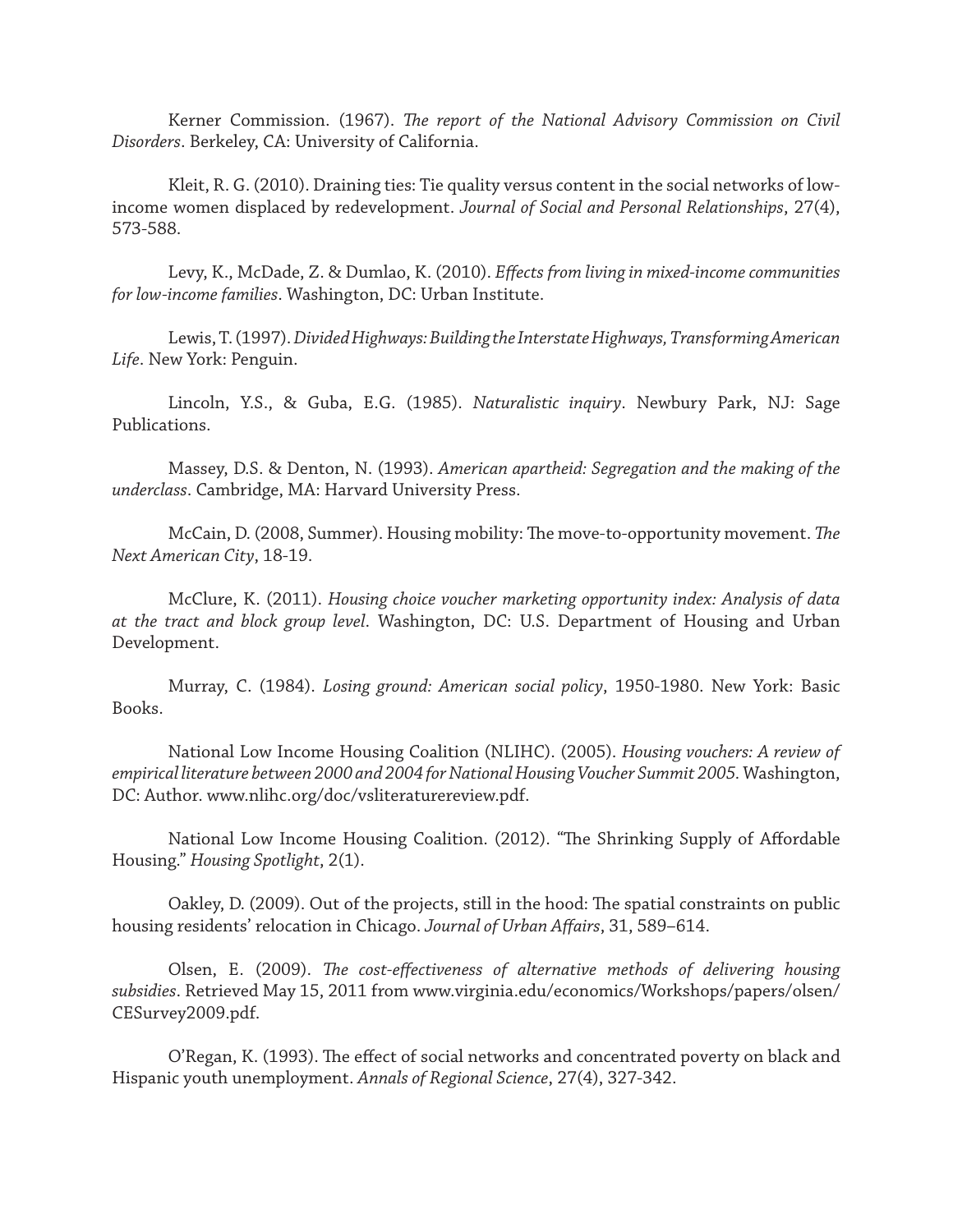Kerner Commission. (1967). *The report of the National Advisory Commission on Civil Disorders*. Berkeley, CA: University of California.

Kleit, R. G. (2010). Draining ties: Tie quality versus content in the social networks of low-income women displaced by redevelopment. *Journal of Social and Personal Relationships*, 27(4), 573-588.

Levy, K., McDade, Z. & Dumlao, K. (2010). *Effects from living in mixed-income communities for low-income families*. Washington, DC: Urban Institute.

Lewis, T. (1997). *Divided Highways: Building the Interstate Highways, Transforming American Life*. New York: Penguin.

Lincoln, Y.S., & Guba, E.G. (1985). *Naturalistic inquiry*. Newbury Park, NJ: Sage Publications.

Massey, D.S. & Denton, N. (1993). *American apartheid: Segregation and the making of the underclass*. Cambridge, MA: Harvard University Press.

McCain, D. (2008, Summer). Housing mobility: The move-to-opportunity movement. *The Next American City*, 18-19.

McClure, K. (2011). *Housing choice voucher marketing opportunity index: Analysis of data at the tract and block group level*. Washington, DC: U.S. Department of Housing and Urban Development.

Murray, C. (1984). *Losing ground: American social policy*, 1950-1980. New York: Basic Books.

National Low Income Housing Coalition (NLIHC). (2005). *Housing vouchers: A review of empirical literature between 2000 and 2004 for National Housing Voucher Summit 2005.* Washington, DC: Author. www.nlihc.org/doc/vsliteraturereview.pdf.

National Low Income Housing Coalition. (2012). "The Shrinking Supply of Affordable Housing." *Housing Spotlight*, 2(1).

Oakley, D. (2009). Out of the projects, still in the hood: The spatial constraints on public housing residents' relocation in Chicago. *Journal of Urban Affairs*, 31, 589–614.

Olsen, E. (2009). *The cost-effectiveness of alternative methods of delivering housing subsidies*. Retrieved May 15, 2011 from www.virginia.edu/economics/Workshops/papers/olsen/CESurvey2009.pdf.

O'Regan, K. (1993). The effect of social networks and concentrated poverty on black and Hispanic youth unemployment. *Annals of Regional Science*, 27(4), 327-342.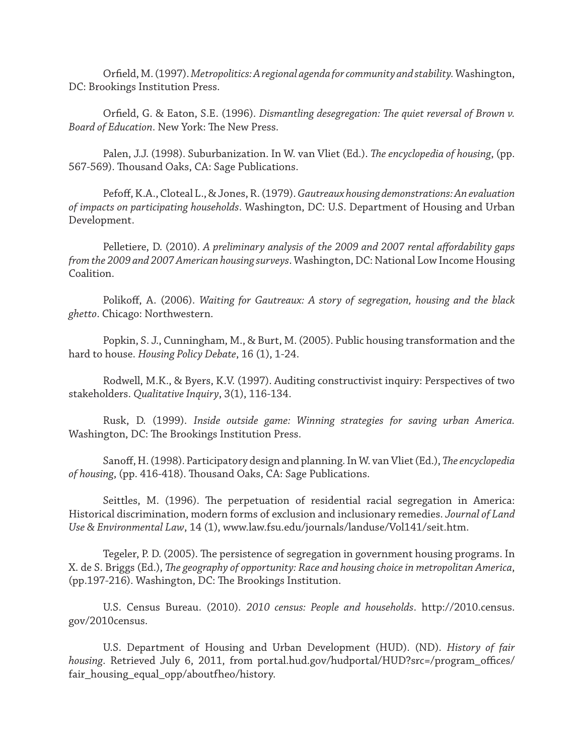Orfield, M. (1997). *Metropolitics: A regional agenda for community and stability*. Washington, DC: Brookings Institution Press.

Orfield, G. & Eaton, S.E. (1996). *Dismantling desegregation: The quiet reversal of Brown v. Board of Education*. New York: The New Press.

Palen, J.J. (1998). Suburbanization. In W. van Vliet (Ed.). *The encyclopedia of housing*, (pp. 567-569). Thousand Oaks, CA: Sage Publications.

Pefoff, K.A., Cloteal L., & Jones, R. (1979). *Gautreaux housing demonstrations: An evaluation of impacts on participating households*. Washington, DC: U.S. Department of Housing and Urban Development.

Pelletiere, D. (2010). *A preliminary analysis of the 2009 and 2007 rental affordability gaps from the 2009 and 2007 American housing surveys*. Washington, DC: National Low Income Housing Coalition.

Polikoff, A. (2006). *Waiting for Gautreaux: A story of segregation, housing and the black ghetto*. Chicago: Northwestern.

Popkin, S. J., Cunningham, M., & Burt, M. (2005). Public housing transformation and the hard to house. *Housing Policy Debate*, 16 (1), 1-24.

Rodwell, M.K., & Byers, K.V. (1997). Auditing constructivist inquiry: Perspectives of two stakeholders. *Qualitative Inquiry*, 3(1), 116-134.

Rusk, D. (1999). *Inside outside game: Winning strategies for saving urban America*. Washington, DC: The Brookings Institution Press.

Sanoff, H. (1998). Participatory design and planning. In W. van Vliet (Ed.), *The encyclopedia of housing*, (pp. 416-418). Thousand Oaks, CA: Sage Publications.

Seittles, M. (1996). The perpetuation of residential racial segregation in America: Historical discrimination, modern forms of exclusion and inclusionary remedies. *Journal of Land Use & Environmental Law*, 14 (1), www.law.fsu.edu/journals/landuse/Vol141/seit.htm.

Tegeler, P. D. (2005). The persistence of segregation in government housing programs. In X. de S. Briggs (Ed.), *The geography of opportunity: Race and housing choice in metropolitan America*, (pp.197-216). Washington, DC: The Brookings Institution.

U.S. Census Bureau. (2010). *2010 census: People and households*. http://2010.census.gov/2010census.

U.S. Department of Housing and Urban Development (HUD). (ND). *History of fair housing*. Retrieved July 6, 2011, from portal.hud.gov/hudportal/HUD?src=/program_offices/fair_housing_equal_opp/aboutfheo/history.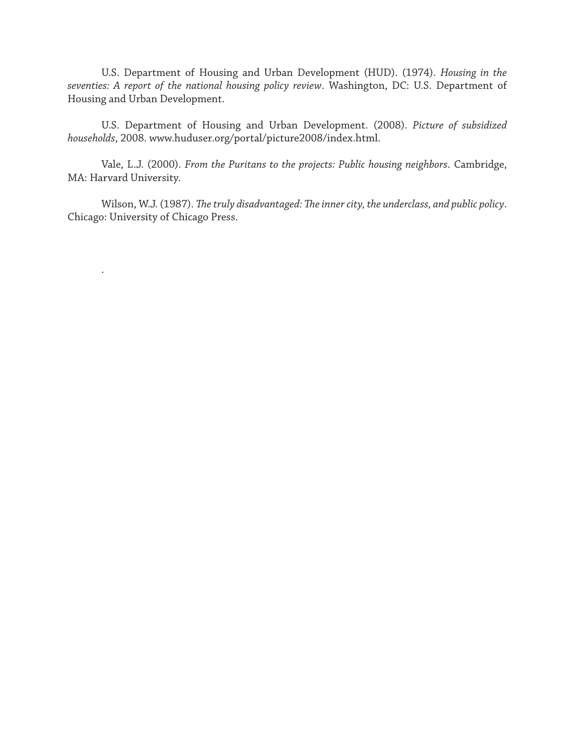U.S. Department of Housing and Urban Development (HUD). (1974). *Housing in the seventies: A report of the national housing policy review*. Washington, DC: U.S. Department of Housing and Urban Development.

U.S. Department of Housing and Urban Development. (2008). *Picture of subsidized households*, 2008. www.huduser.org/portal/picture2008/index.html.

Vale, L.J. (2000). *From the Puritans to the projects: Public housing neighbors*. Cambridge, MA: Harvard University.

Wilson, W.J. (1987). *The truly disadvantaged: The inner city, the underclass, and public policy*. Chicago: University of Chicago Press.

.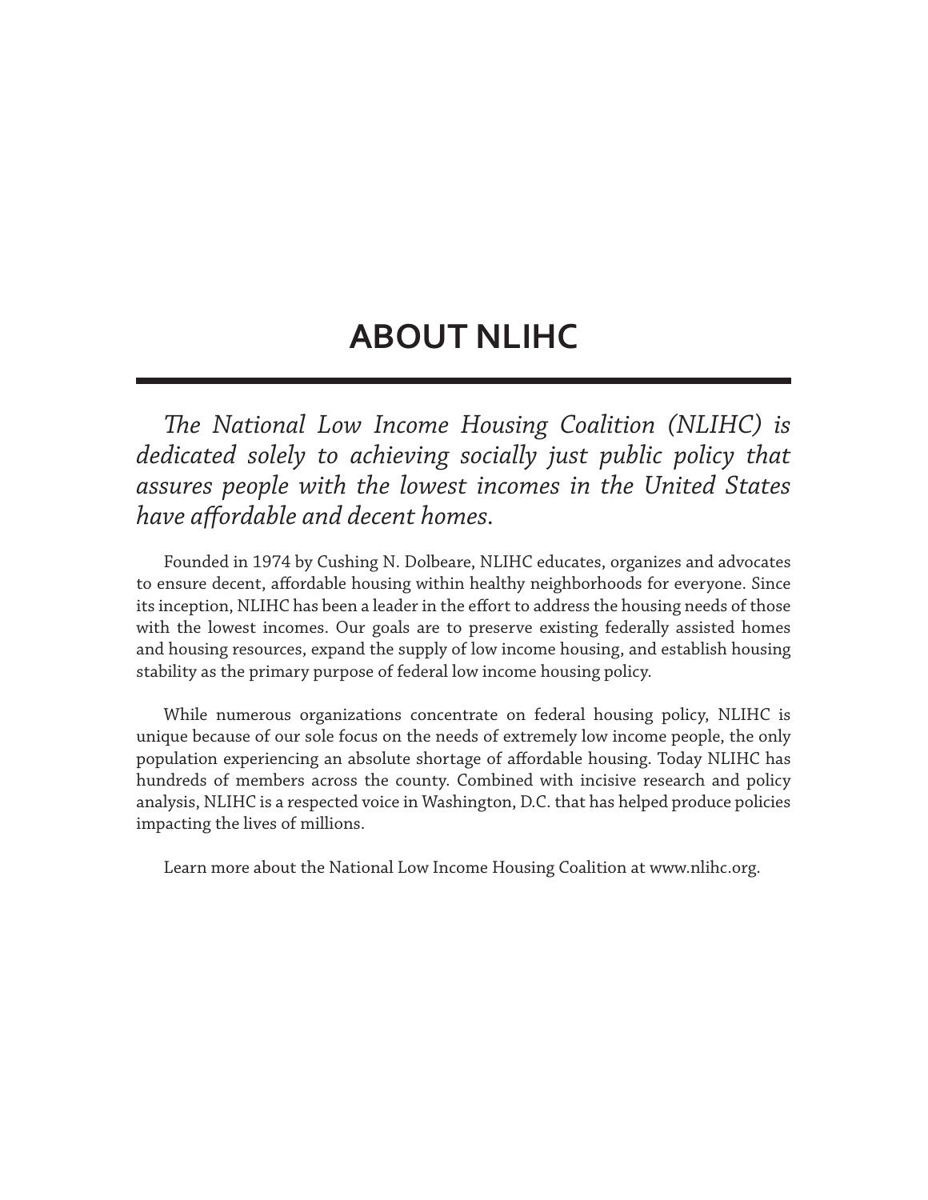# ABOUT NLIHC

*The National Low Income Housing Coalition (NLIHC) is dedicated solely to achieving socially just public policy that assures people with the lowest incomes in the United States have affordable and decent homes.*

Founded in 1974 by Cushing N. Dolbeare, NLIHC educates, organizes and advocates to ensure decent, affordable housing within healthy neighborhoods for everyone. Since its inception, NLIHC has been a leader in the effort to address the housing needs of those with the lowest incomes. Our goals are to preserve existing federally assisted homes and housing resources, expand the supply of low income housing, and establish housing stability as the primary purpose of federal low income housing policy.

While numerous organizations concentrate on federal housing policy, NLIHC is unique because of our sole focus on the needs of extremely low income people, the only population experiencing an absolute shortage of affordable housing. Today NLIHC has hundreds of members across the county. Combined with incisive research and policy analysis, NLIHC is a respected voice in Washington, D.C. that has helped produce policies impacting the lives of millions.

Learn more about the National Low Income Housing Coalition at www.nlihc.org.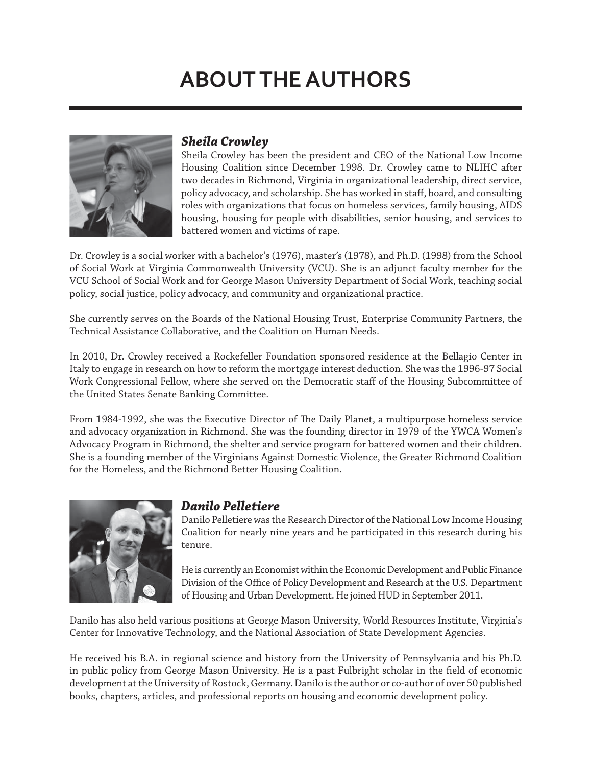# ABOUT THE AUTHORS

### *Sheila Crowley*

Sheila Crowley has been the president and CEO of the National Low Income Housing Coalition since December 1998. Dr. Crowley came to NLIHC after two decades in Richmond, Virginia in organizational leadership, direct service, policy advocacy, and scholarship. She has worked in staff, board, and consulting roles with organizations that focus on homeless services, family housing, AIDS housing, housing for people with disabilities, senior housing, and services to battered women and victims of rape.

Dr. Crowley is a social worker with a bachelor's (1976), master's (1978), and Ph.D. (1998) from the School of Social Work at Virginia Commonwealth University (VCU). She is an adjunct faculty member for the VCU School of Social Work and for George Mason University Department of Social Work, teaching social policy, social justice, policy advocacy, and community and organizational practice.

She currently serves on the Boards of the National Housing Trust, Enterprise Community Partners, the Technical Assistance Collaborative, and the Coalition on Human Needs.

In 2010, Dr. Crowley received a Rockefeller Foundation sponsored residence at the Bellagio Center in Italy to engage in research on how to reform the mortgage interest deduction. She was the 1996-97 Social Work Congressional Fellow, where she served on the Democratic staff of the Housing Subcommittee of the United States Senate Banking Committee.

From 1984-1992, she was the Executive Director of The Daily Planet, a multipurpose homeless service and advocacy organization in Richmond. She was the founding director in 1979 of the YWCA Women's Advocacy Program in Richmond, the shelter and service program for battered women and their children. She is a founding member of the Virginians Against Domestic Violence, the Greater Richmond Coalition for the Homeless, and the Richmond Better Housing Coalition.

### *Danilo Pelletiere*

Danilo Pelletiere was the Research Director of the National Low Income Housing Coalition for nearly nine years and he participated in this research during his tenure.

He is currently an Economist within the Economic Development and Public Finance Division of the Office of Policy Development and Research at the U.S. Department of Housing and Urban Development. He joined HUD in September 2011.

Danilo has also held various positions at George Mason University, World Resources Institute, Virginia's Center for Innovative Technology, and the National Association of State Development Agencies.

He received his B.A. in regional science and history from the University of Pennsylvania and his Ph.D. in public policy from George Mason University. He is a past Fulbright scholar in the field of economic development at the University of Rostock, Germany. Danilo is the author or co-author of over 50 published books, chapters, articles, and professional reports on housing and economic development policy.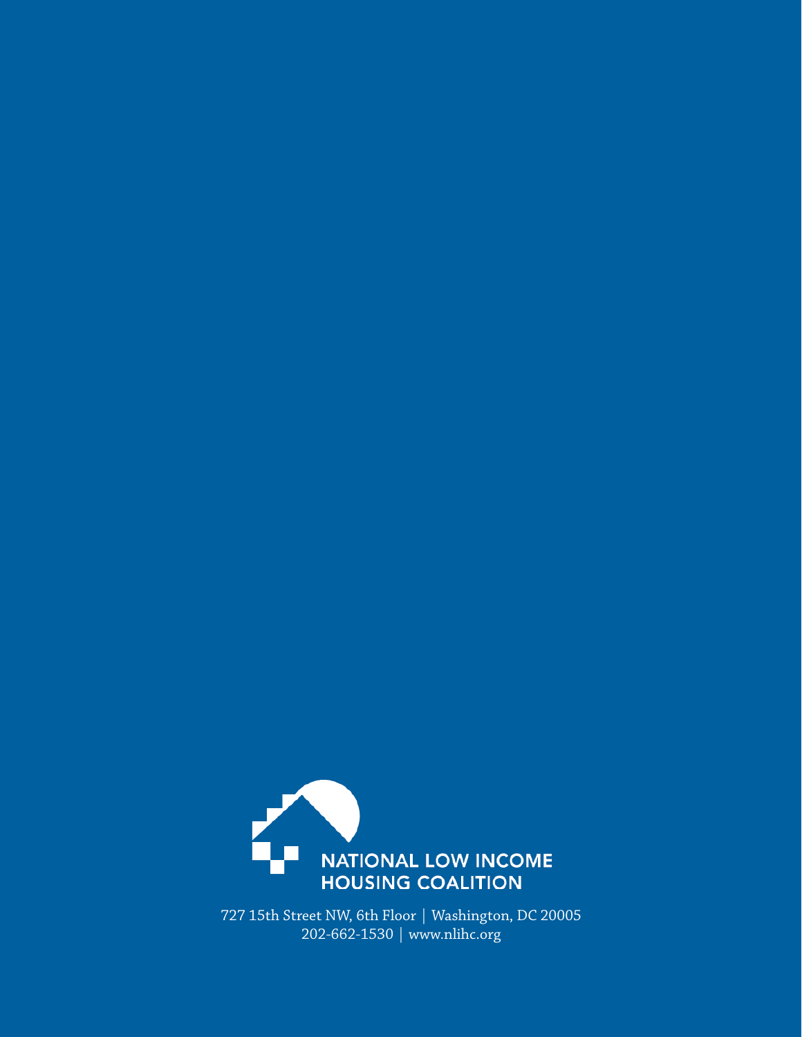NATIONAL LOW INCOME HOUSING COALITION

727 15th Street NW, 6th Floor | Washington, DC 20005
202-662-1530 | www.nlihc.org